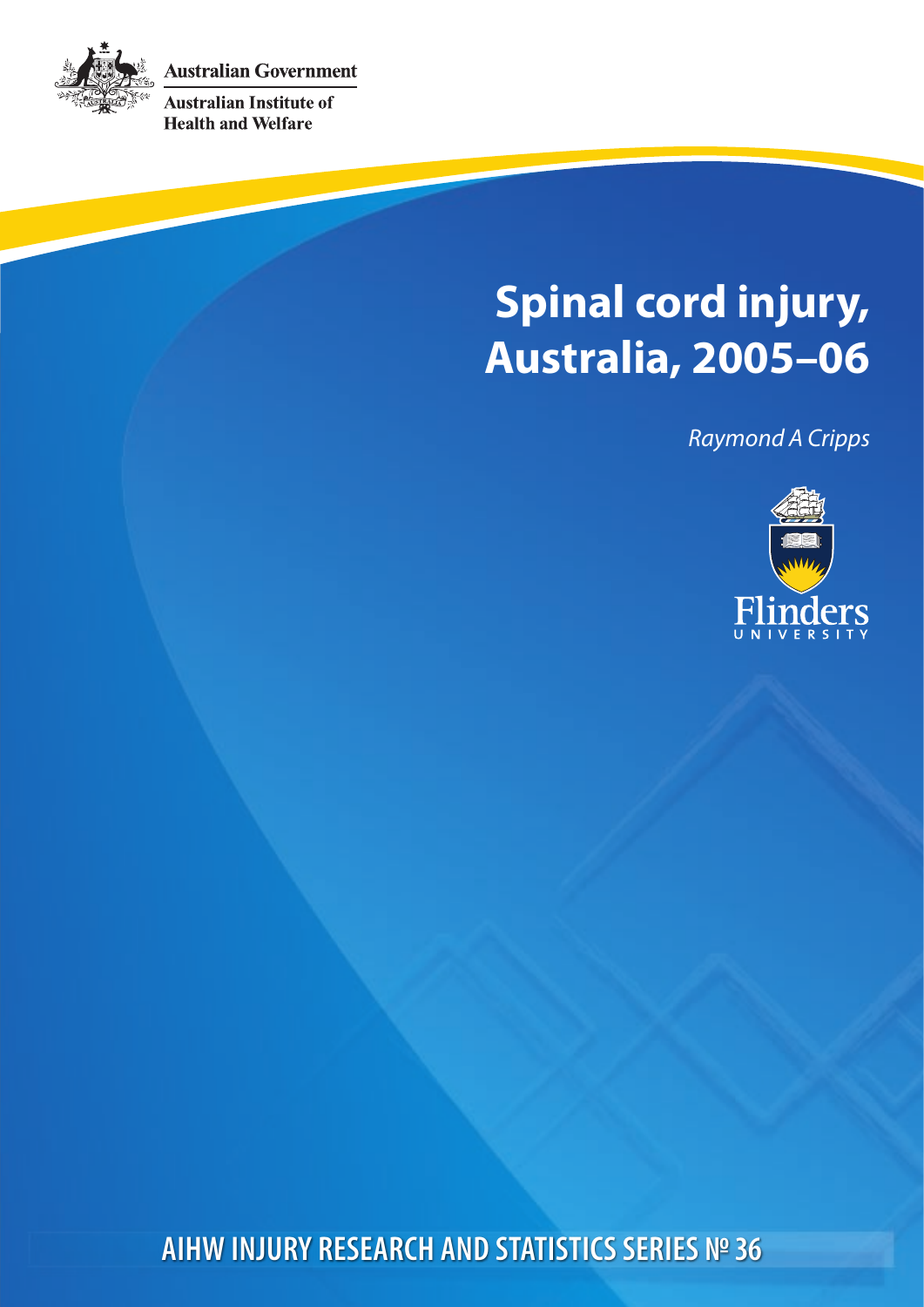Australian Government

Australian Institute of Health and Welfare

# Spinal cord injury, Australia, 2005–06

*Raymond A Cripps*

Flinders UNIVERSITY

AIHW INJURY RESEARCH AND STATISTICS SERIES № 36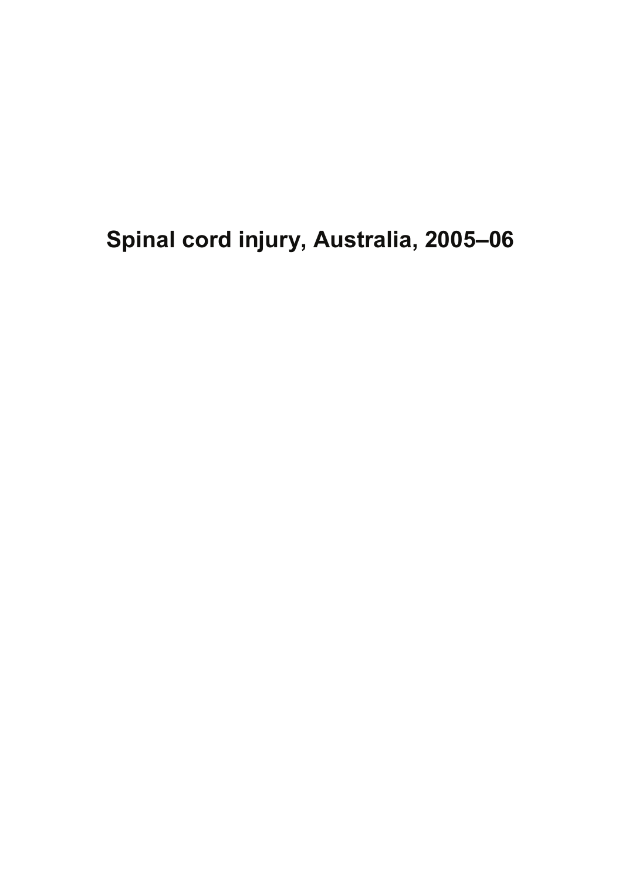# Spinal cord injury, Australia, 2005–06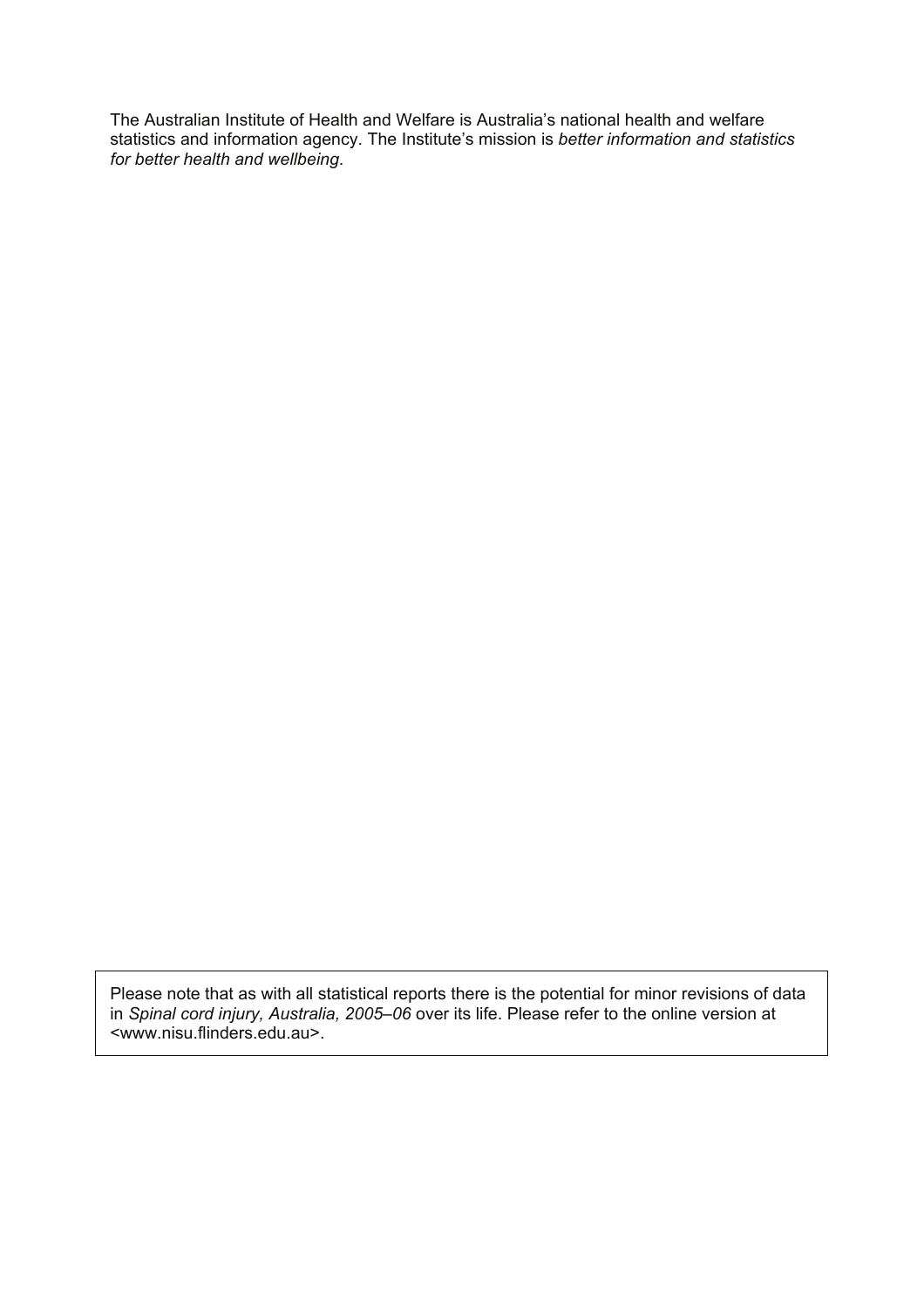The Australian Institute of Health and Welfare is Australia's national health and welfare statistics and information agency. The Institute's mission is *better information and statistics for better health and wellbeing*.

Please note that as with all statistical reports there is the potential for minor revisions of data in *Spinal cord injury, Australia, 2005–06* over its life. Please refer to the online version at <www.nisu.flinders.edu.au>.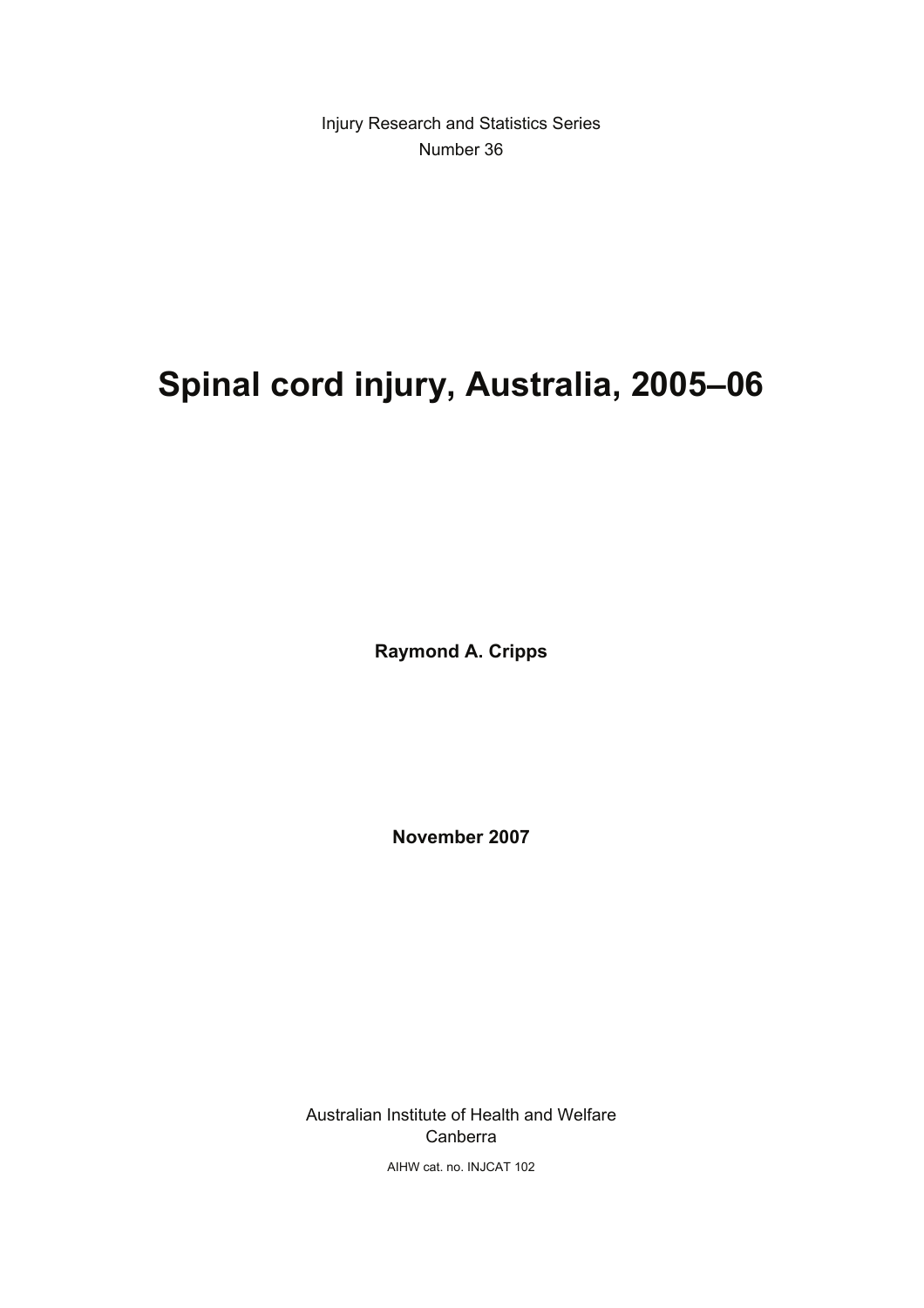Injury Research and Statistics Series

Number 36

# Spinal cord injury, Australia, 2005–06

**Raymond A. Cripps**

**November 2007**

Australian Institute of Health and Welfare

Canberra

AIHW cat. no. INJCAT 102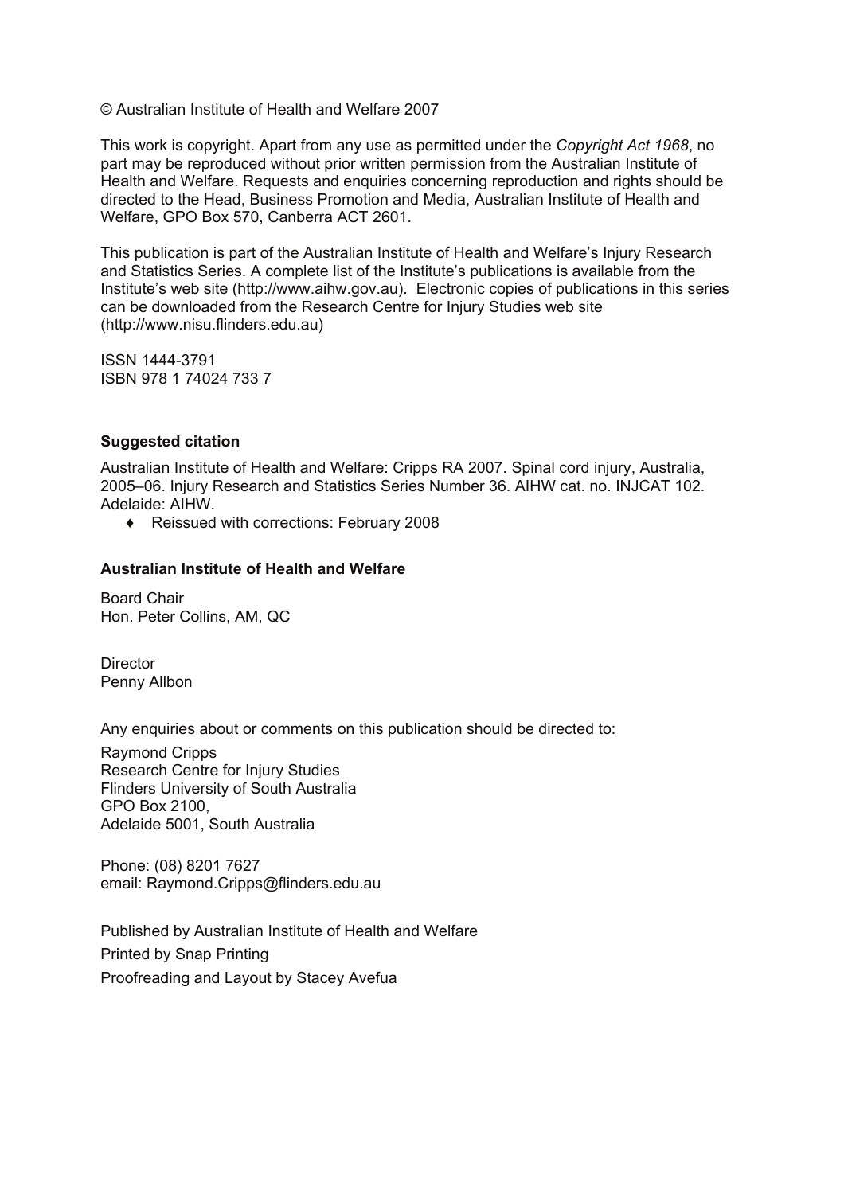© Australian Institute of Health and Welfare 2007

This work is copyright. Apart from any use as permitted under the *Copyright Act 1968*, no part may be reproduced without prior written permission from the Australian Institute of Health and Welfare. Requests and enquiries concerning reproduction and rights should be directed to the Head, Business Promotion and Media, Australian Institute of Health and Welfare, GPO Box 570, Canberra ACT 2601.

This publication is part of the Australian Institute of Health and Welfare's Injury Research and Statistics Series. A complete list of the Institute's publications is available from the Institute's web site (http://www.aihw.gov.au). Electronic copies of publications in this series can be downloaded from the Research Centre for Injury Studies web site (http://www.nisu.flinders.edu.au)

ISSN 1444-3791
ISBN 978 1 74024 733 7

**Suggested citation**

Australian Institute of Health and Welfare: Cripps RA 2007. Spinal cord injury, Australia, 2005–06. Injury Research and Statistics Series Number 36. AIHW cat. no. INJCAT 102. Adelaide: AIHW.

- Reissued with corrections: February 2008

**Australian Institute of Health and Welfare**

Board Chair
Hon. Peter Collins, AM, QC

Director
Penny Allbon

Any enquiries about or comments on this publication should be directed to:

Raymond Cripps
Research Centre for Injury Studies
Flinders University of South Australia
GPO Box 2100,
Adelaide 5001, South Australia

Phone: (08) 8201 7627
email: Raymond.Cripps@flinders.edu.au

Published by Australian Institute of Health and Welfare
Printed by Snap Printing
Proofreading and Layout by Stacey Avefua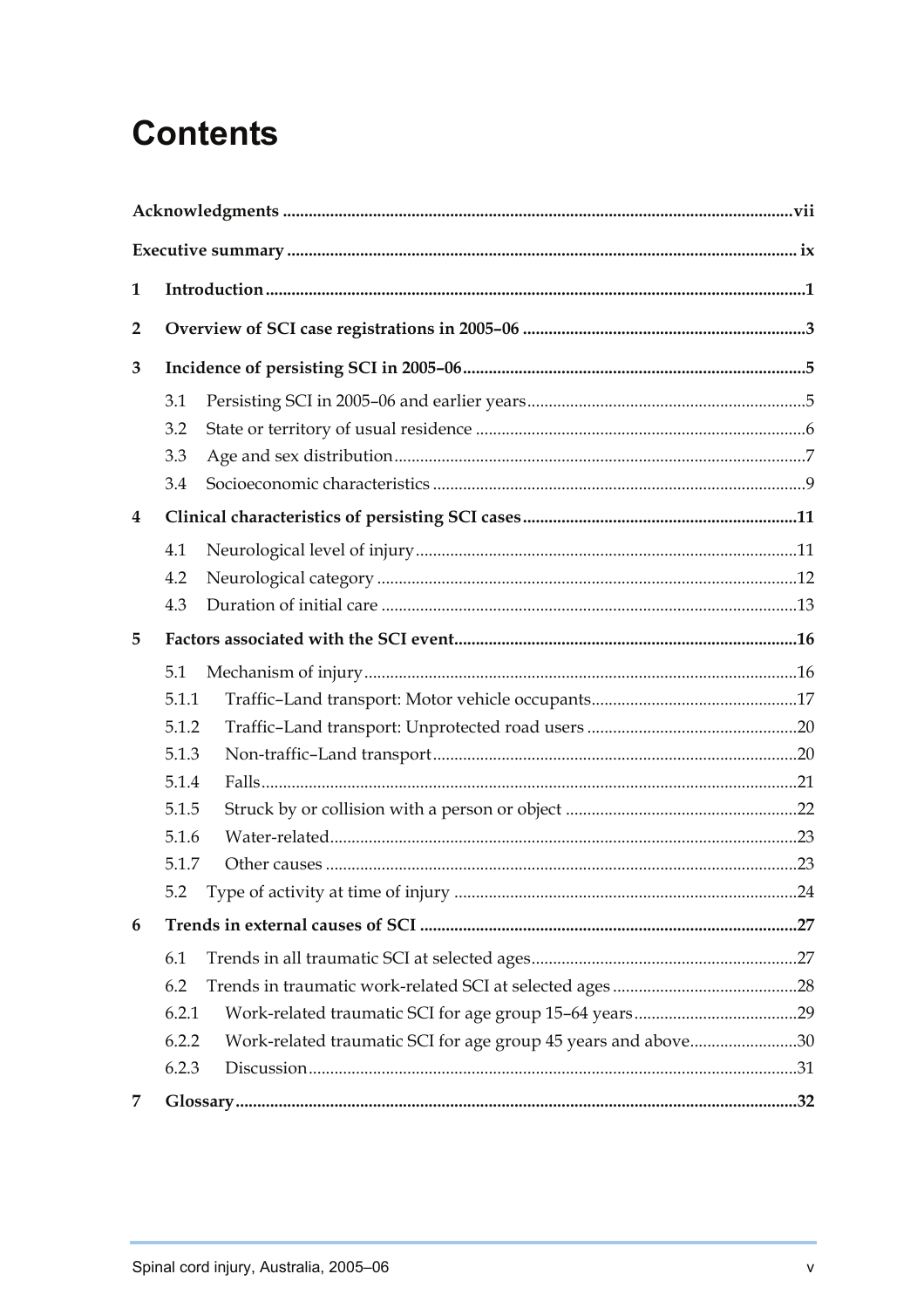# Contents

**Acknowledgments** ..... vii

**Executive summary** ..... ix

**1 Introduction** ..... 1

**2 Overview of SCI case registrations in 2005–06** ..... 3

**3 Incidence of persisting SCI in 2005–06** ..... 5

- 3.1 Persisting SCI in 2005–06 and earlier years ..... 5
- 3.2 State or territory of usual residence ..... 6
- 3.3 Age and sex distribution ..... 7
- 3.4 Socioeconomic characteristics ..... 9

**4 Clinical characteristics of persisting SCI cases** ..... 11

- 4.1 Neurological level of injury ..... 11
- 4.2 Neurological category ..... 12
- 4.3 Duration of initial care ..... 13

**5 Factors associated with the SCI event** ..... 16

- 5.1 Mechanism of injury ..... 16
- 5.1.1 Traffic–Land transport: Motor vehicle occupants ..... 17
- 5.1.2 Traffic–Land transport: Unprotected road users ..... 20
- 5.1.3 Non-traffic–Land transport ..... 20
- 5.1.4 Falls ..... 21
- 5.1.5 Struck by or collision with a person or object ..... 22
- 5.1.6 Water-related ..... 23
- 5.1.7 Other causes ..... 23
- 5.2 Type of activity at time of injury ..... 24

**6 Trends in external causes of SCI** ..... 27

- 6.1 Trends in all traumatic SCI at selected ages ..... 27
- 6.2 Trends in traumatic work-related SCI at selected ages ..... 28
- 6.2.1 Work-related traumatic SCI for age group 15–64 years ..... 29
- 6.2.2 Work-related traumatic SCI for age group 45 years and above ..... 30
- 6.2.3 Discussion ..... 31

**7 Glossary** ..... 32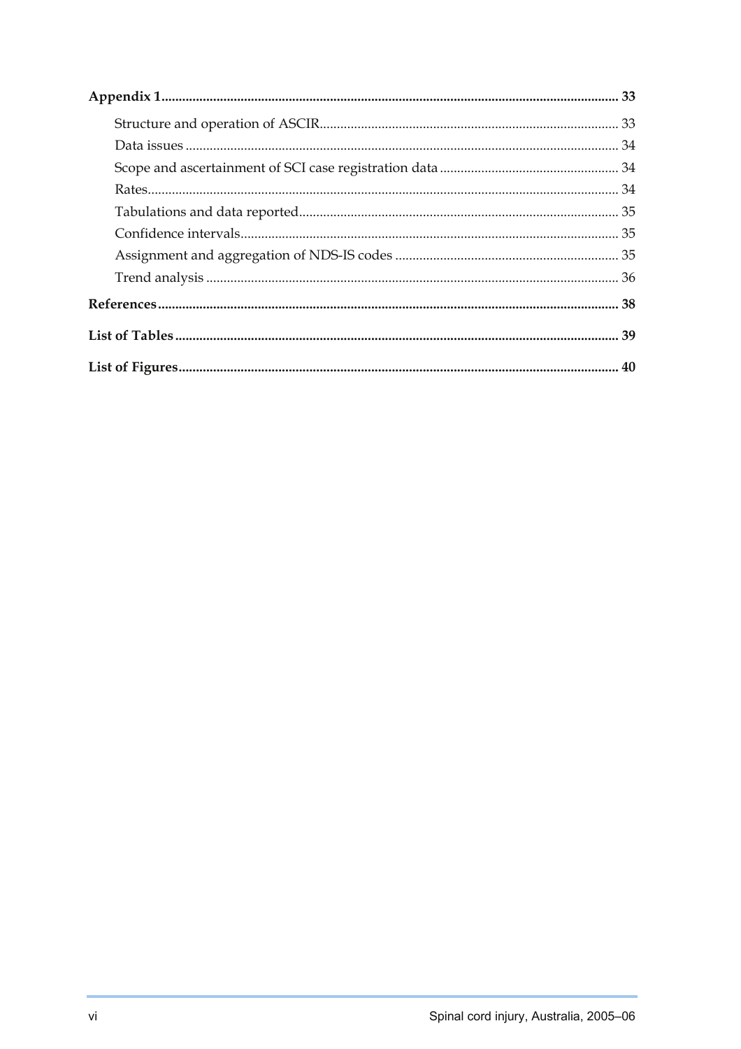**Appendix 1** ..... **33**

- Structure and operation of ASCIR ..... 33
- Data issues ..... 34
- Scope and ascertainment of SCI case registration data ..... 34
- Rates ..... 34
- Tabulations and data reported ..... 35
- Confidence intervals ..... 35
- Assignment and aggregation of NDS-IS codes ..... 35
- Trend analysis ..... 36

**References** ..... **38**

**List of Tables** ..... **39**

**List of Figures** ..... **40**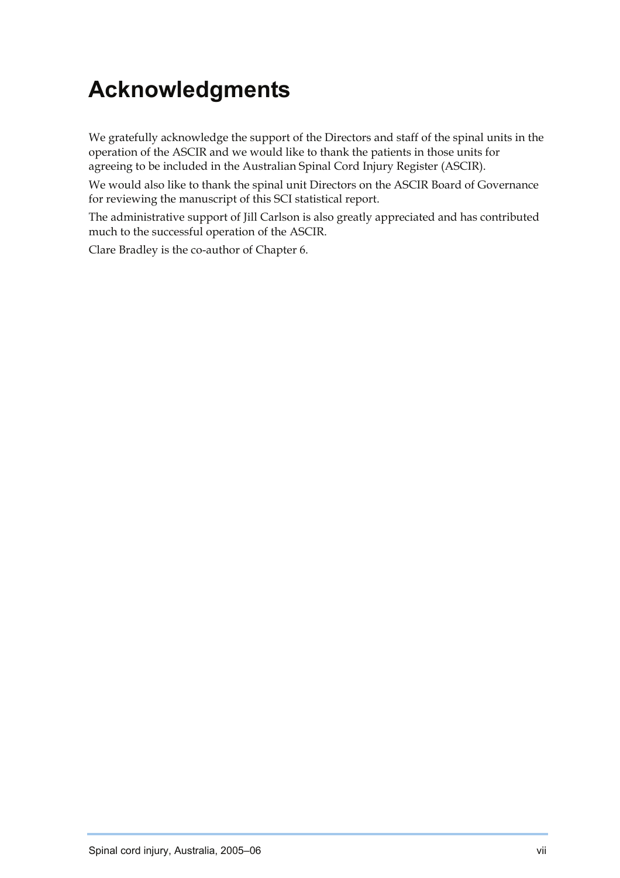# Acknowledgments

We gratefully acknowledge the support of the Directors and staff of the spinal units in the operation of the ASCIR and we would like to thank the patients in those units for agreeing to be included in the Australian Spinal Cord Injury Register (ASCIR).

We would also like to thank the spinal unit Directors on the ASCIR Board of Governance for reviewing the manuscript of this SCI statistical report.

The administrative support of Jill Carlson is also greatly appreciated and has contributed much to the successful operation of the ASCIR.

Clare Bradley is the co-author of Chapter 6.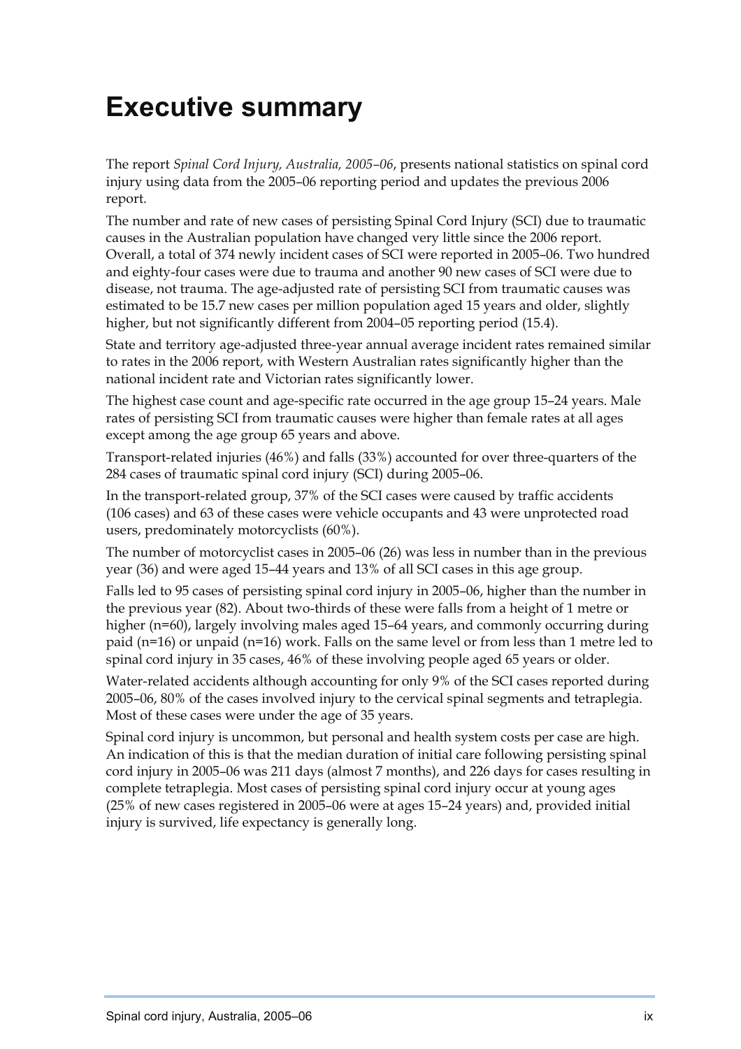# Executive summary

The report *Spinal Cord Injury, Australia, 2005–06*, presents national statistics on spinal cord injury using data from the 2005–06 reporting period and updates the previous 2006 report.

The number and rate of new cases of persisting Spinal Cord Injury (SCI) due to traumatic causes in the Australian population have changed very little since the 2006 report. Overall, a total of 374 newly incident cases of SCI were reported in 2005–06. Two hundred and eighty-four cases were due to trauma and another 90 new cases of SCI were due to disease, not trauma. The age-adjusted rate of persisting SCI from traumatic causes was estimated to be 15.7 new cases per million population aged 15 years and older, slightly higher, but not significantly different from 2004–05 reporting period (15.4).

State and territory age-adjusted three-year annual average incident rates remained similar to rates in the 2006 report, with Western Australian rates significantly higher than the national incident rate and Victorian rates significantly lower.

The highest case count and age-specific rate occurred in the age group 15–24 years. Male rates of persisting SCI from traumatic causes were higher than female rates at all ages except among the age group 65 years and above.

Transport-related injuries (46%) and falls (33%) accounted for over three-quarters of the 284 cases of traumatic spinal cord injury (SCI) during 2005–06.

In the transport-related group, 37% of the SCI cases were caused by traffic accidents (106 cases) and 63 of these cases were vehicle occupants and 43 were unprotected road users, predominately motorcyclists (60%).

The number of motorcyclist cases in 2005–06 (26) was less in number than in the previous year (36) and were aged 15–44 years and 13% of all SCI cases in this age group.

Falls led to 95 cases of persisting spinal cord injury in 2005–06, higher than the number in the previous year (82). About two-thirds of these were falls from a height of 1 metre or higher (n=60), largely involving males aged 15–64 years, and commonly occurring during paid (n=16) or unpaid (n=16) work. Falls on the same level or from less than 1 metre led to spinal cord injury in 35 cases, 46% of these involving people aged 65 years or older.

Water-related accidents although accounting for only 9% of the SCI cases reported during 2005–06, 80% of the cases involved injury to the cervical spinal segments and tetraplegia. Most of these cases were under the age of 35 years.

Spinal cord injury is uncommon, but personal and health system costs per case are high. An indication of this is that the median duration of initial care following persisting spinal cord injury in 2005–06 was 211 days (almost 7 months), and 226 days for cases resulting in complete tetraplegia. Most cases of persisting spinal cord injury occur at young ages (25% of new cases registered in 2005–06 were at ages 15–24 years) and, provided initial injury is survived, life expectancy is generally long.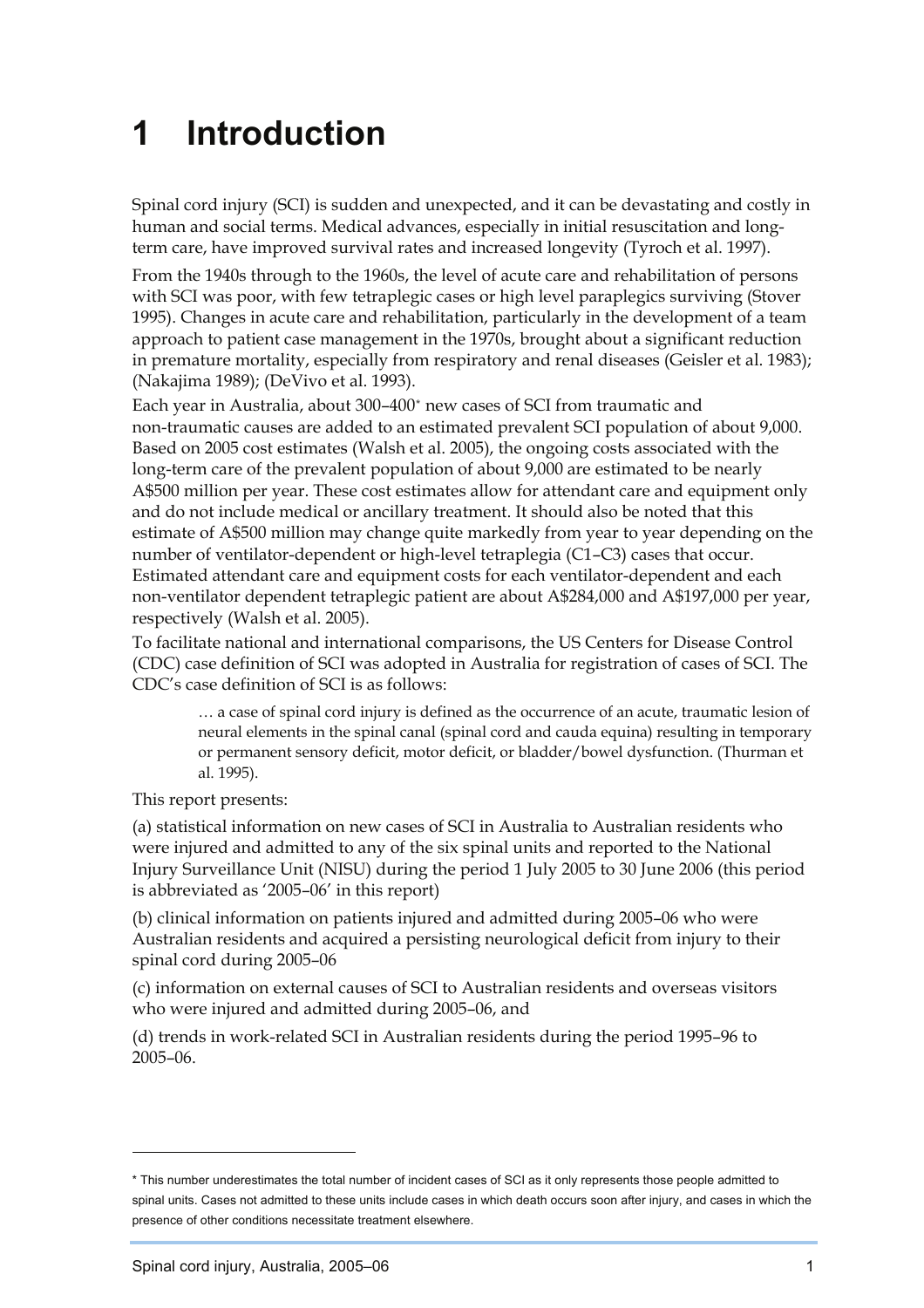# 1 Introduction

Spinal cord injury (SCI) is sudden and unexpected, and it can be devastating and costly in human and social terms. Medical advances, especially in initial resuscitation and long-term care, have improved survival rates and increased longevity (Tyroch et al. 1997).

From the 1940s through to the 1960s, the level of acute care and rehabilitation of persons with SCI was poor, with few tetraplegic cases or high level paraplegics surviving (Stover 1995). Changes in acute care and rehabilitation, particularly in the development of a team approach to patient case management in the 1970s, brought about a significant reduction in premature mortality, especially from respiratory and renal diseases (Geisler et al. 1983); (Nakajima 1989); (DeVivo et al. 1993).

Each year in Australia, about 300–400* new cases of SCI from traumatic and non-traumatic causes are added to an estimated prevalent SCI population of about 9,000. Based on 2005 cost estimates (Walsh et al. 2005), the ongoing costs associated with the long-term care of the prevalent population of about 9,000 are estimated to be nearly A$500 million per year. These cost estimates allow for attendant care and equipment only and do not include medical or ancillary treatment. It should also be noted that this estimate of A$500 million may change quite markedly from year to year depending on the number of ventilator-dependent or high-level tetraplegia (C1–C3) cases that occur. Estimated attendant care and equipment costs for each ventilator-dependent and each non-ventilator dependent tetraplegic patient are about A$284,000 and A$197,000 per year, respectively (Walsh et al. 2005).

To facilitate national and international comparisons, the US Centers for Disease Control (CDC) case definition of SCI was adopted in Australia for registration of cases of SCI. The CDC's case definition of SCI is as follows:

> … a case of spinal cord injury is defined as the occurrence of an acute, traumatic lesion of neural elements in the spinal canal (spinal cord and cauda equina) resulting in temporary or permanent sensory deficit, motor deficit, or bladder/bowel dysfunction. (Thurman et al. 1995).

This report presents:

(a) statistical information on new cases of SCI in Australia to Australian residents who were injured and admitted to any of the six spinal units and reported to the National Injury Surveillance Unit (NISU) during the period 1 July 2005 to 30 June 2006 (this period is abbreviated as '2005–06' in this report)

(b) clinical information on patients injured and admitted during 2005–06 who were Australian residents and acquired a persisting neurological deficit from injury to their spinal cord during 2005–06

(c) information on external causes of SCI to Australian residents and overseas visitors who were injured and admitted during 2005–06, and

(d) trends in work-related SCI in Australian residents during the period 1995–96 to 2005–06.

---

* This number underestimates the total number of incident cases of SCI as it only represents those people admitted to spinal units. Cases not admitted to these units include cases in which death occurs soon after injury, and cases in which the presence of other conditions necessitate treatment elsewhere.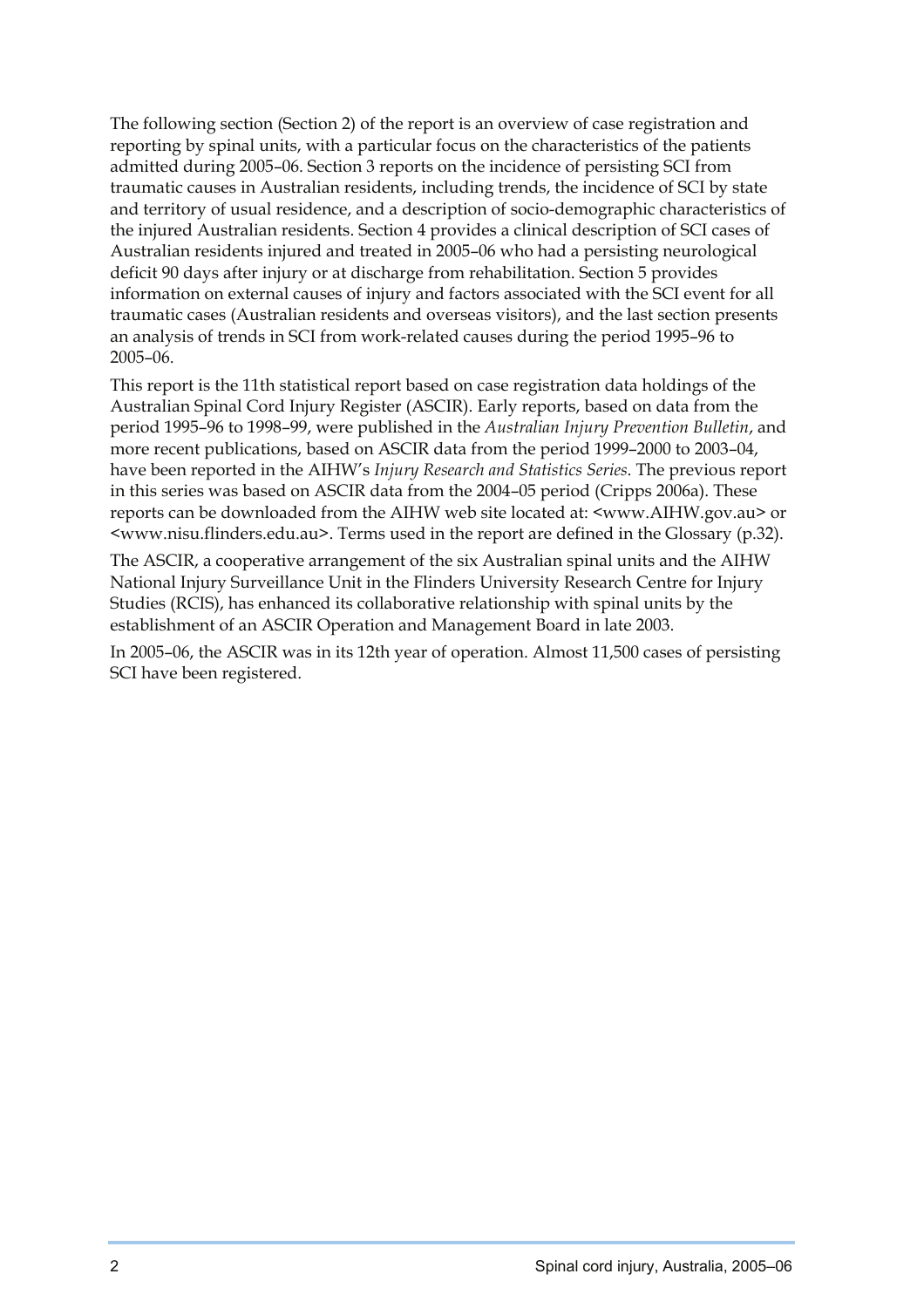The following section (Section 2) of the report is an overview of case registration and reporting by spinal units, with a particular focus on the characteristics of the patients admitted during 2005–06. Section 3 reports on the incidence of persisting SCI from traumatic causes in Australian residents, including trends, the incidence of SCI by state and territory of usual residence, and a description of socio-demographic characteristics of the injured Australian residents. Section 4 provides a clinical description of SCI cases of Australian residents injured and treated in 2005–06 who had a persisting neurological deficit 90 days after injury or at discharge from rehabilitation. Section 5 provides information on external causes of injury and factors associated with the SCI event for all traumatic cases (Australian residents and overseas visitors), and the last section presents an analysis of trends in SCI from work-related causes during the period 1995–96 to 2005–06.

This report is the 11th statistical report based on case registration data holdings of the Australian Spinal Cord Injury Register (ASCIR). Early reports, based on data from the period 1995–96 to 1998–99, were published in the *Australian Injury Prevention Bulletin*, and more recent publications, based on ASCIR data from the period 1999–2000 to 2003–04, have been reported in the AIHW's *Injury Research and Statistics Series*. The previous report in this series was based on ASCIR data from the 2004–05 period (Cripps 2006a). These reports can be downloaded from the AIHW web site located at: <www.AIHW.gov.au> or <www.nisu.flinders.edu.au>. Terms used in the report are defined in the Glossary (p.32).

The ASCIR, a cooperative arrangement of the six Australian spinal units and the AIHW National Injury Surveillance Unit in the Flinders University Research Centre for Injury Studies (RCIS), has enhanced its collaborative relationship with spinal units by the establishment of an ASCIR Operation and Management Board in late 2003.

In 2005–06, the ASCIR was in its 12th year of operation. Almost 11,500 cases of persisting SCI have been registered.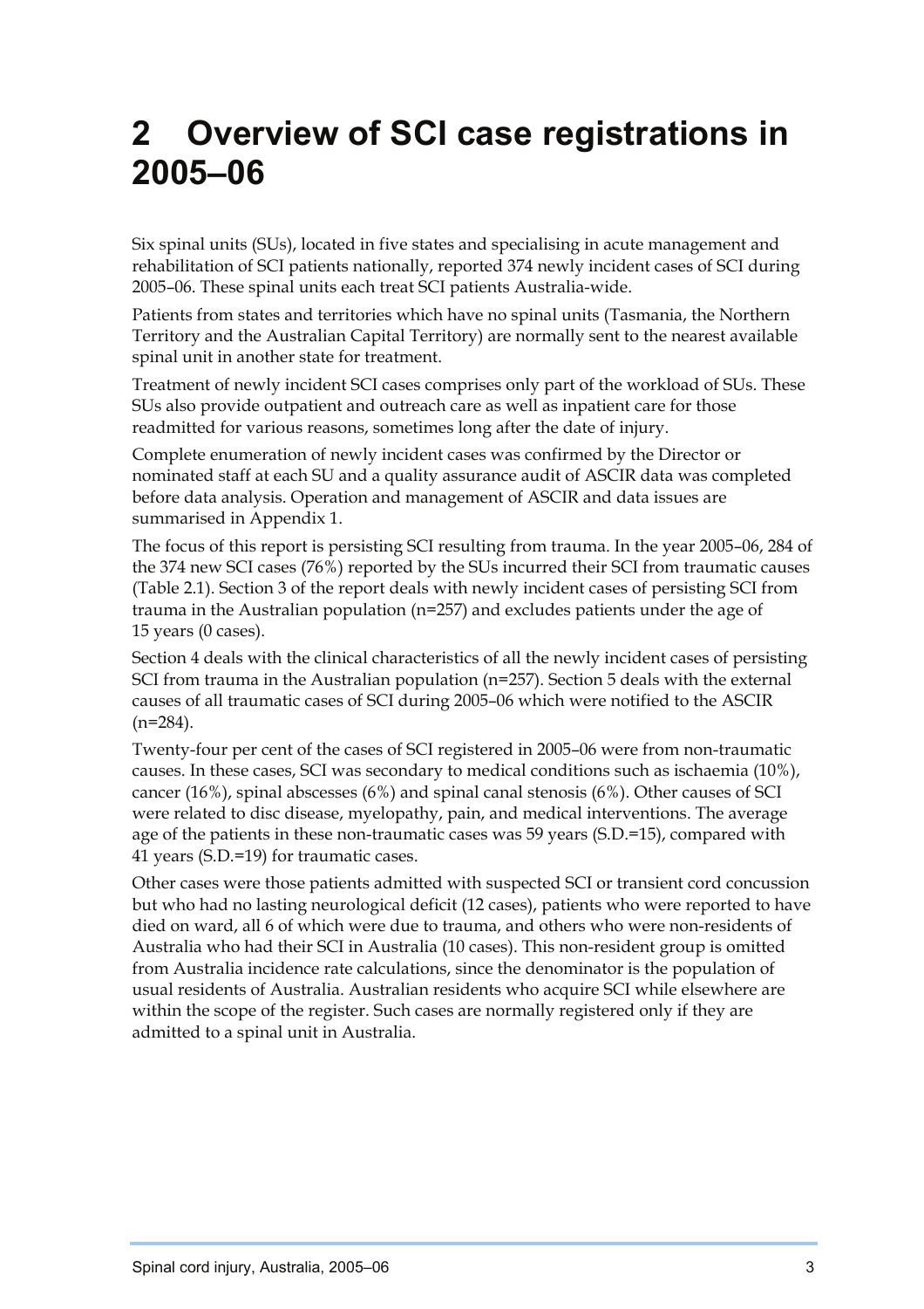# 2 Overview of SCI case registrations in 2005–06

Six spinal units (SUs), located in five states and specialising in acute management and rehabilitation of SCI patients nationally, reported 374 newly incident cases of SCI during 2005–06. These spinal units each treat SCI patients Australia-wide.

Patients from states and territories which have no spinal units (Tasmania, the Northern Territory and the Australian Capital Territory) are normally sent to the nearest available spinal unit in another state for treatment.

Treatment of newly incident SCI cases comprises only part of the workload of SUs. These SUs also provide outpatient and outreach care as well as inpatient care for those readmitted for various reasons, sometimes long after the date of injury.

Complete enumeration of newly incident cases was confirmed by the Director or nominated staff at each SU and a quality assurance audit of ASCIR data was completed before data analysis. Operation and management of ASCIR and data issues are summarised in Appendix 1.

The focus of this report is persisting SCI resulting from trauma. In the year 2005–06, 284 of the 374 new SCI cases (76%) reported by the SUs incurred their SCI from traumatic causes (Table 2.1). Section 3 of the report deals with newly incident cases of persisting SCI from trauma in the Australian population (n=257) and excludes patients under the age of 15 years (0 cases).

Section 4 deals with the clinical characteristics of all the newly incident cases of persisting SCI from trauma in the Australian population (n=257). Section 5 deals with the external causes of all traumatic cases of SCI during 2005–06 which were notified to the ASCIR (n=284).

Twenty-four per cent of the cases of SCI registered in 2005–06 were from non-traumatic causes. In these cases, SCI was secondary to medical conditions such as ischaemia (10%), cancer (16%), spinal abscesses (6%) and spinal canal stenosis (6%). Other causes of SCI were related to disc disease, myelopathy, pain, and medical interventions. The average age of the patients in these non-traumatic cases was 59 years (S.D.=15), compared with 41 years (S.D.=19) for traumatic cases.

Other cases were those patients admitted with suspected SCI or transient cord concussion but who had no lasting neurological deficit (12 cases), patients who were reported to have died on ward, all 6 of which were due to trauma, and others who were non-residents of Australia who had their SCI in Australia (10 cases). This non-resident group is omitted from Australia incidence rate calculations, since the denominator is the population of usual residents of Australia. Australian residents who acquire SCI while elsewhere are within the scope of the register. Such cases are normally registered only if they are admitted to a spinal unit in Australia.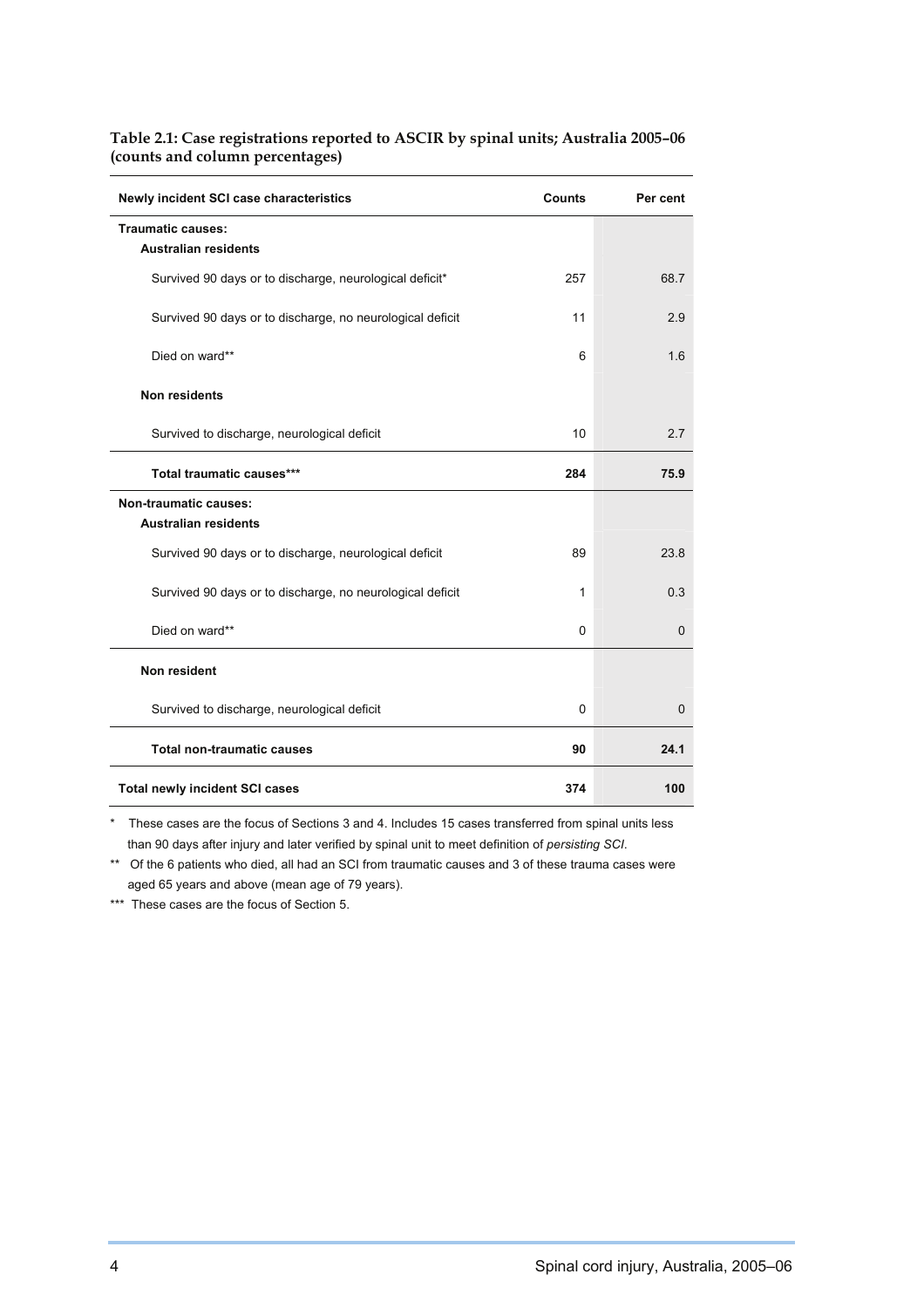**Table 2.1: Case registrations reported to ASCIR by spinal units; Australia 2005–06 (counts and column percentages)**

| Newly incident SCI case characteristics | Counts | Per cent |
|---|---|---|
| **Traumatic causes:** | | |
| **Australian residents** | | |
| Survived 90 days or to discharge, neurological deficit* | 257 | 68.7 |
| Survived 90 days or to discharge, no neurological deficit | 11 | 2.9 |
| Died on ward** | 6 | 1.6 |
| **Non residents** | | |
| Survived to discharge, neurological deficit | 10 | 2.7 |
| **Total traumatic causes*** ** | **284** | **75.9** |
| **Non-traumatic causes:** | | |
| **Australian residents** | | |
| Survived 90 days or to discharge, neurological deficit | 89 | 23.8 |
| Survived 90 days or to discharge, no neurological deficit | 1 | 0.3 |
| Died on ward** | 0 | 0 |
| **Non resident** | | |
| Survived to discharge, neurological deficit | 0 | 0 |
| **Total non-traumatic causes** | **90** | **24.1** |
| **Total newly incident SCI cases** | **374** | **100** |

\* These cases are the focus of Sections 3 and 4. Includes 15 cases transferred from spinal units less than 90 days after injury and later verified by spinal unit to meet definition of *persisting SCI*.

\*\* Of the 6 patients who died, all had an SCI from traumatic causes and 3 of these trauma cases were aged 65 years and above (mean age of 79 years).

\*\*\* These cases are the focus of Section 5.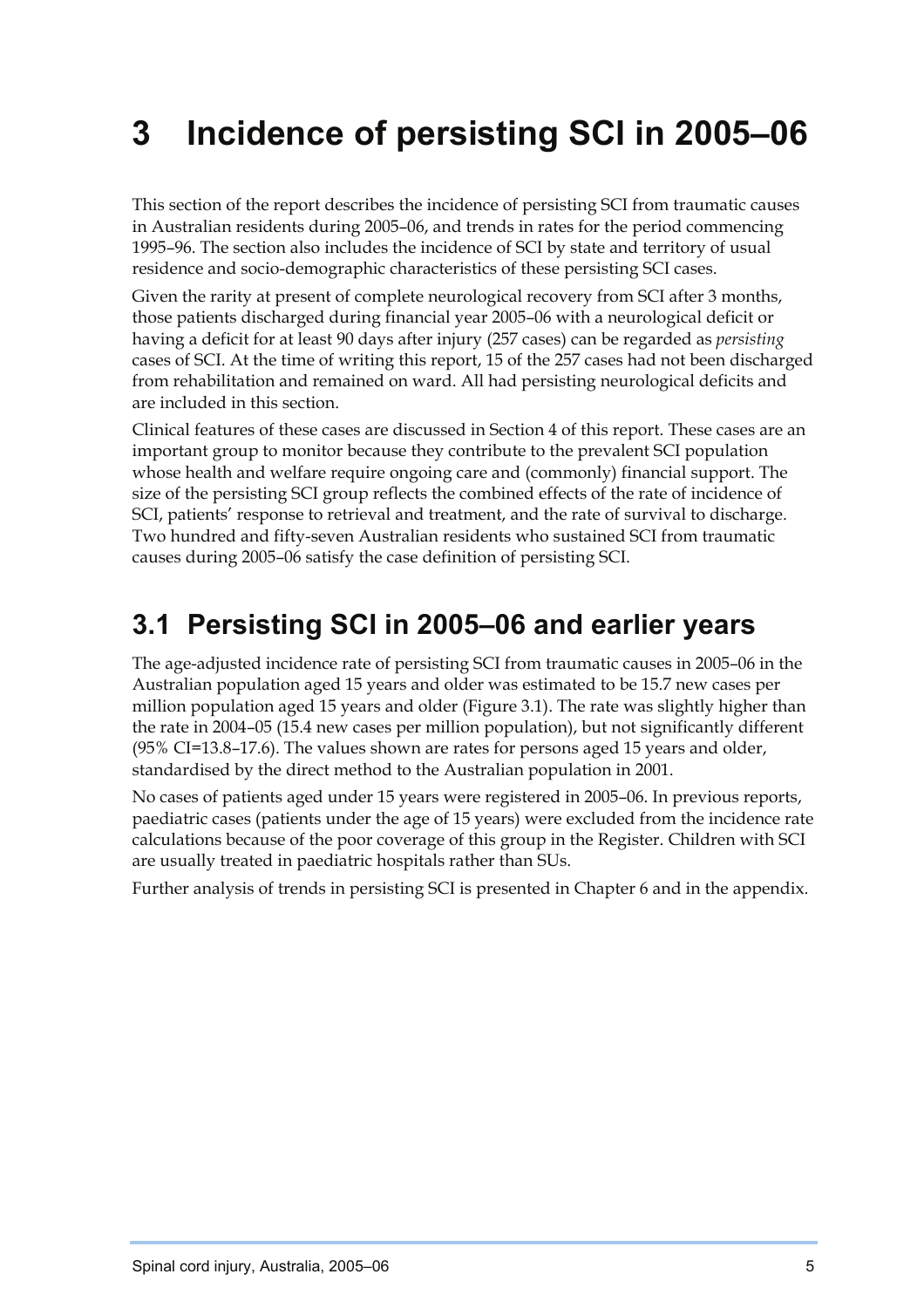# 3 Incidence of persisting SCI in 2005–06

This section of the report describes the incidence of persisting SCI from traumatic causes in Australian residents during 2005–06, and trends in rates for the period commencing 1995–96. The section also includes the incidence of SCI by state and territory of usual residence and socio-demographic characteristics of these persisting SCI cases.

Given the rarity at present of complete neurological recovery from SCI after 3 months, those patients discharged during financial year 2005–06 with a neurological deficit or having a deficit for at least 90 days after injury (257 cases) can be regarded as *persisting* cases of SCI. At the time of writing this report, 15 of the 257 cases had not been discharged from rehabilitation and remained on ward. All had persisting neurological deficits and are included in this section.

Clinical features of these cases are discussed in Section 4 of this report. These cases are an important group to monitor because they contribute to the prevalent SCI population whose health and welfare require ongoing care and (commonly) financial support. The size of the persisting SCI group reflects the combined effects of the rate of incidence of SCI, patients' response to retrieval and treatment, and the rate of survival to discharge. Two hundred and fifty-seven Australian residents who sustained SCI from traumatic causes during 2005–06 satisfy the case definition of persisting SCI.

## 3.1 Persisting SCI in 2005–06 and earlier years

The age-adjusted incidence rate of persisting SCI from traumatic causes in 2005–06 in the Australian population aged 15 years and older was estimated to be 15.7 new cases per million population aged 15 years and older (Figure 3.1). The rate was slightly higher than the rate in 2004–05 (15.4 new cases per million population), but not significantly different (95% CI=13.8–17.6). The values shown are rates for persons aged 15 years and older, standardised by the direct method to the Australian population in 2001.

No cases of patients aged under 15 years were registered in 2005–06. In previous reports, paediatric cases (patients under the age of 15 years) were excluded from the incidence rate calculations because of the poor coverage of this group in the Register. Children with SCI are usually treated in paediatric hospitals rather than SUs.

Further analysis of trends in persisting SCI is presented in Chapter 6 and in the appendix.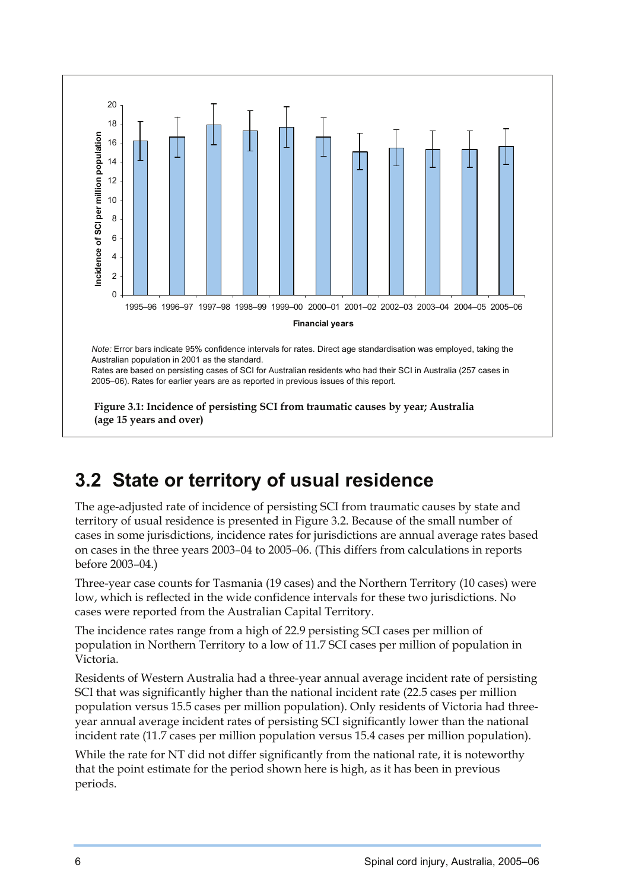*Note:* Error bars indicate 95% confidence intervals for rates. Direct age standardisation was employed, taking the Australian population in 2001 as the standard.

Rates are based on persisting cases of SCI for Australian residents who had their SCI in Australia (257 cases in 2005–06). Rates for earlier years are as reported in previous issues of this report.

**Figure 3.1: Incidence of persisting SCI from traumatic causes by year; Australia (age 15 years and over)**

## 3.2 State or territory of usual residence

The age-adjusted rate of incidence of persisting SCI from traumatic causes by state and territory of usual residence is presented in Figure 3.2. Because of the small number of cases in some jurisdictions, incidence rates for jurisdictions are annual average rates based on cases in the three years 2003–04 to 2005–06. (This differs from calculations in reports before 2003–04.)

Three-year case counts for Tasmania (19 cases) and the Northern Territory (10 cases) were low, which is reflected in the wide confidence intervals for these two jurisdictions. No cases were reported from the Australian Capital Territory.

The incidence rates range from a high of 22.9 persisting SCI cases per million of population in Northern Territory to a low of 11.7 SCI cases per million of population in Victoria.

Residents of Western Australia had a three-year annual average incident rate of persisting SCI that was significantly higher than the national incident rate (22.5 cases per million population versus 15.5 cases per million population). Only residents of Victoria had three-year annual average incident rates of persisting SCI significantly lower than the national incident rate (11.7 cases per million population versus 15.4 cases per million population).

While the rate for NT did not differ significantly from the national rate, it is noteworthy that the point estimate for the period shown here is high, as it has been in previous periods.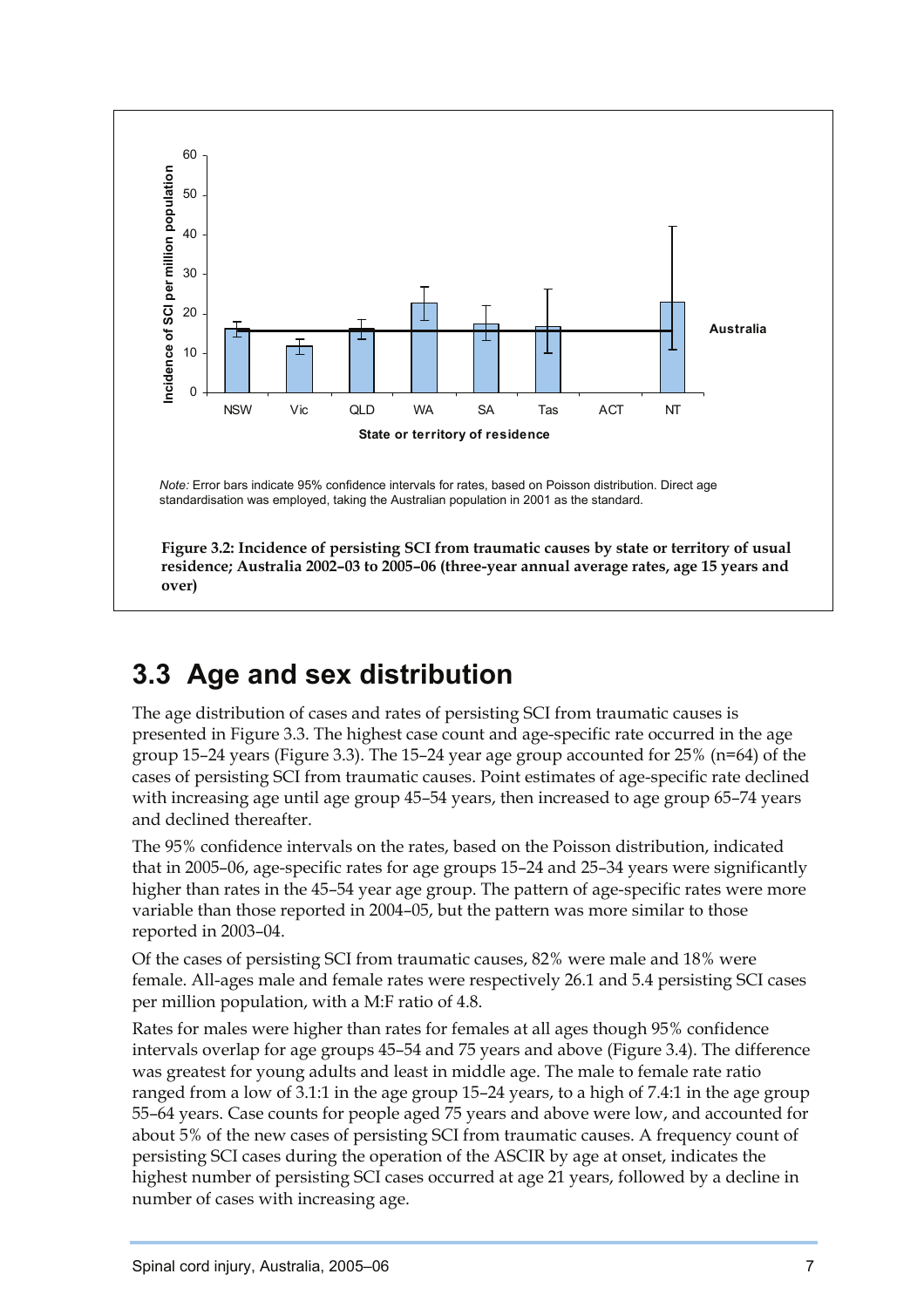*Note:* Error bars indicate 95% confidence intervals for rates, based on Poisson distribution. Direct age standardisation was employed, taking the Australian population in 2001 as the standard.

**Figure 3.2: Incidence of persisting SCI from traumatic causes by state or territory of usual residence; Australia 2002–03 to 2005–06 (three-year annual average rates, age 15 years and over)**

## 3.3 Age and sex distribution

The age distribution of cases and rates of persisting SCI from traumatic causes is presented in Figure 3.3. The highest case count and age-specific rate occurred in the age group 15–24 years (Figure 3.3). The 15–24 year age group accounted for 25% (n=64) of the cases of persisting SCI from traumatic causes. Point estimates of age-specific rate declined with increasing age until age group 45–54 years, then increased to age group 65–74 years and declined thereafter.

The 95% confidence intervals on the rates, based on the Poisson distribution, indicated that in 2005–06, age-specific rates for age groups 15–24 and 25–34 years were significantly higher than rates in the 45–54 year age group. The pattern of age-specific rates were more variable than those reported in 2004–05, but the pattern was more similar to those reported in 2003–04.

Of the cases of persisting SCI from traumatic causes, 82% were male and 18% were female. All-ages male and female rates were respectively 26.1 and 5.4 persisting SCI cases per million population, with a M:F ratio of 4.8.

Rates for males were higher than rates for females at all ages though 95% confidence intervals overlap for age groups 45–54 and 75 years and above (Figure 3.4). The difference was greatest for young adults and least in middle age. The male to female rate ratio ranged from a low of 3.1:1 in the age group 15–24 years, to a high of 7.4:1 in the age group 55–64 years. Case counts for people aged 75 years and above were low, and accounted for about 5% of the new cases of persisting SCI from traumatic causes. A frequency count of persisting SCI cases during the operation of the ASCIR by age at onset, indicates the highest number of persisting SCI cases occurred at age 21 years, followed by a decline in number of cases with increasing age.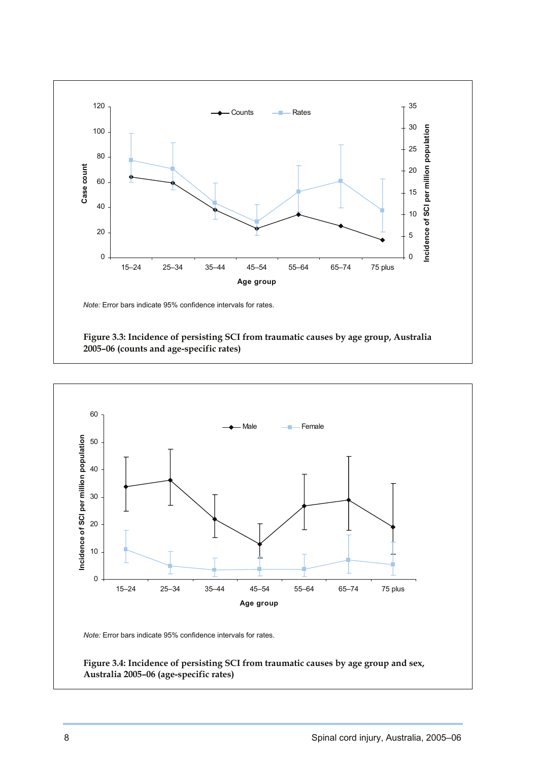*Note:* Error bars indicate 95% confidence intervals for rates.

**Figure 3.3: Incidence of persisting SCI from traumatic causes by age group, Australia 2005–06 (counts and age-specific rates)**

*Note:* Error bars indicate 95% confidence intervals for rates.

**Figure 3.4: Incidence of persisting SCI from traumatic causes by age group and sex, Australia 2005–06 (age-specific rates)**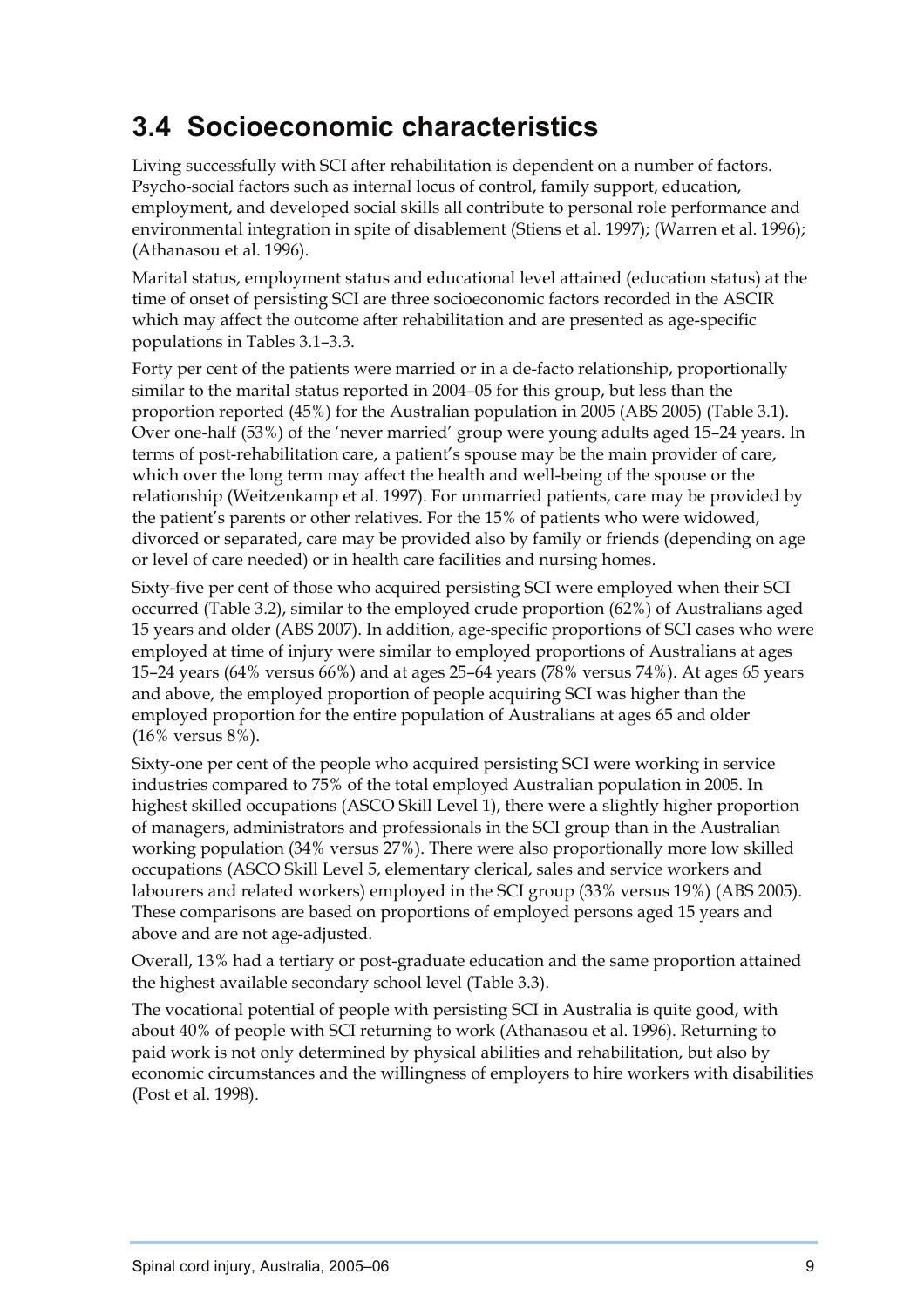## 3.4 Socioeconomic characteristics

Living successfully with SCI after rehabilitation is dependent on a number of factors. Psycho-social factors such as internal locus of control, family support, education, employment, and developed social skills all contribute to personal role performance and environmental integration in spite of disablement (Stiens et al. 1997); (Warren et al. 1996); (Athanasou et al. 1996).

Marital status, employment status and educational level attained (education status) at the time of onset of persisting SCI are three socioeconomic factors recorded in the ASCIR which may affect the outcome after rehabilitation and are presented as age-specific populations in Tables 3.1–3.3.

Forty per cent of the patients were married or in a de-facto relationship, proportionally similar to the marital status reported in 2004–05 for this group, but less than the proportion reported (45%) for the Australian population in 2005 (ABS 2005) (Table 3.1). Over one-half (53%) of the 'never married' group were young adults aged 15–24 years. In terms of post-rehabilitation care, a patient's spouse may be the main provider of care, which over the long term may affect the health and well-being of the spouse or the relationship (Weitzenkamp et al. 1997). For unmarried patients, care may be provided by the patient's parents or other relatives. For the 15% of patients who were widowed, divorced or separated, care may be provided also by family or friends (depending on age or level of care needed) or in health care facilities and nursing homes.

Sixty-five per cent of those who acquired persisting SCI were employed when their SCI occurred (Table 3.2), similar to the employed crude proportion (62%) of Australians aged 15 years and older (ABS 2007). In addition, age-specific proportions of SCI cases who were employed at time of injury were similar to employed proportions of Australians at ages 15–24 years (64% versus 66%) and at ages 25–64 years (78% versus 74%). At ages 65 years and above, the employed proportion of people acquiring SCI was higher than the employed proportion for the entire population of Australians at ages 65 and older (16% versus 8%).

Sixty-one per cent of the people who acquired persisting SCI were working in service industries compared to 75% of the total employed Australian population in 2005. In highest skilled occupations (ASCO Skill Level 1), there were a slightly higher proportion of managers, administrators and professionals in the SCI group than in the Australian working population (34% versus 27%). There were also proportionally more low skilled occupations (ASCO Skill Level 5, elementary clerical, sales and service workers and labourers and related workers) employed in the SCI group (33% versus 19%) (ABS 2005). These comparisons are based on proportions of employed persons aged 15 years and above and are not age-adjusted.

Overall, 13% had a tertiary or post-graduate education and the same proportion attained the highest available secondary school level (Table 3.3).

The vocational potential of people with persisting SCI in Australia is quite good, with about 40% of people with SCI returning to work (Athanasou et al. 1996). Returning to paid work is not only determined by physical abilities and rehabilitation, but also by economic circumstances and the willingness of employers to hire workers with disabilities (Post et al. 1998).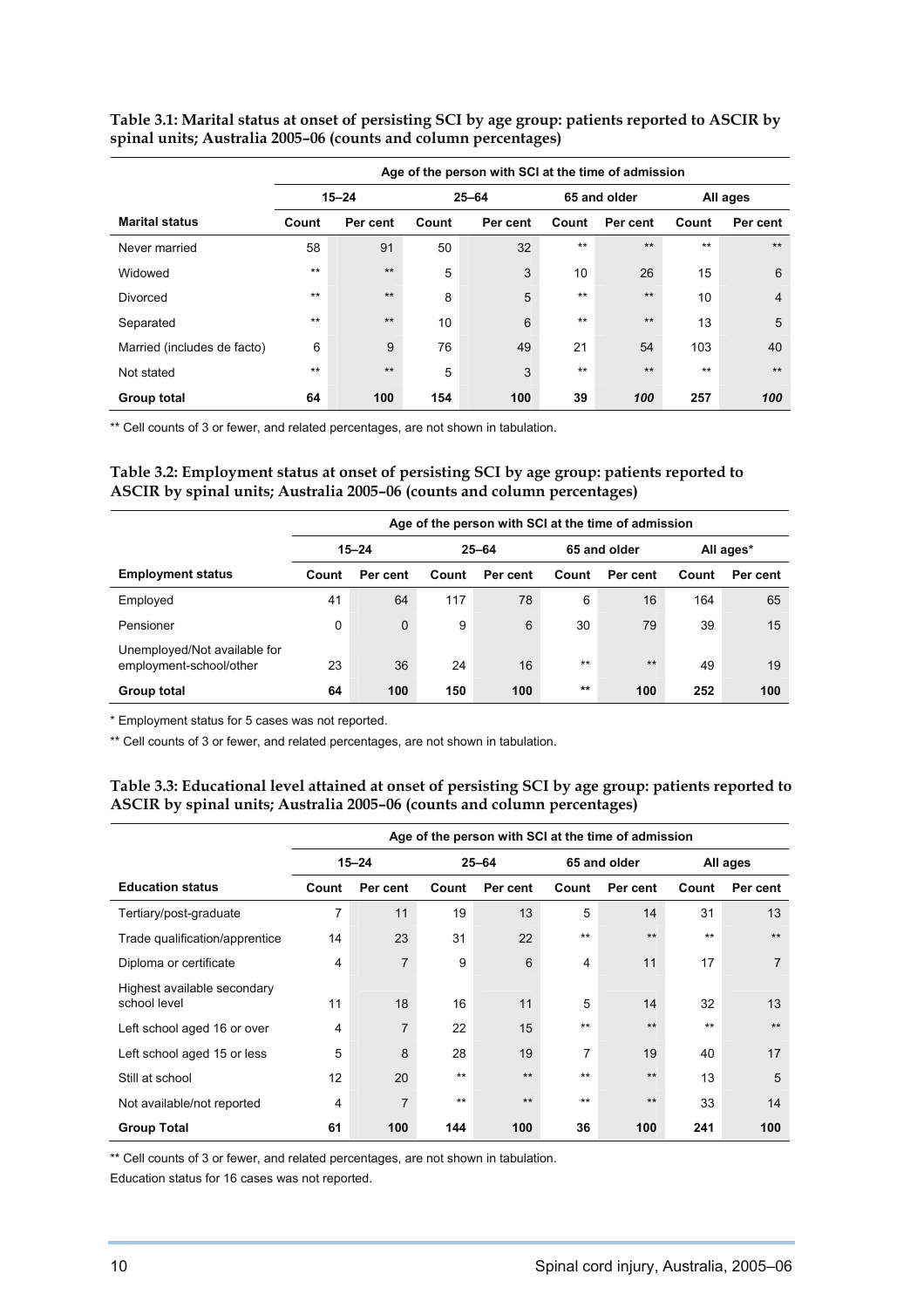**Table 3.1: Marital status at onset of persisting SCI by age group: patients reported to ASCIR by spinal units; Australia 2005–06 (counts and column percentages)**

| | Age of the person with SCI at the time of admission | | | | | | | |
|---|---|---|---|---|---|---|---|---|
| | 15–24 | | 25–64 | | 65 and older | | All ages | |
| **Marital status** | **Count** | **Per cent** | **Count** | **Per cent** | **Count** | **Per cent** | **Count** | **Per cent** |
| Never married | 58 | 91 | 50 | 32 | ** | ** | ** | ** |
| Widowed | ** | ** | 5 | 3 | 10 | 26 | 15 | 6 |
| Divorced | ** | ** | 8 | 5 | ** | ** | 10 | 4 |
| Separated | ** | ** | 10 | 6 | ** | ** | 13 | 5 |
| Married (includes de facto) | 6 | 9 | 76 | 49 | 21 | 54 | 103 | 40 |
| Not stated | ** | ** | 5 | 3 | ** | ** | ** | ** |
| **Group total** | **64** | **100** | **154** | **100** | **39** | ***100*** | **257** | ***100*** |

** Cell counts of 3 or fewer, and related percentages, are not shown in tabulation.

**Table 3.2: Employment status at onset of persisting SCI by age group: patients reported to ASCIR by spinal units; Australia 2005–06 (counts and column percentages)**

| | Age of the person with SCI at the time of admission | | | | | | | |
|---|---|---|---|---|---|---|---|---|
| | 15–24 | | 25–64 | | 65 and older | | All ages* | |
| **Employment status** | **Count** | **Per cent** | **Count** | **Per cent** | **Count** | **Per cent** | **Count** | **Per cent** |
| Employed | 41 | 64 | 117 | 78 | 6 | 16 | 164 | 65 |
| Pensioner | 0 | 0 | 9 | 6 | 30 | 79 | 39 | 15 |
| Unemployed/Not available for employment-school/other | 23 | 36 | 24 | 16 | ** | ** | 49 | 19 |
| **Group total** | **64** | **100** | **150** | **100** | ** | **100** | **252** | **100** |

* Employment status for 5 cases was not reported.

** Cell counts of 3 or fewer, and related percentages, are not shown in tabulation.

**Table 3.3: Educational level attained at onset of persisting SCI by age group: patients reported to ASCIR by spinal units; Australia 2005–06 (counts and column percentages)**

| | Age of the person with SCI at the time of admission | | | | | | | |
|---|---|---|---|---|---|---|---|---|
| | 15–24 | | 25–64 | | 65 and older | | All ages | |
| **Education status** | **Count** | **Per cent** | **Count** | **Per cent** | **Count** | **Per cent** | **Count** | **Per cent** |
| Tertiary/post-graduate | 7 | 11 | 19 | 13 | 5 | 14 | 31 | 13 |
| Trade qualification/apprentice | 14 | 23 | 31 | 22 | ** | ** | ** | ** |
| Diploma or certificate | 4 | 7 | 9 | 6 | 4 | 11 | 17 | 7 |
| Highest available secondary school level | 11 | 18 | 16 | 11 | 5 | 14 | 32 | 13 |
| Left school aged 16 or over | 4 | 7 | 22 | 15 | ** | ** | ** | ** |
| Left school aged 15 or less | 5 | 8 | 28 | 19 | 7 | 19 | 40 | 17 |
| Still at school | 12 | 20 | ** | ** | ** | ** | 13 | 5 |
| Not available/not reported | 4 | 7 | ** | ** | ** | ** | 33 | 14 |
| **Group Total** | **61** | **100** | **144** | **100** | **36** | **100** | **241** | **100** |

** Cell counts of 3 or fewer, and related percentages, are not shown in tabulation.

Education status for 16 cases was not reported.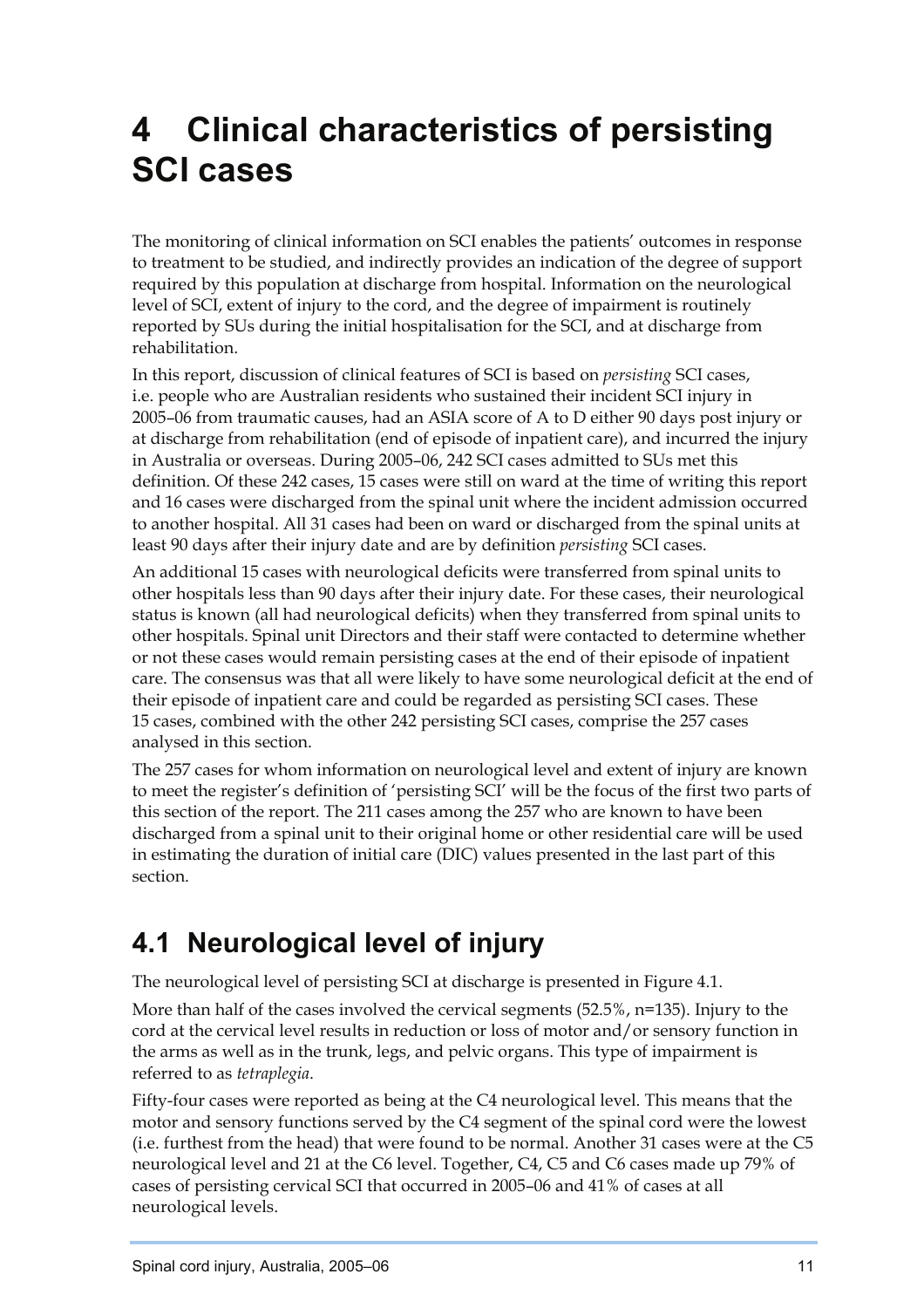# 4 Clinical characteristics of persisting SCI cases

The monitoring of clinical information on SCI enables the patients' outcomes in response to treatment to be studied, and indirectly provides an indication of the degree of support required by this population at discharge from hospital. Information on the neurological level of SCI, extent of injury to the cord, and the degree of impairment is routinely reported by SUs during the initial hospitalisation for the SCI, and at discharge from rehabilitation.

In this report, discussion of clinical features of SCI is based on *persisting* SCI cases, i.e. people who are Australian residents who sustained their incident SCI injury in 2005–06 from traumatic causes, had an ASIA score of A to D either 90 days post injury or at discharge from rehabilitation (end of episode of inpatient care), and incurred the injury in Australia or overseas. During 2005–06, 242 SCI cases admitted to SUs met this definition. Of these 242 cases, 15 cases were still on ward at the time of writing this report and 16 cases were discharged from the spinal unit where the incident admission occurred to another hospital. All 31 cases had been on ward or discharged from the spinal units at least 90 days after their injury date and are by definition *persisting* SCI cases.

An additional 15 cases with neurological deficits were transferred from spinal units to other hospitals less than 90 days after their injury date. For these cases, their neurological status is known (all had neurological deficits) when they transferred from spinal units to other hospitals. Spinal unit Directors and their staff were contacted to determine whether or not these cases would remain persisting cases at the end of their episode of inpatient care. The consensus was that all were likely to have some neurological deficit at the end of their episode of inpatient care and could be regarded as persisting SCI cases. These 15 cases, combined with the other 242 persisting SCI cases, comprise the 257 cases analysed in this section.

The 257 cases for whom information on neurological level and extent of injury are known to meet the register's definition of 'persisting SCI' will be the focus of the first two parts of this section of the report. The 211 cases among the 257 who are known to have been discharged from a spinal unit to their original home or other residential care will be used in estimating the duration of initial care (DIC) values presented in the last part of this section.

## 4.1 Neurological level of injury

The neurological level of persisting SCI at discharge is presented in Figure 4.1.

More than half of the cases involved the cervical segments (52.5%, n=135). Injury to the cord at the cervical level results in reduction or loss of motor and/or sensory function in the arms as well as in the trunk, legs, and pelvic organs. This type of impairment is referred to as *tetraplegia*.

Fifty-four cases were reported as being at the C4 neurological level. This means that the motor and sensory functions served by the C4 segment of the spinal cord were the lowest (i.e. furthest from the head) that were found to be normal. Another 31 cases were at the C5 neurological level and 21 at the C6 level. Together, C4, C5 and C6 cases made up 79% of cases of persisting cervical SCI that occurred in 2005–06 and 41% of cases at all neurological levels.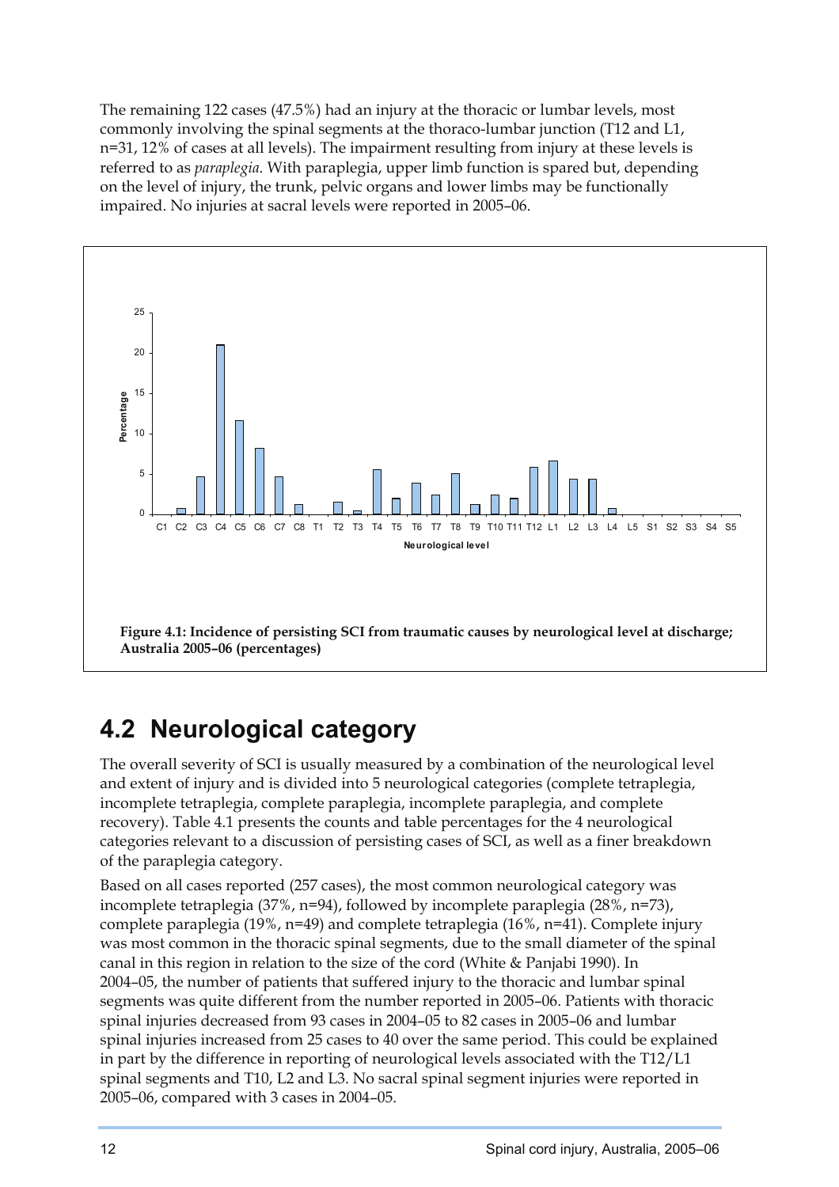The remaining 122 cases (47.5%) had an injury at the thoracic or lumbar levels, most commonly involving the spinal segments at the thoraco-lumbar junction (T12 and L1, n=31, 12% of cases at all levels). The impairment resulting from injury at these levels is referred to as *paraplegia*. With paraplegia, upper limb function is spared but, depending on the level of injury, the trunk, pelvic organs and lower limbs may be functionally impaired. No injuries at sacral levels were reported in 2005–06.

**Figure 4.1: Incidence of persisting SCI from traumatic causes by neurological level at discharge; Australia 2005–06 (percentages)**

## 4.2 Neurological category

The overall severity of SCI is usually measured by a combination of the neurological level and extent of injury and is divided into 5 neurological categories (complete tetraplegia, incomplete tetraplegia, complete paraplegia, incomplete paraplegia, and complete recovery). Table 4.1 presents the counts and table percentages for the 4 neurological categories relevant to a discussion of persisting cases of SCI, as well as a finer breakdown of the paraplegia category.

Based on all cases reported (257 cases), the most common neurological category was incomplete tetraplegia (37%, n=94), followed by incomplete paraplegia (28%, n=73), complete paraplegia (19%, n=49) and complete tetraplegia (16%, n=41). Complete injury was most common in the thoracic spinal segments, due to the small diameter of the spinal canal in this region in relation to the size of the cord (White & Panjabi 1990). In 2004–05, the number of patients that suffered injury to the thoracic and lumbar spinal segments was quite different from the number reported in 2005–06. Patients with thoracic spinal injuries decreased from 93 cases in 2004–05 to 82 cases in 2005–06 and lumbar spinal injuries increased from 25 cases to 40 over the same period. This could be explained in part by the difference in reporting of neurological levels associated with the T12/L1 spinal segments and T10, L2 and L3. No sacral spinal segment injuries were reported in 2005–06, compared with 3 cases in 2004–05.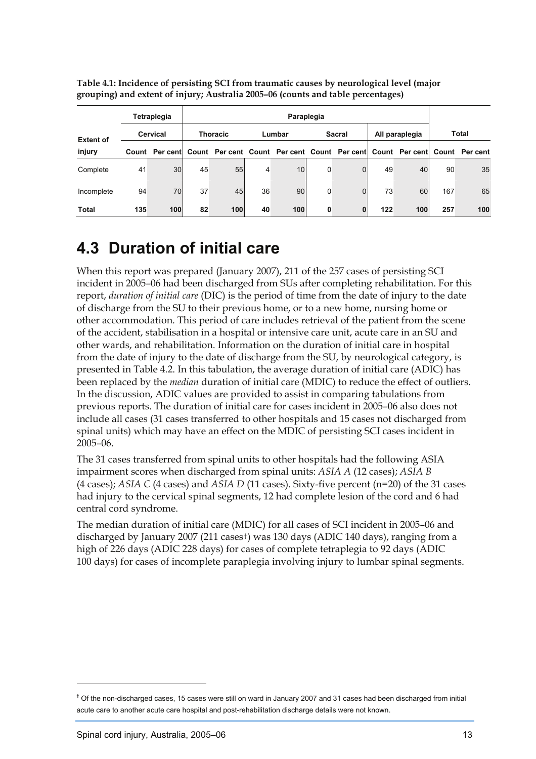**Table 4.1: Incidence of persisting SCI from traumatic causes by neurological level (major grouping) and extent of injury; Australia 2005–06 (counts and table percentages)**

| | Tetraplegia | | Paraplegia | | | | | | | | | |
|---|---|---|---|---|---|---|---|---|---|---|---|---|
| **Extent of injury** | Cervical | | Thoracic | | Lumbar | | Sacral | | All paraplegia | | Total | |
| | Count | Per cent | Count | Per cent | Count | Per cent | Count | Per cent | Count | Per cent | Count | Per cent |
| Complete | 41 | 30 | 45 | 55 | 4 | 10 | 0 | 0 | 49 | 40 | 90 | 35 |
| Incomplete | 94 | 70 | 37 | 45 | 36 | 90 | 0 | 0 | 73 | 60 | 167 | 65 |
| **Total** | **135** | **100** | **82** | **100** | **40** | **100** | **0** | **0** | **122** | **100** | **257** | **100** |

## 4.3 Duration of initial care

When this report was prepared (January 2007), 211 of the 257 cases of persisting SCI incident in 2005–06 had been discharged from SUs after completing rehabilitation. For this report, *duration of initial care* (DIC) is the period of time from the date of injury to the date of discharge from the SU to their previous home, or to a new home, nursing home or other accommodation. This period of care includes retrieval of the patient from the scene of the accident, stabilisation in a hospital or intensive care unit, acute care in an SU and other wards, and rehabilitation. Information on the duration of initial care in hospital from the date of injury to the date of discharge from the SU, by neurological category, is presented in Table 4.2. In this tabulation, the average duration of initial care (ADIC) has been replaced by the *median* duration of initial care (MDIC) to reduce the effect of outliers. In the discussion, ADIC values are provided to assist in comparing tabulations from previous reports. The duration of initial care for cases incident in 2005–06 also does not include all cases (31 cases transferred to other hospitals and 15 cases not discharged from spinal units) which may have an effect on the MDIC of persisting SCI cases incident in 2005–06.

The 31 cases transferred from spinal units to other hospitals had the following ASIA impairment scores when discharged from spinal units: *ASIA A* (12 cases); *ASIA B* (4 cases); *ASIA C* (4 cases) and *ASIA D* (11 cases). Sixty-five percent (n=20) of the 31 cases had injury to the cervical spinal segments, 12 had complete lesion of the cord and 6 had central cord syndrome.

The median duration of initial care (MDIC) for all cases of SCI incident in 2005–06 and discharged by January 2007 (211 cases†) was 130 days (ADIC 140 days), ranging from a high of 226 days (ADIC 228 days) for cases of complete tetraplegia to 92 days (ADIC 100 days) for cases of incomplete paraplegia involving injury to lumbar spinal segments.

---

† Of the non-discharged cases, 15 cases were still on ward in January 2007 and 31 cases had been discharged from initial acute care to another acute care hospital and post-rehabilitation discharge details were not known.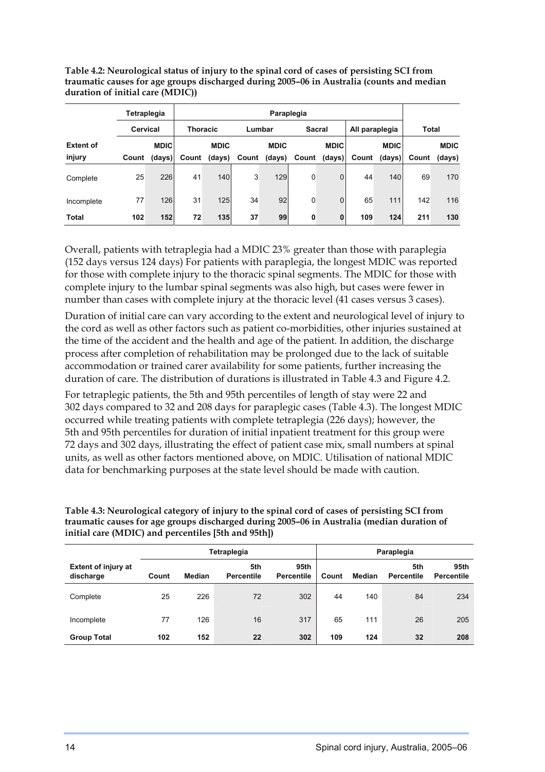**Table 4.2: Neurological status of injury to the spinal cord of cases of persisting SCI from traumatic causes for age groups discharged during 2005–06 in Australia (counts and median duration of initial care (MDIC))**

| | Tetraplegia | | Paraplegia | | | | | | | | | |
|---|---|---|---|---|---|---|---|---|---|---|---|---|
| | Cervical | | Thoracic | | Lumbar | | Sacral | | All paraplegia | | Total | |
| Extent of injury | Count | MDIC (days) | Count | MDIC (days) | Count | MDIC (days) | Count | MDIC (days) | Count | MDIC (days) | Count | MDIC (days) |
| Complete | 25 | 226 | 41 | 140 | 3 | 129 | 0 | 0 | 44 | 140 | 69 | 170 |
| Incomplete | 77 | 126 | 31 | 125 | 34 | 92 | 0 | 0 | 65 | 111 | 142 | 116 |
| **Total** | **102** | **152** | **72** | **135** | **37** | **99** | **0** | **0** | **109** | **124** | **211** | **130** |

Overall, patients with tetraplegia had a MDIC 23% greater than those with paraplegia (152 days versus 124 days) For patients with paraplegia, the longest MDIC was reported for those with complete injury to the thoracic spinal segments. The MDIC for those with complete injury to the lumbar spinal segments was also high, but cases were fewer in number than cases with complete injury at the thoracic level (41 cases versus 3 cases).

Duration of initial care can vary according to the extent and neurological level of injury to the cord as well as other factors such as patient co-morbidities, other injuries sustained at the time of the accident and the health and age of the patient. In addition, the discharge process after completion of rehabilitation may be prolonged due to the lack of suitable accommodation or trained carer availability for some patients, further increasing the duration of care. The distribution of durations is illustrated in Table 4.3 and Figure 4.2.

For tetraplegic patients, the 5th and 95th percentiles of length of stay were 22 and 302 days compared to 32 and 208 days for paraplegic cases (Table 4.3). The longest MDIC occurred while treating patients with complete tetraplegia (226 days); however, the 5th and 95th percentiles for duration of initial inpatient treatment for this group were 72 days and 302 days, illustrating the effect of patient case mix, small numbers at spinal units, as well as other factors mentioned above, on MDIC. Utilisation of national MDIC data for benchmarking purposes at the state level should be made with caution.

**Table 4.3: Neurological category of injury to the spinal cord of cases of persisting SCI from traumatic causes for age groups discharged during 2005–06 in Australia (median duration of initial care (MDIC) and percentiles [5th and 95th])**

| | Tetraplegia | | | | Paraplegia | | | |
|---|---|---|---|---|---|---|---|---|
| Extent of injury at discharge | Count | Median | 5th Percentile | 95th Percentile | Count | Median | 5th Percentile | 95th Percentile |
| Complete | 25 | 226 | 72 | 302 | 44 | 140 | 84 | 234 |
| Incomplete | 77 | 126 | 16 | 317 | 65 | 111 | 26 | 205 |
| **Group Total** | **102** | **152** | **22** | **302** | **109** | **124** | **32** | **208** |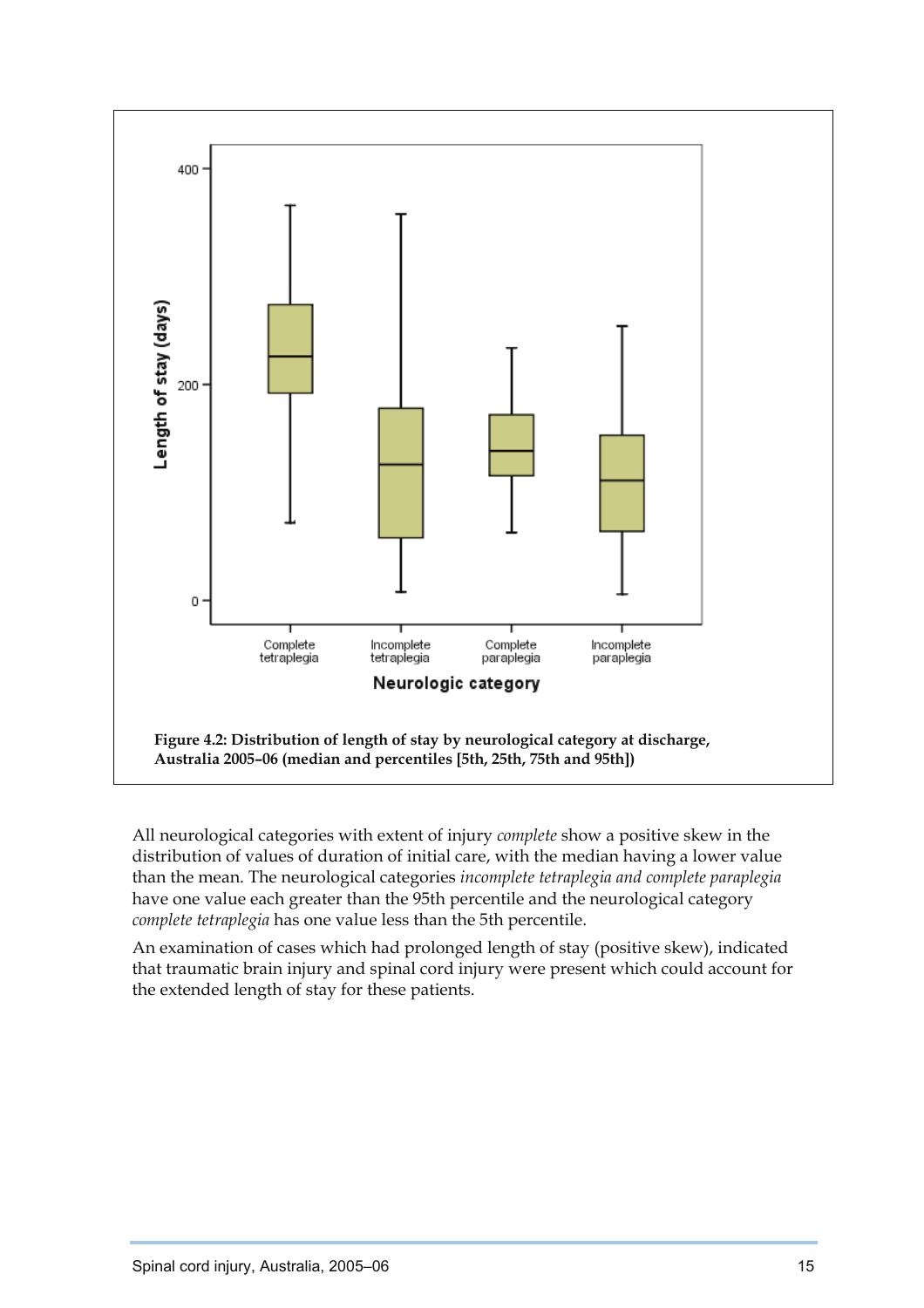**Figure 4.2: Distribution of length of stay by neurological category at discharge, Australia 2005–06 (median and percentiles [5th, 25th, 75th and 95th])**

All neurological categories with extent of injury *complete* show a positive skew in the distribution of values of duration of initial care, with the median having a lower value than the mean. The neurological categories *incomplete tetraplegia and complete paraplegia* have one value each greater than the 95th percentile and the neurological category *complete tetraplegia* has one value less than the 5th percentile.

An examination of cases which had prolonged length of stay (positive skew), indicated that traumatic brain injury and spinal cord injury were present which could account for the extended length of stay for these patients.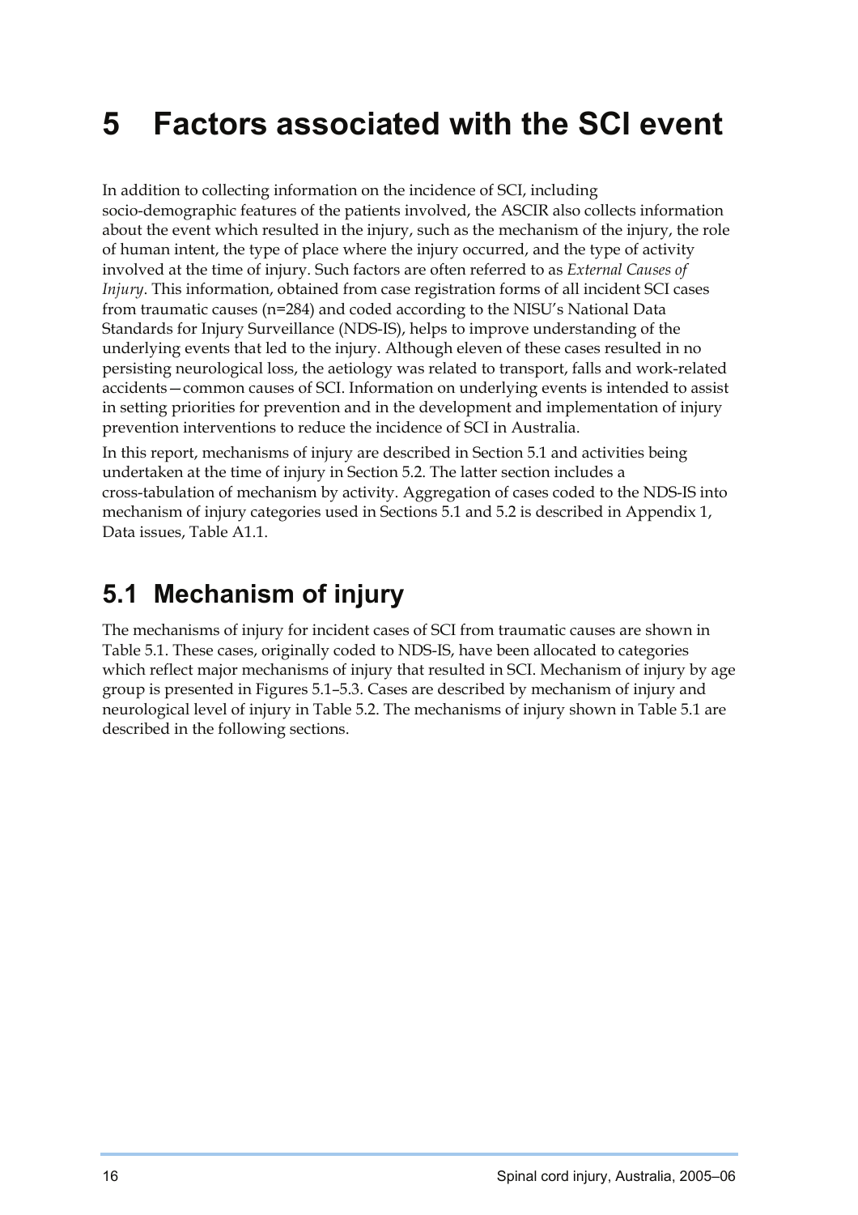# 5 Factors associated with the SCI event

In addition to collecting information on the incidence of SCI, including socio-demographic features of the patients involved, the ASCIR also collects information about the event which resulted in the injury, such as the mechanism of the injury, the role of human intent, the type of place where the injury occurred, and the type of activity involved at the time of injury. Such factors are often referred to as *External Causes of Injury*. This information, obtained from case registration forms of all incident SCI cases from traumatic causes (n=284) and coded according to the NISU's National Data Standards for Injury Surveillance (NDS-IS), helps to improve understanding of the underlying events that led to the injury. Although eleven of these cases resulted in no persisting neurological loss, the aetiology was related to transport, falls and work-related accidents—common causes of SCI. Information on underlying events is intended to assist in setting priorities for prevention and in the development and implementation of injury prevention interventions to reduce the incidence of SCI in Australia.

In this report, mechanisms of injury are described in Section 5.1 and activities being undertaken at the time of injury in Section 5.2. The latter section includes a cross-tabulation of mechanism by activity. Aggregation of cases coded to the NDS-IS into mechanism of injury categories used in Sections 5.1 and 5.2 is described in Appendix 1, Data issues, Table A1.1.

## 5.1 Mechanism of injury

The mechanisms of injury for incident cases of SCI from traumatic causes are shown in Table 5.1. These cases, originally coded to NDS-IS, have been allocated to categories which reflect major mechanisms of injury that resulted in SCI. Mechanism of injury by age group is presented in Figures 5.1–5.3. Cases are described by mechanism of injury and neurological level of injury in Table 5.2. The mechanisms of injury shown in Table 5.1 are described in the following sections.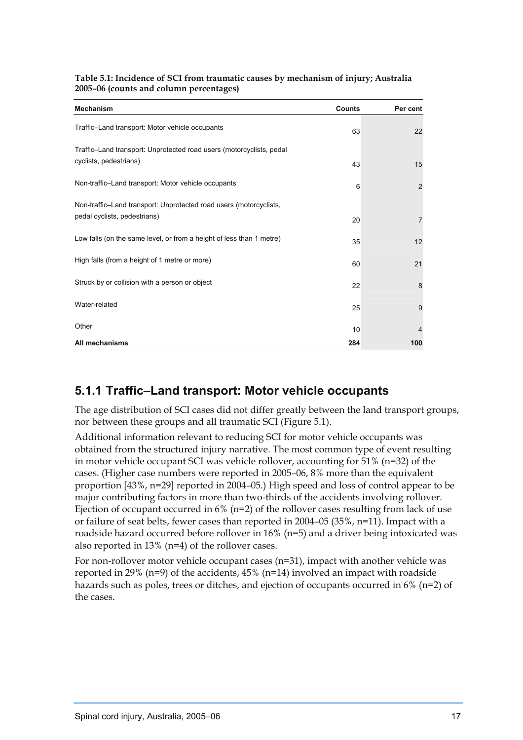**Table 5.1: Incidence of SCI from traumatic causes by mechanism of injury; Australia 2005–06 (counts and column percentages)**

| Mechanism | Counts | Per cent |
|---|---|---|
| Traffic–Land transport: Motor vehicle occupants | 63 | 22 |
| Traffic–Land transport: Unprotected road users (motorcyclists, pedal cyclists, pedestrians) | 43 | 15 |
| Non-traffic–Land transport: Motor vehicle occupants | 6 | 2 |
| Non-traffic–Land transport: Unprotected road users (motorcyclists, pedal cyclists, pedestrians) | 20 | 7 |
| Low falls (on the same level, or from a height of less than 1 metre) | 35 | 12 |
| High falls (from a height of 1 metre or more) | 60 | 21 |
| Struck by or collision with a person or object | 22 | 8 |
| Water-related | 25 | 9 |
| Other | 10 | 4 |
| **All mechanisms** | **284** | **100** |

## 5.1.1 Traffic–Land transport: Motor vehicle occupants

The age distribution of SCI cases did not differ greatly between the land transport groups, nor between these groups and all traumatic SCI (Figure 5.1).

Additional information relevant to reducing SCI for motor vehicle occupants was obtained from the structured injury narrative. The most common type of event resulting in motor vehicle occupant SCI was vehicle rollover, accounting for 51% (n=32) of the cases. (Higher case numbers were reported in 2005–06, 8% more than the equivalent proportion [43%, n=29] reported in 2004–05.) High speed and loss of control appear to be major contributing factors in more than two-thirds of the accidents involving rollover. Ejection of occupant occurred in 6% (n=2) of the rollover cases resulting from lack of use or failure of seat belts, fewer cases than reported in 2004–05 (35%, n=11). Impact with a roadside hazard occurred before rollover in 16% (n=5) and a driver being intoxicated was also reported in 13% (n=4) of the rollover cases.

For non-rollover motor vehicle occupant cases (n=31), impact with another vehicle was reported in 29% (n=9) of the accidents, 45% (n=14) involved an impact with roadside hazards such as poles, trees or ditches, and ejection of occupants occurred in 6% (n=2) of the cases.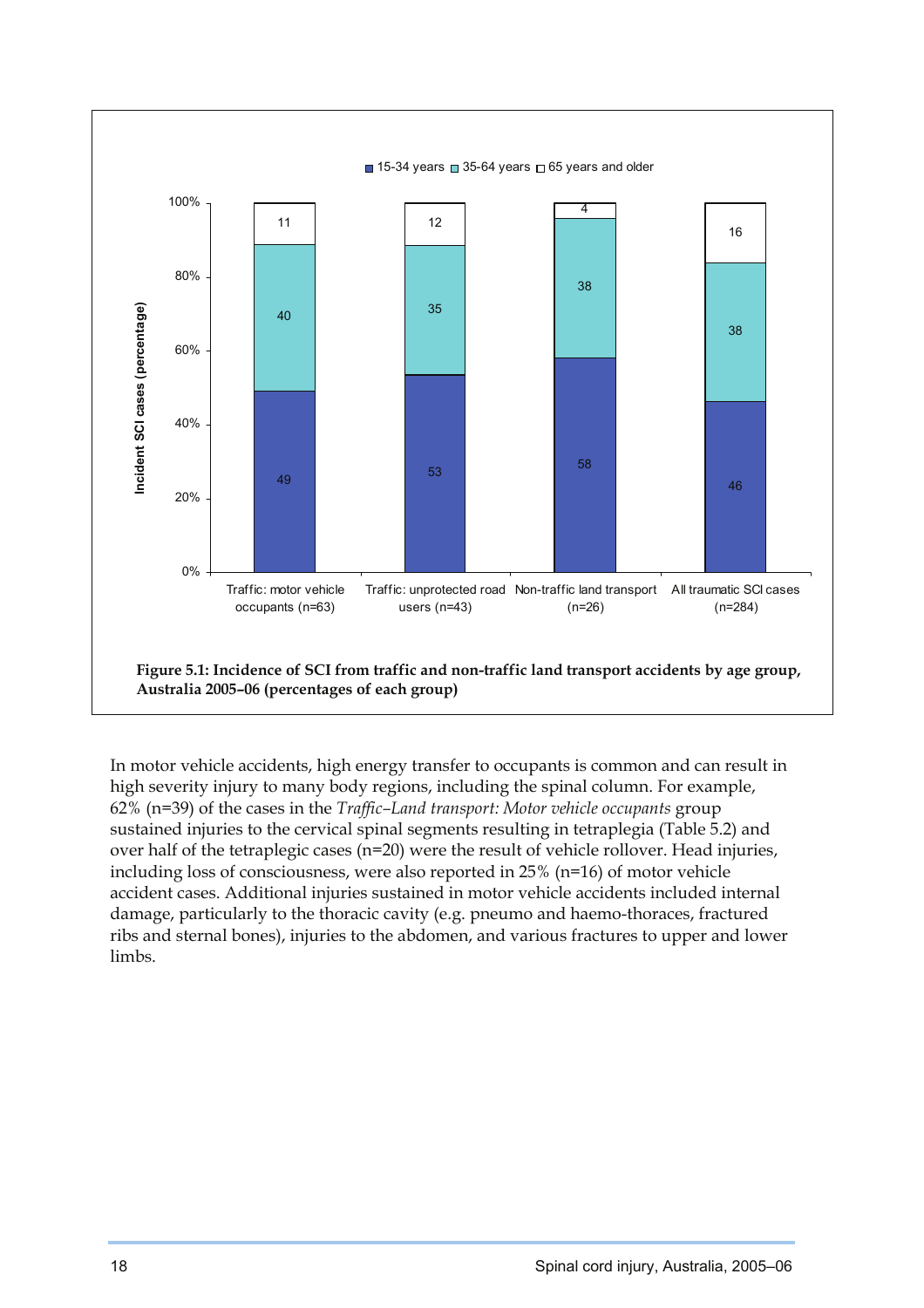| | 15-34 years | 35-64 years | 65 years and older |
|---|---|---|---|
| Traffic: motor vehicle occupants (n=63) | 49 | 40 | 11 |
| Traffic: unprotected road users (n=43) | 53 | 35 | 12 |
| Non-traffic land transport (n=26) | 58 | 38 | 4 |
| All traumatic SCI cases (n=284) | 46 | 38 | 16 |

**Figure 5.1: Incidence of SCI from traffic and non-traffic land transport accidents by age group, Australia 2005–06 (percentages of each group)**

In motor vehicle accidents, high energy transfer to occupants is common and can result in high severity injury to many body regions, including the spinal column. For example, 62% (n=39) of the cases in the *Traffic–Land transport: Motor vehicle occupants* group sustained injuries to the cervical spinal segments resulting in tetraplegia (Table 5.2) and over half of the tetraplegic cases (n=20) were the result of vehicle rollover. Head injuries, including loss of consciousness, were also reported in 25% (n=16) of motor vehicle accident cases. Additional injuries sustained in motor vehicle accidents included internal damage, particularly to the thoracic cavity (e.g. pneumo and haemo-thoraces, fractured ribs and sternal bones), injuries to the abdomen, and various fractures to upper and lower limbs.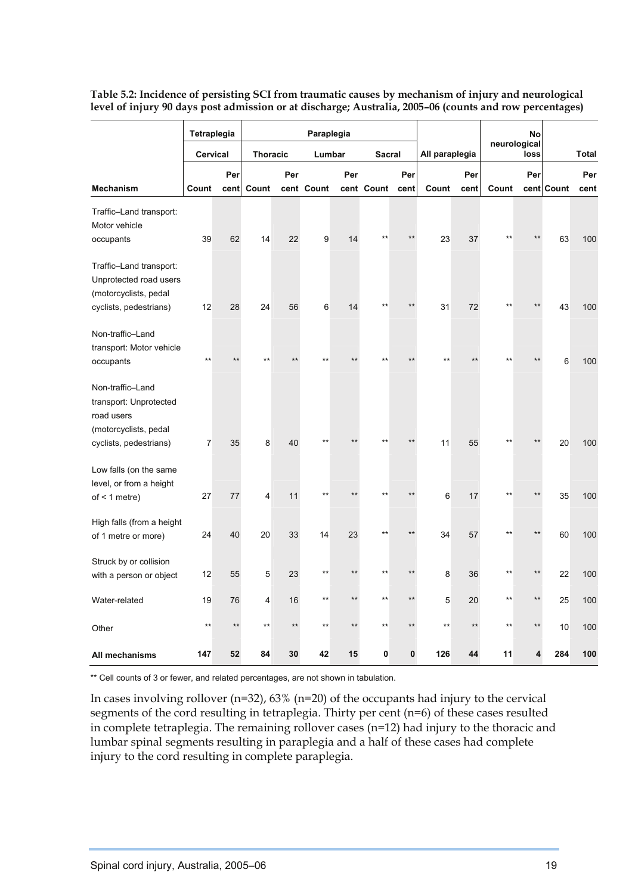**Table 5.2: Incidence of persisting SCI from traumatic causes by mechanism of injury and neurological level of injury 90 days post admission or at discharge; Australia, 2005–06 (counts and row percentages)**

| | Tetraplegia | | Paraplegia | | | | | | | | | | | |
|---|---|---|---|---|---|---|---|---|---|---|---|---|---|---|
| | Cervical | | Thoracic | | Lumbar | | Sacral | | All paraplegia | | No neurological loss | | Total | |
| **Mechanism** | Count | Per cent | Count | Per cent | Count | Per cent | Count | Per cent | Count | Per cent | Count | Per cent | Count | Per cent |
| Traffic–Land transport: Motor vehicle occupants | 39 | 62 | 14 | 22 | 9 | 14 | ** | ** | 23 | 37 | ** | ** | 63 | 100 |
| Traffic–Land transport: Unprotected road users (motorcyclists, pedal cyclists, pedestrians) | 12 | 28 | 24 | 56 | 6 | 14 | ** | ** | 31 | 72 | ** | ** | 43 | 100 |
| Non-traffic–Land transport: Motor vehicle occupants | ** | ** | ** | ** | ** | ** | ** | ** | ** | ** | ** | ** | 6 | 100 |
| Non-traffic–Land transport: Unprotected road users (motorcyclists, pedal cyclists, pedestrians) | 7 | 35 | 8 | 40 | ** | ** | ** | ** | 11 | 55 | ** | ** | 20 | 100 |
| Low falls (on the same level, or from a height of < 1 metre) | 27 | 77 | 4 | 11 | ** | ** | ** | ** | 6 | 17 | ** | ** | 35 | 100 |
| High falls (from a height of 1 metre or more) | 24 | 40 | 20 | 33 | 14 | 23 | ** | ** | 34 | 57 | ** | ** | 60 | 100 |
| Struck by or collision with a person or object | 12 | 55 | 5 | 23 | ** | ** | ** | ** | 8 | 36 | ** | ** | 22 | 100 |
| Water-related | 19 | 76 | 4 | 16 | ** | ** | ** | ** | 5 | 20 | ** | ** | 25 | 100 |
| Other | ** | ** | ** | ** | ** | ** | ** | ** | ** | ** | ** | ** | 10 | 100 |
| **All mechanisms** | **147** | **52** | **84** | **30** | **42** | **15** | **0** | **0** | **126** | **44** | **11** | **4** | **284** | **100** |

** Cell counts of 3 or fewer, and related percentages, are not shown in tabulation.

In cases involving rollover (n=32), 63% (n=20) of the occupants had injury to the cervical segments of the cord resulting in tetraplegia. Thirty per cent (n=6) of these cases resulted in complete tetraplegia. The remaining rollover cases (n=12) had injury to the thoracic and lumbar spinal segments resulting in paraplegia and a half of these cases had complete injury to the cord resulting in complete paraplegia.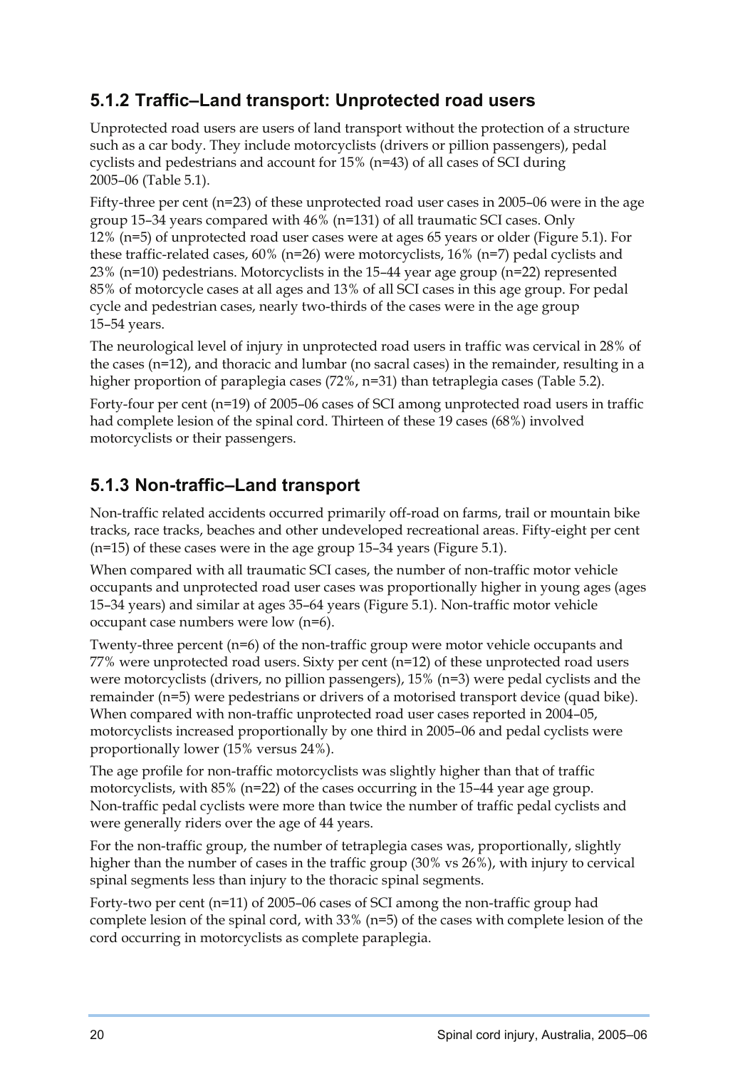### 5.1.2 Traffic–Land transport: Unprotected road users

Unprotected road users are users of land transport without the protection of a structure such as a car body. They include motorcyclists (drivers or pillion passengers), pedal cyclists and pedestrians and account for 15% (n=43) of all cases of SCI during 2005–06 (Table 5.1).

Fifty-three per cent (n=23) of these unprotected road user cases in 2005–06 were in the age group 15–34 years compared with 46% (n=131) of all traumatic SCI cases. Only 12% (n=5) of unprotected road user cases were at ages 65 years or older (Figure 5.1). For these traffic-related cases, 60% (n=26) were motorcyclists, 16% (n=7) pedal cyclists and 23% (n=10) pedestrians. Motorcyclists in the 15–44 year age group (n=22) represented 85% of motorcycle cases at all ages and 13% of all SCI cases in this age group. For pedal cycle and pedestrian cases, nearly two-thirds of the cases were in the age group 15–54 years.

The neurological level of injury in unprotected road users in traffic was cervical in 28% of the cases (n=12), and thoracic and lumbar (no sacral cases) in the remainder, resulting in a higher proportion of paraplegia cases (72%, n=31) than tetraplegia cases (Table 5.2).

Forty-four per cent (n=19) of 2005–06 cases of SCI among unprotected road users in traffic had complete lesion of the spinal cord. Thirteen of these 19 cases (68%) involved motorcyclists or their passengers.

### 5.1.3 Non-traffic–Land transport

Non-traffic related accidents occurred primarily off-road on farms, trail or mountain bike tracks, race tracks, beaches and other undeveloped recreational areas. Fifty-eight per cent (n=15) of these cases were in the age group 15–34 years (Figure 5.1).

When compared with all traumatic SCI cases, the number of non-traffic motor vehicle occupants and unprotected road user cases was proportionally higher in young ages (ages 15–34 years) and similar at ages 35–64 years (Figure 5.1). Non-traffic motor vehicle occupant case numbers were low (n=6).

Twenty-three percent (n=6) of the non-traffic group were motor vehicle occupants and 77% were unprotected road users. Sixty per cent (n=12) of these unprotected road users were motorcyclists (drivers, no pillion passengers), 15% (n=3) were pedal cyclists and the remainder (n=5) were pedestrians or drivers of a motorised transport device (quad bike). When compared with non-traffic unprotected road user cases reported in 2004–05, motorcyclists increased proportionally by one third in 2005–06 and pedal cyclists were proportionally lower (15% versus 24%).

The age profile for non-traffic motorcyclists was slightly higher than that of traffic motorcyclists, with 85% (n=22) of the cases occurring in the 15–44 year age group. Non-traffic pedal cyclists were more than twice the number of traffic pedal cyclists and were generally riders over the age of 44 years.

For the non-traffic group, the number of tetraplegia cases was, proportionally, slightly higher than the number of cases in the traffic group (30% vs 26%), with injury to cervical spinal segments less than injury to the thoracic spinal segments.

Forty-two per cent (n=11) of 2005–06 cases of SCI among the non-traffic group had complete lesion of the spinal cord, with 33% (n=5) of the cases with complete lesion of the cord occurring in motorcyclists as complete paraplegia.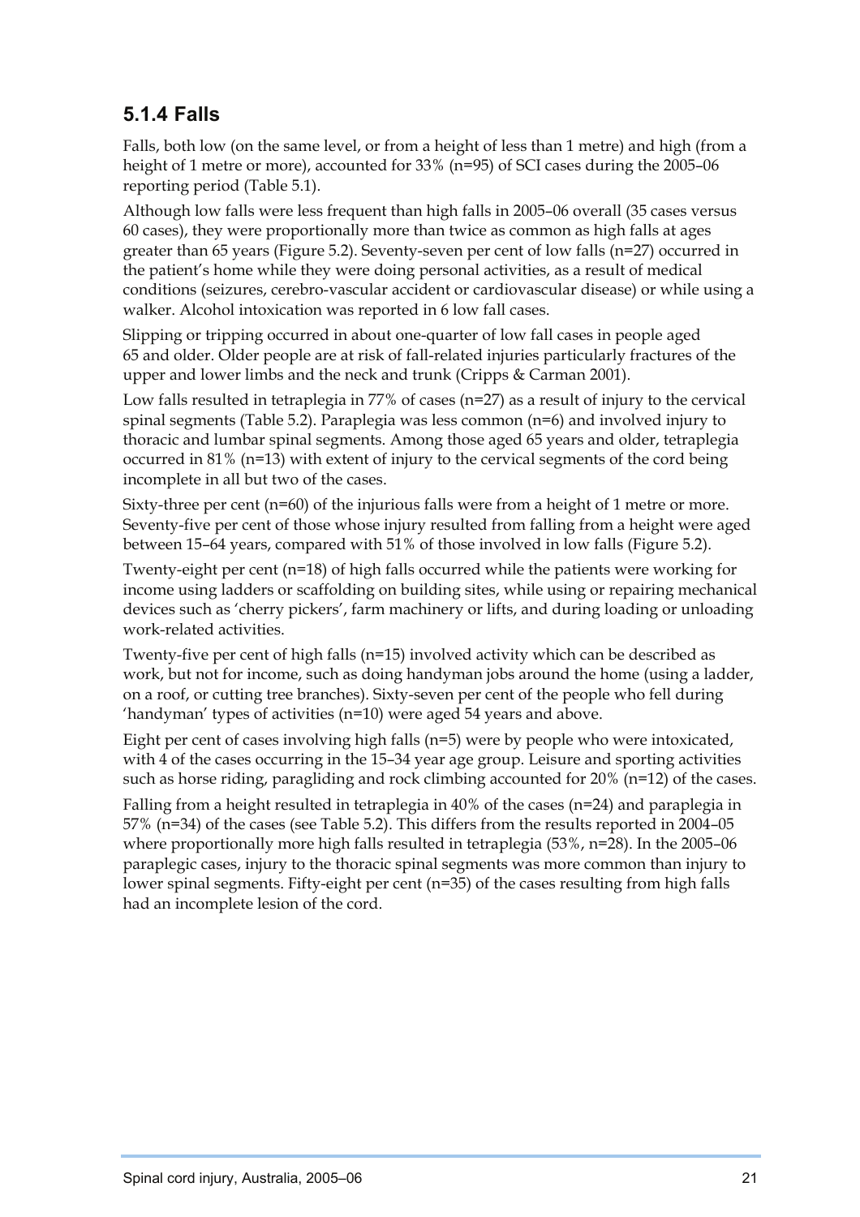### 5.1.4 Falls

Falls, both low (on the same level, or from a height of less than 1 metre) and high (from a height of 1 metre or more), accounted for 33% (n=95) of SCI cases during the 2005–06 reporting period (Table 5.1).

Although low falls were less frequent than high falls in 2005–06 overall (35 cases versus 60 cases), they were proportionally more than twice as common as high falls at ages greater than 65 years (Figure 5.2). Seventy-seven per cent of low falls (n=27) occurred in the patient's home while they were doing personal activities, as a result of medical conditions (seizures, cerebro-vascular accident or cardiovascular disease) or while using a walker. Alcohol intoxication was reported in 6 low fall cases.

Slipping or tripping occurred in about one-quarter of low fall cases in people aged 65 and older. Older people are at risk of fall-related injuries particularly fractures of the upper and lower limbs and the neck and trunk (Cripps & Carman 2001).

Low falls resulted in tetraplegia in 77% of cases (n=27) as a result of injury to the cervical spinal segments (Table 5.2). Paraplegia was less common (n=6) and involved injury to thoracic and lumbar spinal segments. Among those aged 65 years and older, tetraplegia occurred in 81% (n=13) with extent of injury to the cervical segments of the cord being incomplete in all but two of the cases.

Sixty-three per cent (n=60) of the injurious falls were from a height of 1 metre or more. Seventy-five per cent of those whose injury resulted from falling from a height were aged between 15–64 years, compared with 51% of those involved in low falls (Figure 5.2).

Twenty-eight per cent (n=18) of high falls occurred while the patients were working for income using ladders or scaffolding on building sites, while using or repairing mechanical devices such as 'cherry pickers', farm machinery or lifts, and during loading or unloading work-related activities.

Twenty-five per cent of high falls (n=15) involved activity which can be described as work, but not for income, such as doing handyman jobs around the home (using a ladder, on a roof, or cutting tree branches). Sixty-seven per cent of the people who fell during 'handyman' types of activities (n=10) were aged 54 years and above.

Eight per cent of cases involving high falls (n=5) were by people who were intoxicated, with 4 of the cases occurring in the 15–34 year age group. Leisure and sporting activities such as horse riding, paragliding and rock climbing accounted for 20% (n=12) of the cases.

Falling from a height resulted in tetraplegia in 40% of the cases (n=24) and paraplegia in 57% (n=34) of the cases (see Table 5.2). This differs from the results reported in 2004–05 where proportionally more high falls resulted in tetraplegia (53%, n=28). In the 2005–06 paraplegic cases, injury to the thoracic spinal segments was more common than injury to lower spinal segments. Fifty-eight per cent (n=35) of the cases resulting from high falls had an incomplete lesion of the cord.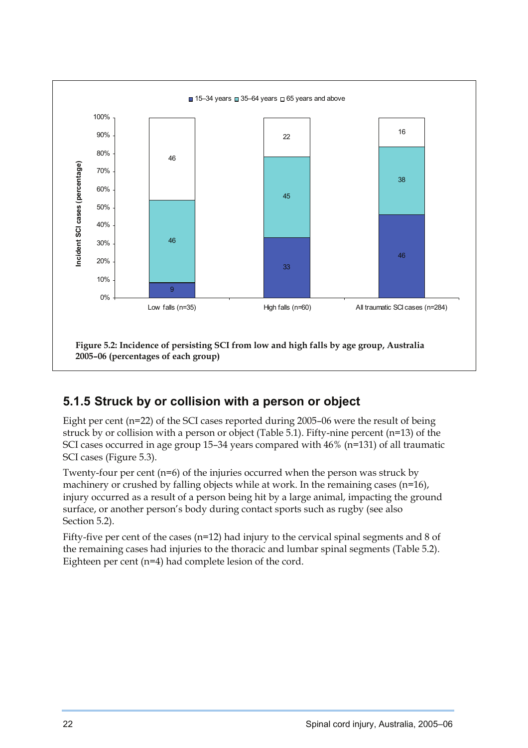Figure 5.2: Incidence of persisting SCI from low and high falls by age group, Australia 2005–06 (percentages of each group)

## 5.1.5 Struck by or collision with a person or object

Eight per cent (n=22) of the SCI cases reported during 2005–06 were the result of being struck by or collision with a person or object (Table 5.1). Fifty-nine percent (n=13) of the SCI cases occurred in age group 15–34 years compared with 46% (n=131) of all traumatic SCI cases (Figure 5.3).

Twenty-four per cent (n=6) of the injuries occurred when the person was struck by machinery or crushed by falling objects while at work. In the remaining cases (n=16), injury occurred as a result of a person being hit by a large animal, impacting the ground surface, or another person's body during contact sports such as rugby (see also Section 5.2).

Fifty-five per cent of the cases (n=12) had injury to the cervical spinal segments and 8 of the remaining cases had injuries to the thoracic and lumbar spinal segments (Table 5.2). Eighteen per cent (n=4) had complete lesion of the cord.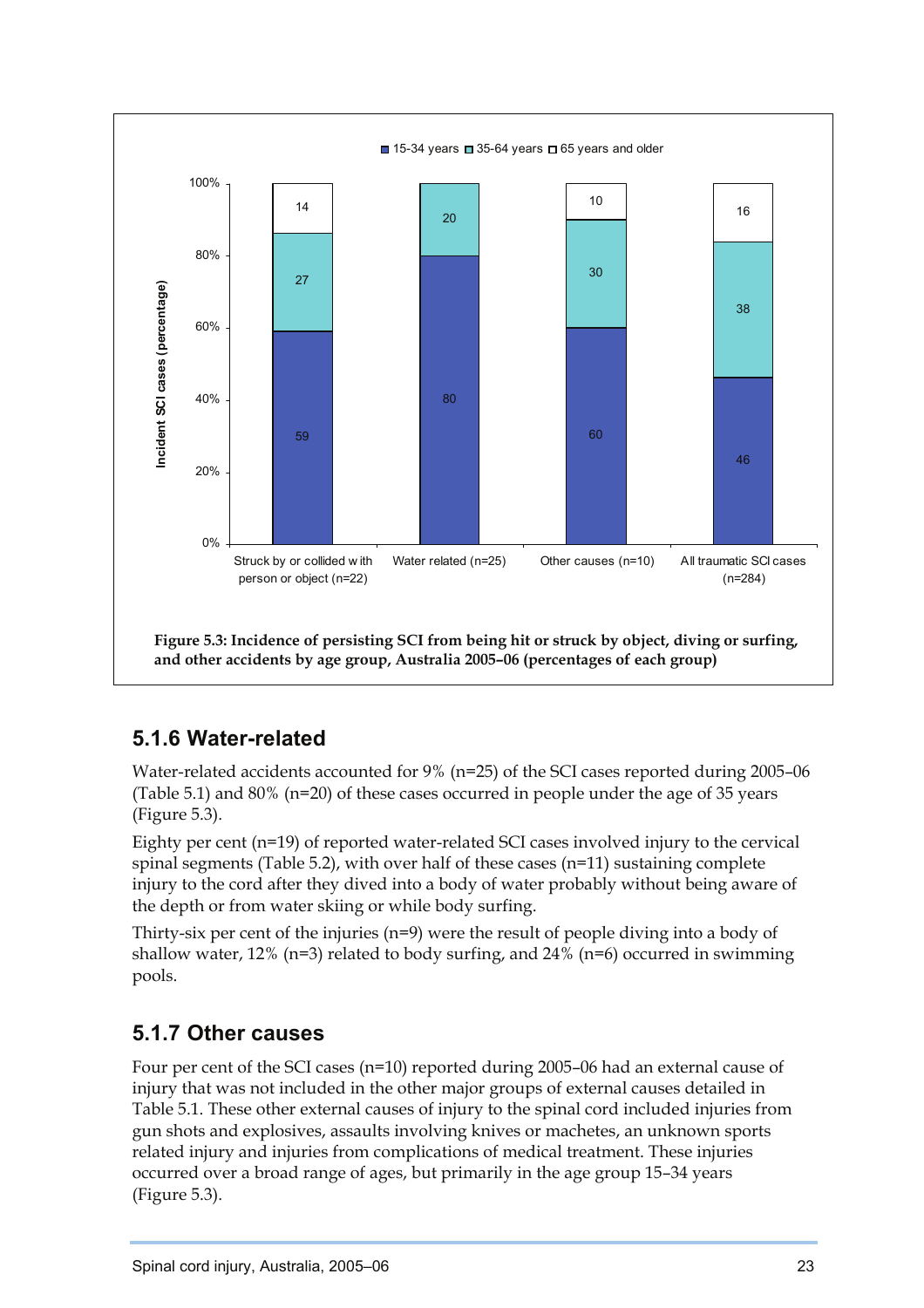| | 15-34 years | 35-64 years | 65 years and older |
|---|---|---|---|
| Struck by or collided with person or object (n=22) | 59 | 27 | 14 |
| Water related (n=25) | 80 | 20 | |
| Other causes (n=10) | 60 | 30 | 10 |
| All traumatic SCI cases (n=284) | 46 | 38 | 16 |

**Figure 5.3: Incidence of persisting SCI from being hit or struck by object, diving or surfing, and other accidents by age group, Australia 2005–06 (percentages of each group)**

## 5.1.6 Water-related

Water-related accidents accounted for 9% (n=25) of the SCI cases reported during 2005–06 (Table 5.1) and 80% (n=20) of these cases occurred in people under the age of 35 years (Figure 5.3).

Eighty per cent (n=19) of reported water-related SCI cases involved injury to the cervical spinal segments (Table 5.2), with over half of these cases (n=11) sustaining complete injury to the cord after they dived into a body of water probably without being aware of the depth or from water skiing or while body surfing.

Thirty-six per cent of the injuries (n=9) were the result of people diving into a body of shallow water, 12% (n=3) related to body surfing, and 24% (n=6) occurred in swimming pools.

## 5.1.7 Other causes

Four per cent of the SCI cases (n=10) reported during 2005–06 had an external cause of injury that was not included in the other major groups of external causes detailed in Table 5.1. These other external causes of injury to the spinal cord included injuries from gun shots and explosives, assaults involving knives or machetes, an unknown sports related injury and injuries from complications of medical treatment. These injuries occurred over a broad range of ages, but primarily in the age group 15–34 years (Figure 5.3).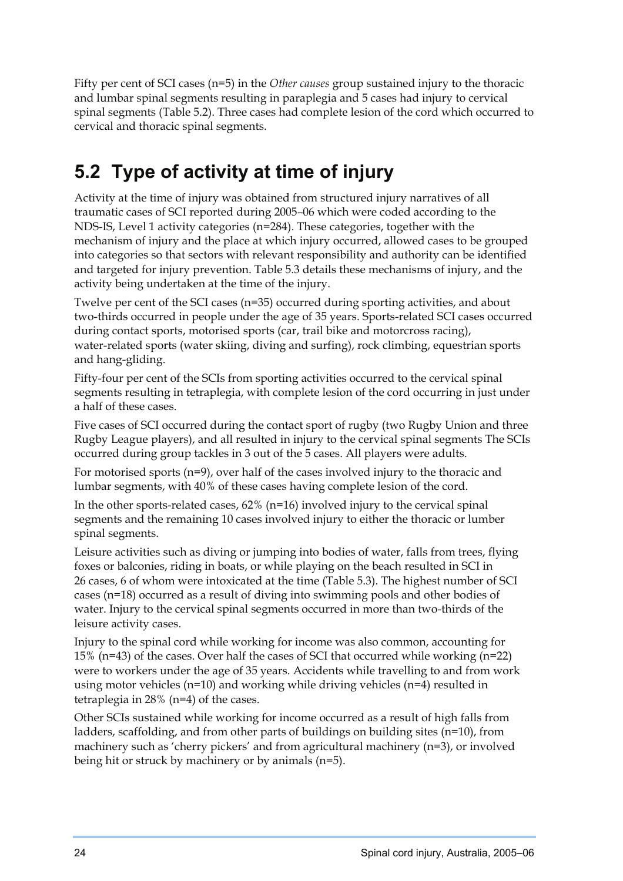Fifty per cent of SCI cases (n=5) in the *Other causes* group sustained injury to the thoracic and lumbar spinal segments resulting in paraplegia and 5 cases had injury to cervical spinal segments (Table 5.2). Three cases had complete lesion of the cord which occurred to cervical and thoracic spinal segments.

## 5.2 Type of activity at time of injury

Activity at the time of injury was obtained from structured injury narratives of all traumatic cases of SCI reported during 2005–06 which were coded according to the NDS-IS, Level 1 activity categories (n=284). These categories, together with the mechanism of injury and the place at which injury occurred, allowed cases to be grouped into categories so that sectors with relevant responsibility and authority can be identified and targeted for injury prevention. Table 5.3 details these mechanisms of injury, and the activity being undertaken at the time of the injury.

Twelve per cent of the SCI cases (n=35) occurred during sporting activities, and about two-thirds occurred in people under the age of 35 years. Sports-related SCI cases occurred during contact sports, motorised sports (car, trail bike and motorcross racing), water-related sports (water skiing, diving and surfing), rock climbing, equestrian sports and hang-gliding.

Fifty-four per cent of the SCIs from sporting activities occurred to the cervical spinal segments resulting in tetraplegia, with complete lesion of the cord occurring in just under a half of these cases.

Five cases of SCI occurred during the contact sport of rugby (two Rugby Union and three Rugby League players), and all resulted in injury to the cervical spinal segments The SCIs occurred during group tackles in 3 out of the 5 cases. All players were adults.

For motorised sports (n=9), over half of the cases involved injury to the thoracic and lumbar segments, with 40% of these cases having complete lesion of the cord.

In the other sports-related cases, 62% (n=16) involved injury to the cervical spinal segments and the remaining 10 cases involved injury to either the thoracic or lumber spinal segments.

Leisure activities such as diving or jumping into bodies of water, falls from trees, flying foxes or balconies, riding in boats, or while playing on the beach resulted in SCI in 26 cases, 6 of whom were intoxicated at the time (Table 5.3). The highest number of SCI cases (n=18) occurred as a result of diving into swimming pools and other bodies of water. Injury to the cervical spinal segments occurred in more than two-thirds of the leisure activity cases.

Injury to the spinal cord while working for income was also common, accounting for 15% (n=43) of the cases. Over half the cases of SCI that occurred while working (n=22) were to workers under the age of 35 years. Accidents while travelling to and from work using motor vehicles (n=10) and working while driving vehicles (n=4) resulted in tetraplegia in 28% (n=4) of the cases.

Other SCIs sustained while working for income occurred as a result of high falls from ladders, scaffolding, and from other parts of buildings on building sites (n=10), from machinery such as 'cherry pickers' and from agricultural machinery (n=3), or involved being hit or struck by machinery or by animals (n=5).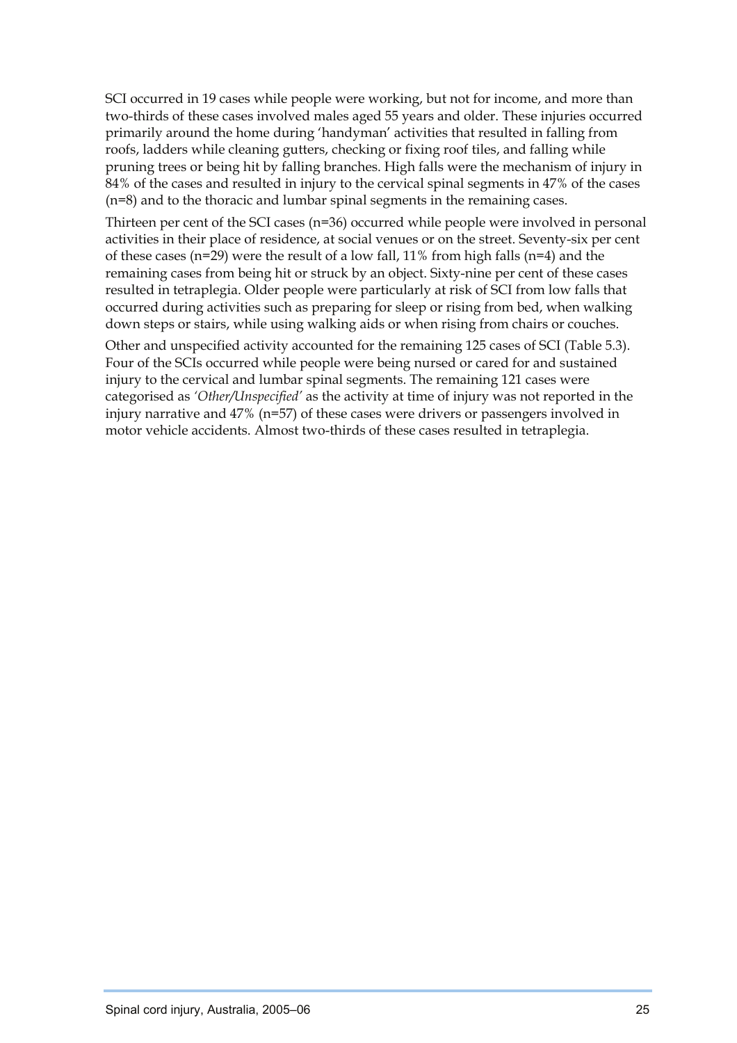SCI occurred in 19 cases while people were working, but not for income, and more than two-thirds of these cases involved males aged 55 years and older. These injuries occurred primarily around the home during 'handyman' activities that resulted in falling from roofs, ladders while cleaning gutters, checking or fixing roof tiles, and falling while pruning trees or being hit by falling branches. High falls were the mechanism of injury in 84% of the cases and resulted in injury to the cervical spinal segments in 47% of the cases (n=8) and to the thoracic and lumbar spinal segments in the remaining cases.

Thirteen per cent of the SCI cases (n=36) occurred while people were involved in personal activities in their place of residence, at social venues or on the street. Seventy-six per cent of these cases (n=29) were the result of a low fall, 11% from high falls (n=4) and the remaining cases from being hit or struck by an object. Sixty-nine per cent of these cases resulted in tetraplegia. Older people were particularly at risk of SCI from low falls that occurred during activities such as preparing for sleep or rising from bed, when walking down steps or stairs, while using walking aids or when rising from chairs or couches.

Other and unspecified activity accounted for the remaining 125 cases of SCI (Table 5.3). Four of the SCIs occurred while people were being nursed or cared for and sustained injury to the cervical and lumbar spinal segments. The remaining 121 cases were categorised as *'Other/Unspecified'* as the activity at time of injury was not reported in the injury narrative and 47% (n=57) of these cases were drivers or passengers involved in motor vehicle accidents. Almost two-thirds of these cases resulted in tetraplegia.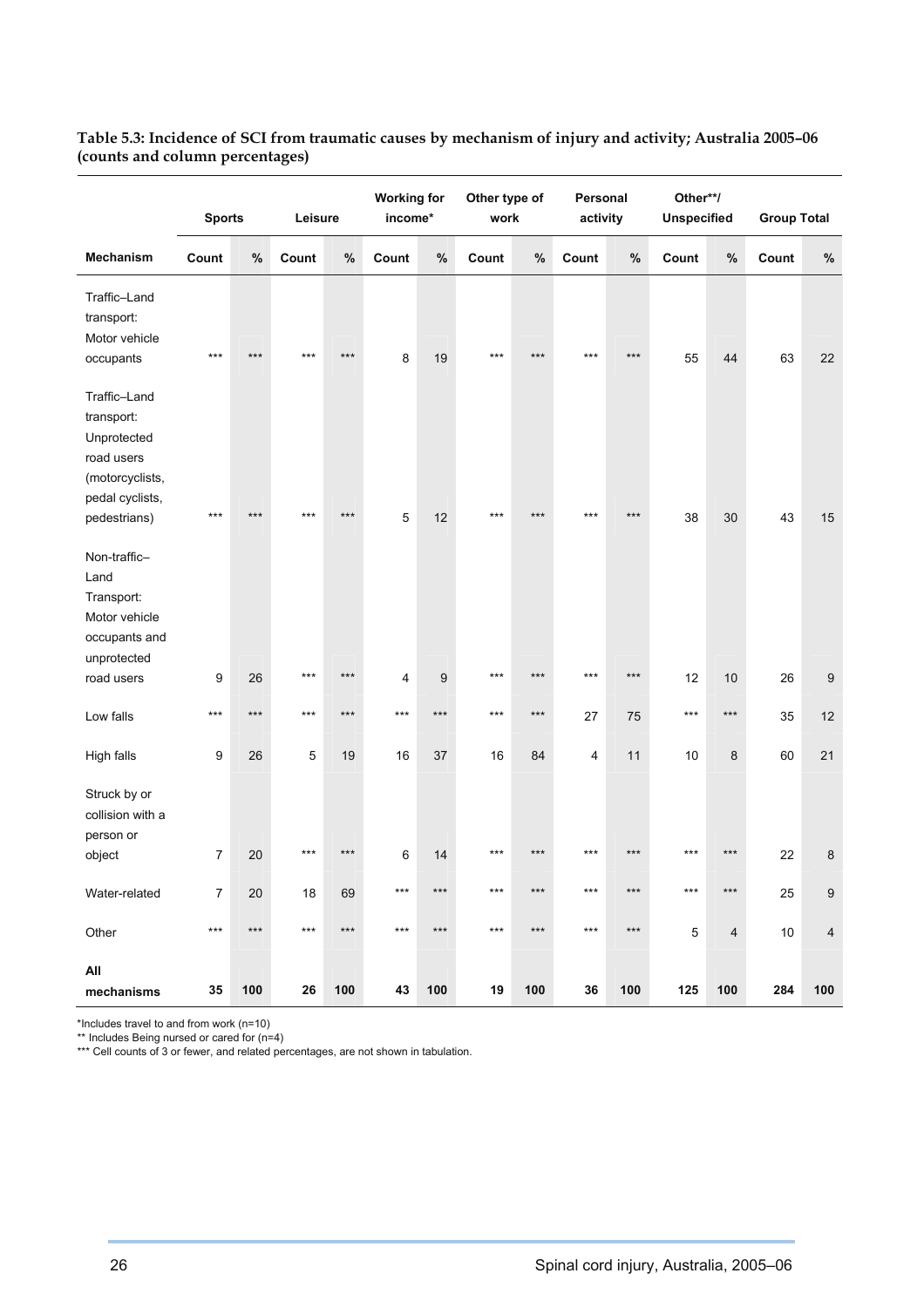**Table 5.3: Incidence of SCI from traumatic causes by mechanism of injury and activity; Australia 2005–06 (counts and column percentages)**

| | Sports | | Leisure | | Working for income* | | Other type of work | | Personal activity | | Other**/ Unspecified | | Group Total | |
|---|---|---|---|---|---|---|---|---|---|---|---|---|---|---|
| **Mechanism** | **Count** | **%** | **Count** | **%** | **Count** | **%** | **Count** | **%** | **Count** | **%** | **Count** | **%** | **Count** | **%** |
| Traffic–Land transport: Motor vehicle occupants | *** | *** | *** | *** | 8 | 19 | *** | *** | *** | *** | 55 | 44 | 63 | 22 |
| Traffic–Land transport: Unprotected road users (motorcyclists, pedal cyclists, pedestrians) | *** | *** | *** | *** | 5 | 12 | *** | *** | *** | *** | 38 | 30 | 43 | 15 |
| Non-traffic–Land Transport: Motor vehicle occupants and unprotected road users | 9 | 26 | *** | *** | 4 | 9 | *** | *** | *** | *** | 12 | 10 | 26 | 9 |
| Low falls | *** | *** | *** | *** | *** | *** | *** | *** | 27 | 75 | *** | *** | 35 | 12 |
| High falls | 9 | 26 | 5 | 19 | 16 | 37 | 16 | 84 | 4 | 11 | 10 | 8 | 60 | 21 |
| Struck by or collision with a person or object | 7 | 20 | *** | *** | 6 | 14 | *** | *** | *** | *** | *** | *** | 22 | 8 |
| Water-related | 7 | 20 | 18 | 69 | *** | *** | *** | *** | *** | *** | *** | *** | 25 | 9 |
| Other | *** | *** | *** | *** | *** | *** | *** | *** | *** | *** | 5 | 4 | 10 | 4 |
| **All mechanisms** | **35** | **100** | **26** | **100** | **43** | **100** | **19** | **100** | **36** | **100** | **125** | **100** | **284** | **100** |

*Includes travel to and from work (n=10)
** Includes Being nursed or cared for (n=4)
*** Cell counts of 3 or fewer, and related percentages, are not shown in tabulation.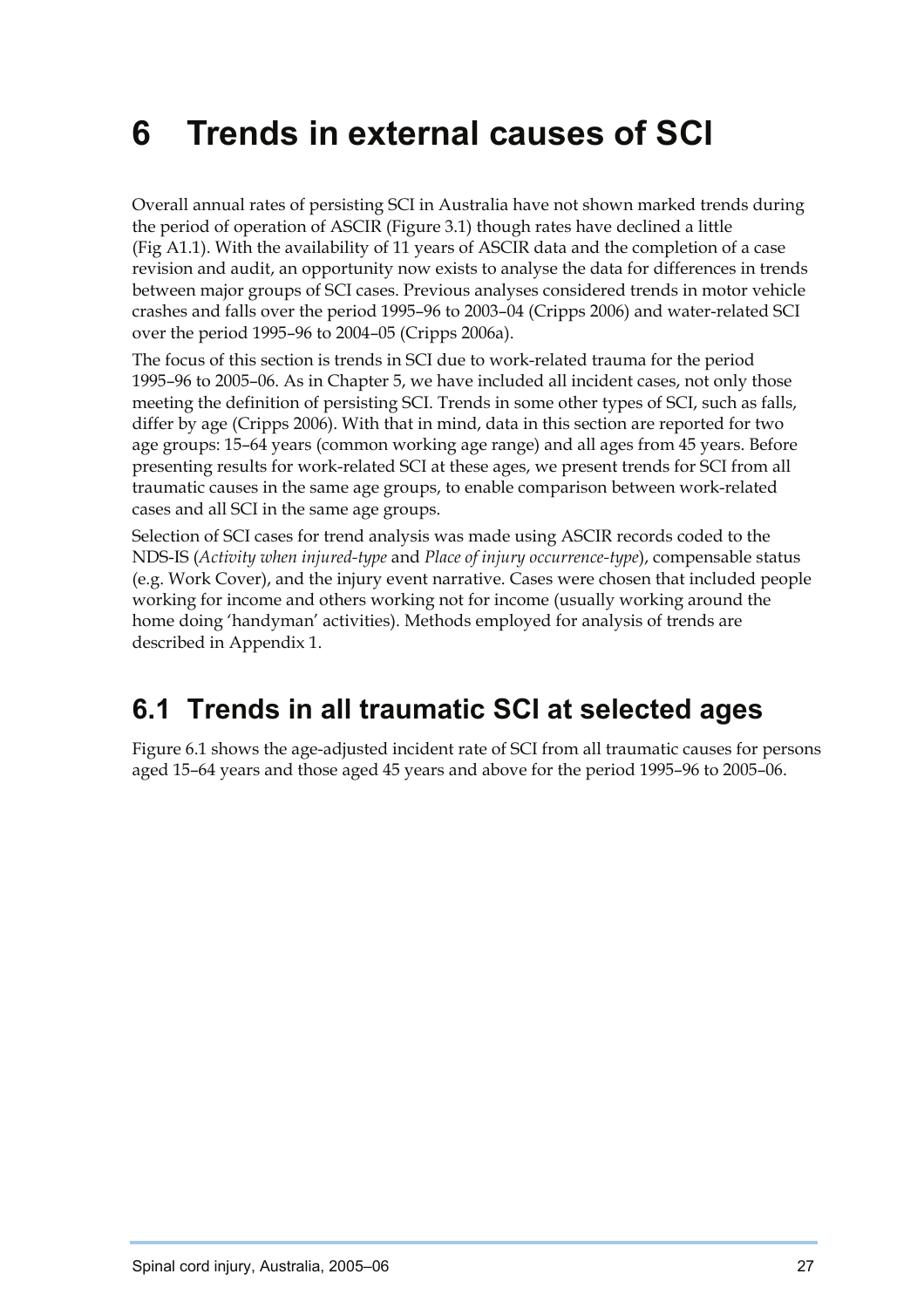# 6 Trends in external causes of SCI

Overall annual rates of persisting SCI in Australia have not shown marked trends during the period of operation of ASCIR (Figure 3.1) though rates have declined a little (Fig A1.1). With the availability of 11 years of ASCIR data and the completion of a case revision and audit, an opportunity now exists to analyse the data for differences in trends between major groups of SCI cases. Previous analyses considered trends in motor vehicle crashes and falls over the period 1995–96 to 2003–04 (Cripps 2006) and water-related SCI over the period 1995–96 to 2004–05 (Cripps 2006a).

The focus of this section is trends in SCI due to work-related trauma for the period 1995–96 to 2005–06. As in Chapter 5, we have included all incident cases, not only those meeting the definition of persisting SCI. Trends in some other types of SCI, such as falls, differ by age (Cripps 2006). With that in mind, data in this section are reported for two age groups: 15–64 years (common working age range) and all ages from 45 years. Before presenting results for work-related SCI at these ages, we present trends for SCI from all traumatic causes in the same age groups, to enable comparison between work-related cases and all SCI in the same age groups.

Selection of SCI cases for trend analysis was made using ASCIR records coded to the NDS-IS (*Activity when injured-type* and *Place of injury occurrence-type*), compensable status (e.g. Work Cover), and the injury event narrative. Cases were chosen that included people working for income and others working not for income (usually working around the home doing 'handyman' activities). Methods employed for analysis of trends are described in Appendix 1.

## 6.1 Trends in all traumatic SCI at selected ages

Figure 6.1 shows the age-adjusted incident rate of SCI from all traumatic causes for persons aged 15–64 years and those aged 45 years and above for the period 1995–96 to 2005–06.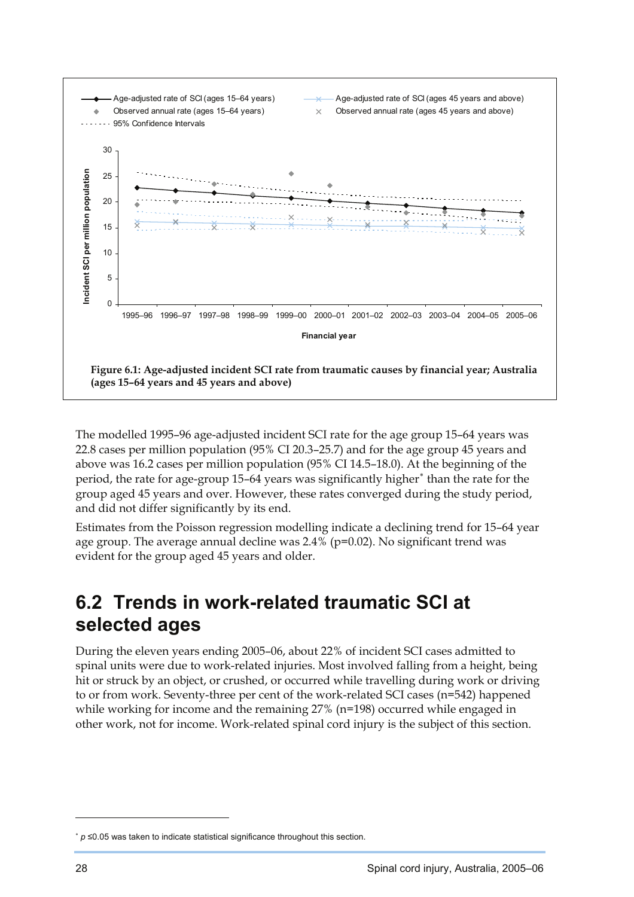**Figure 6.1: Age-adjusted incident SCI rate from traumatic causes by financial year; Australia (ages 15–64 years and 45 years and above)**

The modelled 1995–96 age-adjusted incident SCI rate for the age group 15–64 years was 22.8 cases per million population (95% CI 20.3–25.7) and for the age group 45 years and above was 16.2 cases per million population (95% CI 14.5–18.0). At the beginning of the period, the rate for age-group 15–64 years was significantly higher* than the rate for the group aged 45 years and over. However, these rates converged during the study period, and did not differ significantly by its end.

Estimates from the Poisson regression modelling indicate a declining trend for 15–64 year age group. The average annual decline was 2.4% ($p=0.02$). No significant trend was evident for the group aged 45 years and older.

## 6.2 Trends in work-related traumatic SCI at selected ages

During the eleven years ending 2005–06, about 22% of incident SCI cases admitted to spinal units were due to work-related injuries. Most involved falling from a height, being hit or struck by an object, or crushed, or occurred while travelling during work or driving to or from work. Seventy-three per cent of the work-related SCI cases (n=542) happened while working for income and the remaining 27% (n=198) occurred while engaged in other work, not for income. Work-related spinal cord injury is the subject of this section.

---

\* $p \leq 0.05$ was taken to indicate statistical significance throughout this section.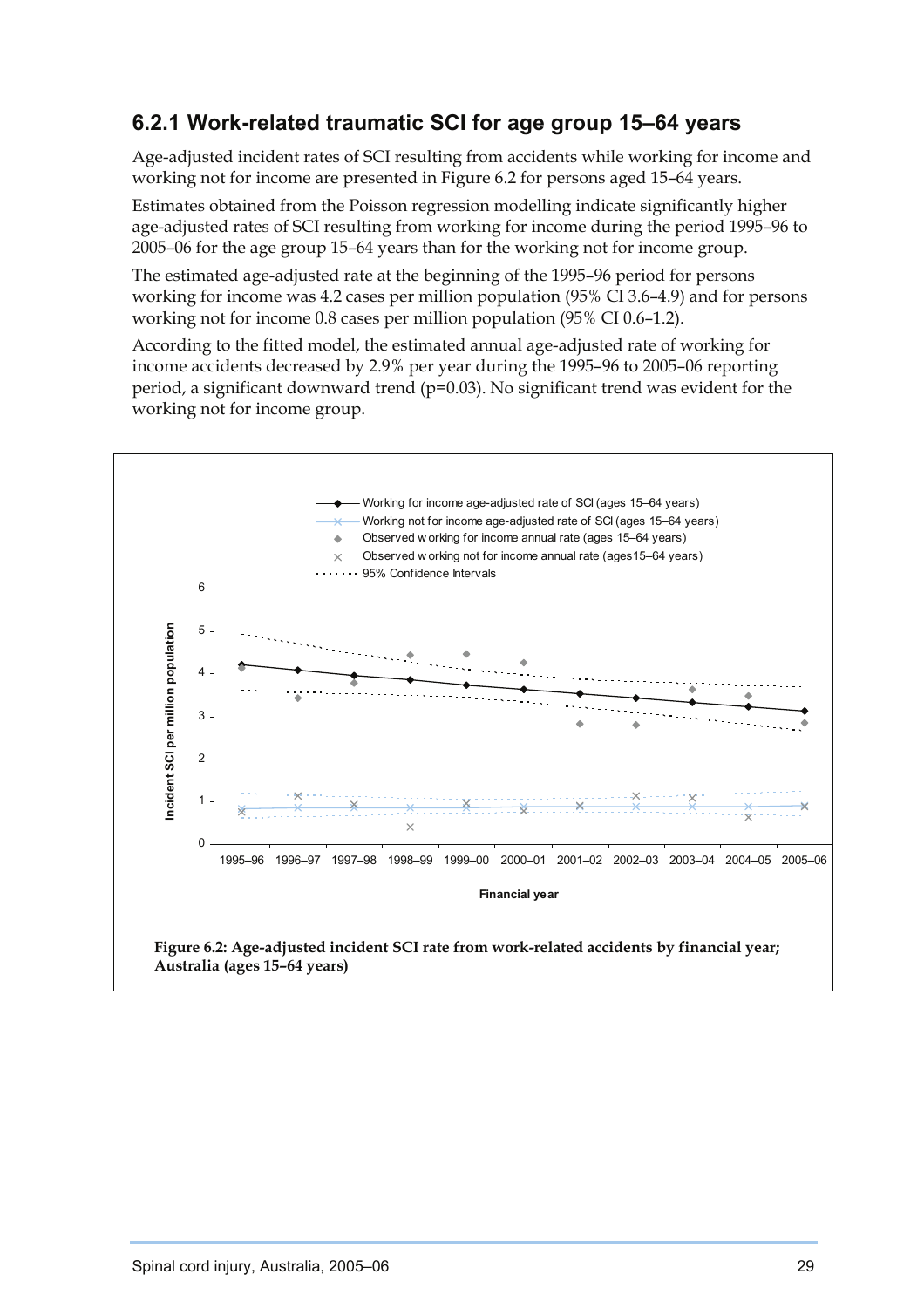### 6.2.1 Work-related traumatic SCI for age group 15–64 years

Age-adjusted incident rates of SCI resulting from accidents while working for income and working not for income are presented in Figure 6.2 for persons aged 15–64 years.

Estimates obtained from the Poisson regression modelling indicate significantly higher age-adjusted rates of SCI resulting from working for income during the period 1995–96 to 2005–06 for the age group 15–64 years than for the working not for income group.

The estimated age-adjusted rate at the beginning of the 1995–96 period for persons working for income was 4.2 cases per million population (95% CI 3.6–4.9) and for persons working not for income 0.8 cases per million population (95% CI 0.6–1.2).

According to the fitted model, the estimated annual age-adjusted rate of working for income accidents decreased by 2.9% per year during the 1995–96 to 2005–06 reporting period, a significant downward trend (p=0.03). No significant trend was evident for the working not for income group.

**Figure 6.2: Age-adjusted incident SCI rate from work-related accidents by financial year; Australia (ages 15–64 years)**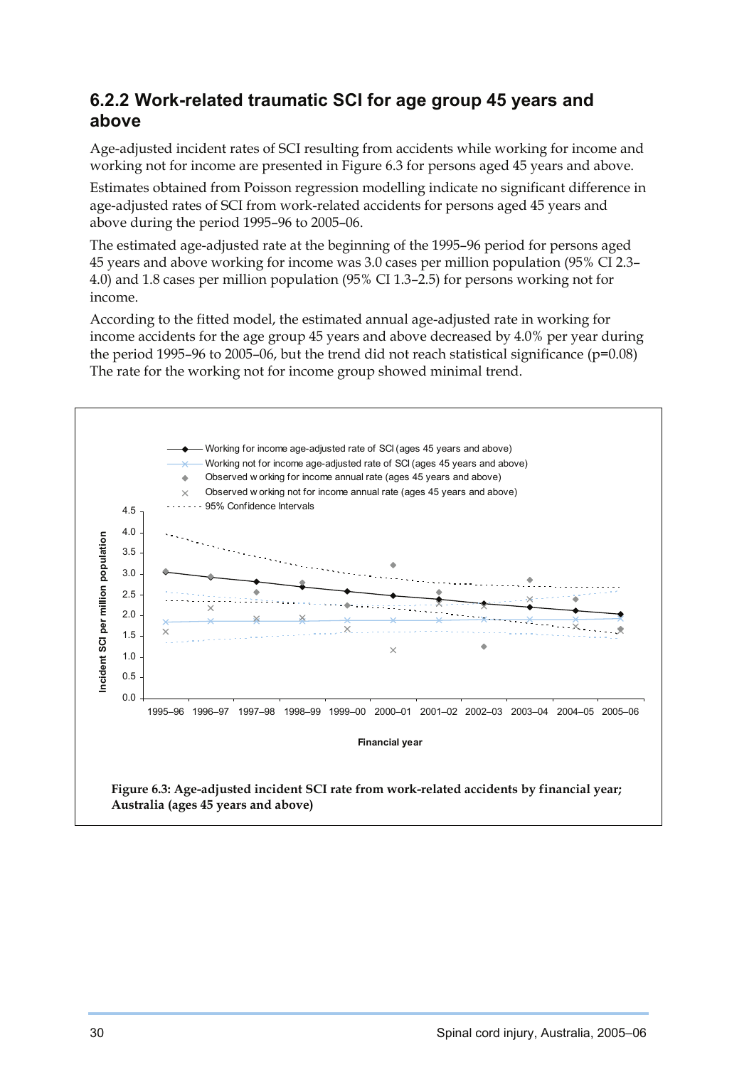### 6.2.2 Work-related traumatic SCI for age group 45 years and above

Age-adjusted incident rates of SCI resulting from accidents while working for income and working not for income are presented in Figure 6.3 for persons aged 45 years and above.

Estimates obtained from Poisson regression modelling indicate no significant difference in age-adjusted rates of SCI from work-related accidents for persons aged 45 years and above during the period 1995–96 to 2005–06.

The estimated age-adjusted rate at the beginning of the 1995–96 period for persons aged 45 years and above working for income was 3.0 cases per million population (95% CI 2.3–4.0) and 1.8 cases per million population (95% CI 1.3–2.5) for persons working not for income.

According to the fitted model, the estimated annual age-adjusted rate in working for income accidents for the age group 45 years and above decreased by 4.0% per year during the period 1995–96 to 2005–06, but the trend did not reach statistical significance (p=0.08) The rate for the working not for income group showed minimal trend.

**Figure 6.3: Age-adjusted incident SCI rate from work-related accidents by financial year; Australia (ages 45 years and above)**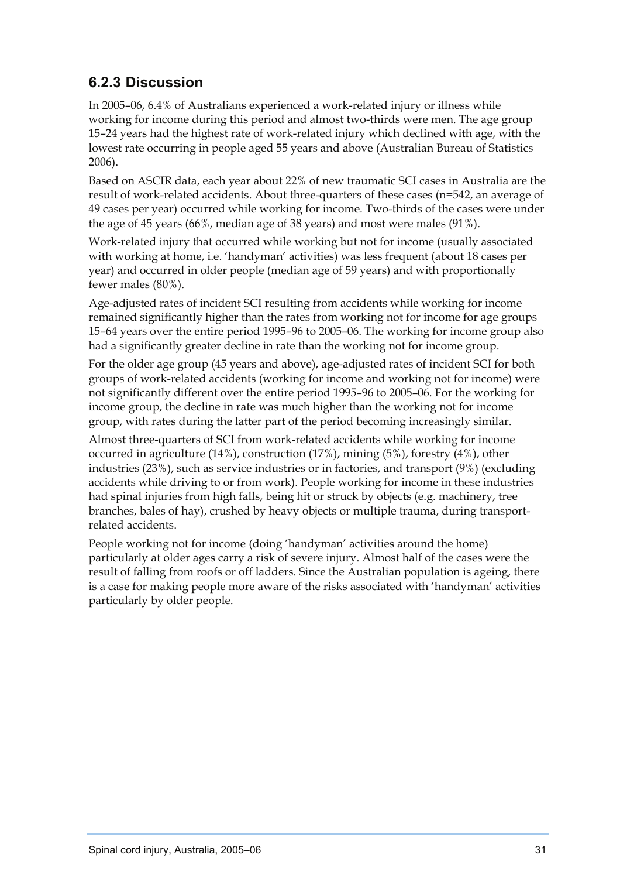### 6.2.3 Discussion

In 2005–06, 6.4% of Australians experienced a work-related injury or illness while working for income during this period and almost two-thirds were men. The age group 15–24 years had the highest rate of work-related injury which declined with age, with the lowest rate occurring in people aged 55 years and above (Australian Bureau of Statistics 2006).

Based on ASCIR data, each year about 22% of new traumatic SCI cases in Australia are the result of work-related accidents. About three-quarters of these cases (n=542, an average of 49 cases per year) occurred while working for income. Two-thirds of the cases were under the age of 45 years (66%, median age of 38 years) and most were males (91%).

Work-related injury that occurred while working but not for income (usually associated with working at home, i.e. 'handyman' activities) was less frequent (about 18 cases per year) and occurred in older people (median age of 59 years) and with proportionally fewer males (80%).

Age-adjusted rates of incident SCI resulting from accidents while working for income remained significantly higher than the rates from working not for income for age groups 15–64 years over the entire period 1995–96 to 2005–06. The working for income group also had a significantly greater decline in rate than the working not for income group.

For the older age group (45 years and above), age-adjusted rates of incident SCI for both groups of work-related accidents (working for income and working not for income) were not significantly different over the entire period 1995–96 to 2005–06. For the working for income group, the decline in rate was much higher than the working not for income group, with rates during the latter part of the period becoming increasingly similar.

Almost three-quarters of SCI from work-related accidents while working for income occurred in agriculture (14%), construction (17%), mining (5%), forestry (4%), other industries (23%), such as service industries or in factories, and transport (9%) (excluding accidents while driving to or from work). People working for income in these industries had spinal injuries from high falls, being hit or struck by objects (e.g. machinery, tree branches, bales of hay), crushed by heavy objects or multiple trauma, during transport-related accidents.

People working not for income (doing 'handyman' activities around the home) particularly at older ages carry a risk of severe injury. Almost half of the cases were the result of falling from roofs or off ladders. Since the Australian population is ageing, there is a case for making people more aware of the risks associated with 'handyman' activities particularly by older people.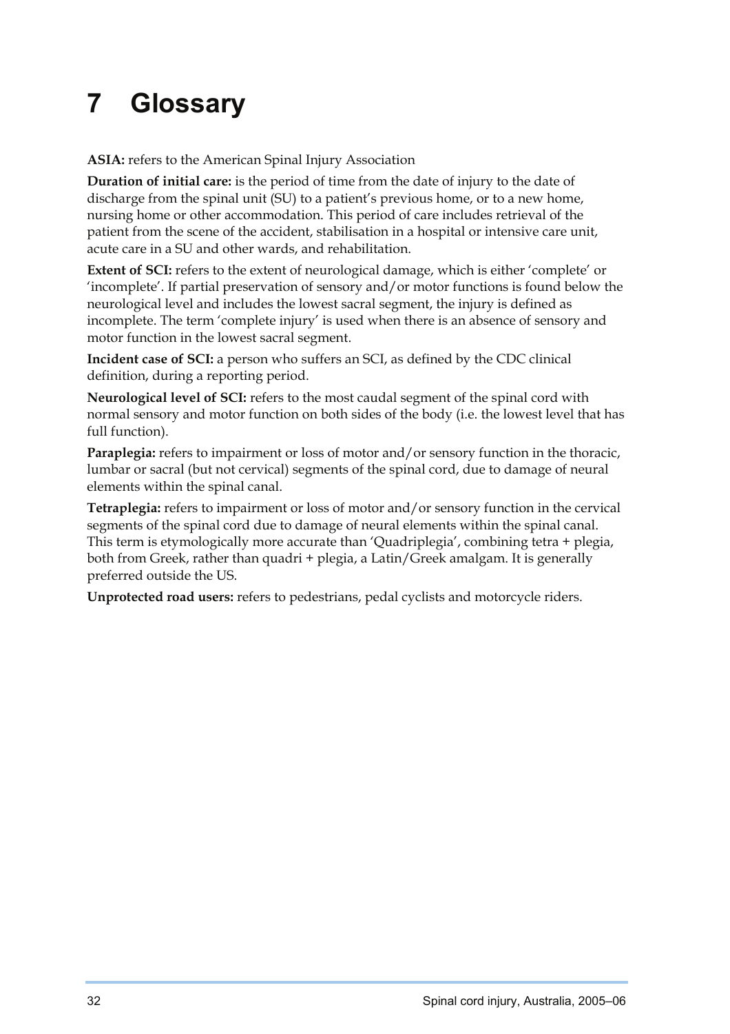# 7 Glossary

**ASIA:** refers to the American Spinal Injury Association

**Duration of initial care:** is the period of time from the date of injury to the date of discharge from the spinal unit (SU) to a patient's previous home, or to a new home, nursing home or other accommodation. This period of care includes retrieval of the patient from the scene of the accident, stabilisation in a hospital or intensive care unit, acute care in a SU and other wards, and rehabilitation.

**Extent of SCI:** refers to the extent of neurological damage, which is either 'complete' or 'incomplete'. If partial preservation of sensory and/or motor functions is found below the neurological level and includes the lowest sacral segment, the injury is defined as incomplete. The term 'complete injury' is used when there is an absence of sensory and motor function in the lowest sacral segment.

**Incident case of SCI:** a person who suffers an SCI, as defined by the CDC clinical definition, during a reporting period.

**Neurological level of SCI:** refers to the most caudal segment of the spinal cord with normal sensory and motor function on both sides of the body (i.e. the lowest level that has full function).

**Paraplegia:** refers to impairment or loss of motor and/or sensory function in the thoracic, lumbar or sacral (but not cervical) segments of the spinal cord, due to damage of neural elements within the spinal canal.

**Tetraplegia:** refers to impairment or loss of motor and/or sensory function in the cervical segments of the spinal cord due to damage of neural elements within the spinal canal. This term is etymologically more accurate than 'Quadriplegia', combining tetra + plegia, both from Greek, rather than quadri + plegia, a Latin/Greek amalgam. It is generally preferred outside the US.

**Unprotected road users:** refers to pedestrians, pedal cyclists and motorcycle riders.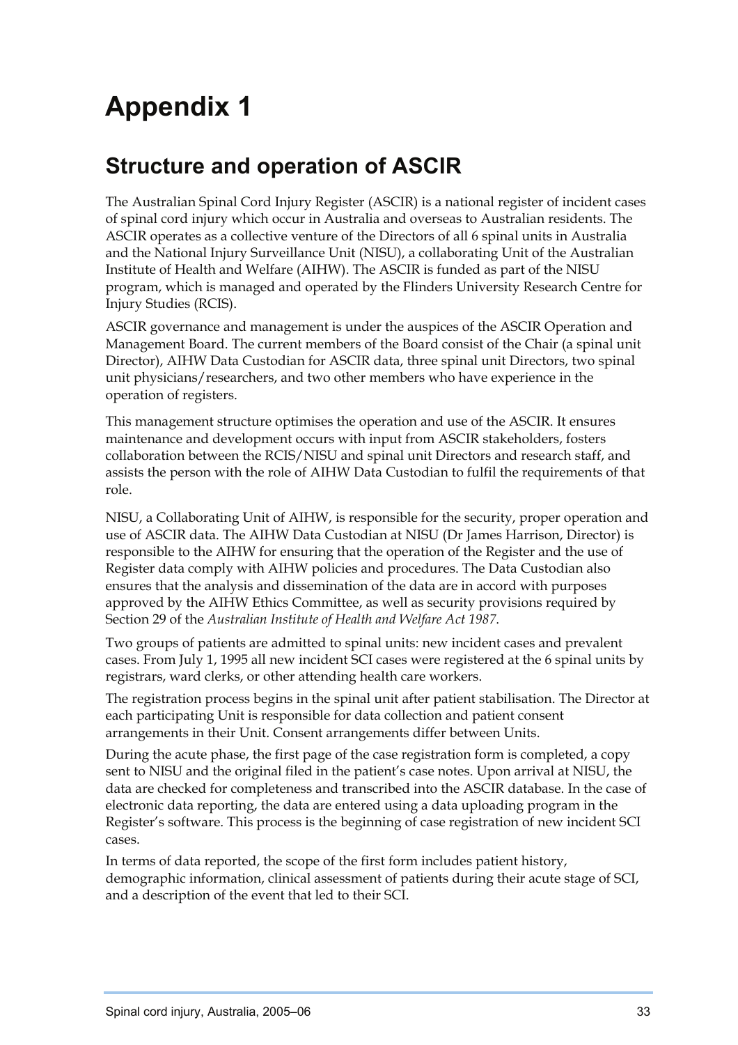# Appendix 1

## Structure and operation of ASCIR

The Australian Spinal Cord Injury Register (ASCIR) is a national register of incident cases of spinal cord injury which occur in Australia and overseas to Australian residents. The ASCIR operates as a collective venture of the Directors of all 6 spinal units in Australia and the National Injury Surveillance Unit (NISU), a collaborating Unit of the Australian Institute of Health and Welfare (AIHW). The ASCIR is funded as part of the NISU program, which is managed and operated by the Flinders University Research Centre for Injury Studies (RCIS).

ASCIR governance and management is under the auspices of the ASCIR Operation and Management Board. The current members of the Board consist of the Chair (a spinal unit Director), AIHW Data Custodian for ASCIR data, three spinal unit Directors, two spinal unit physicians/researchers, and two other members who have experience in the operation of registers.

This management structure optimises the operation and use of the ASCIR. It ensures maintenance and development occurs with input from ASCIR stakeholders, fosters collaboration between the RCIS/NISU and spinal unit Directors and research staff, and assists the person with the role of AIHW Data Custodian to fulfil the requirements of that role.

NISU, a Collaborating Unit of AIHW, is responsible for the security, proper operation and use of ASCIR data. The AIHW Data Custodian at NISU (Dr James Harrison, Director) is responsible to the AIHW for ensuring that the operation of the Register and the use of Register data comply with AIHW policies and procedures. The Data Custodian also ensures that the analysis and dissemination of the data are in accord with purposes approved by the AIHW Ethics Committee, as well as security provisions required by Section 29 of the *Australian Institute of Health and Welfare Act 1987*.

Two groups of patients are admitted to spinal units: new incident cases and prevalent cases. From July 1, 1995 all new incident SCI cases were registered at the 6 spinal units by registrars, ward clerks, or other attending health care workers.

The registration process begins in the spinal unit after patient stabilisation. The Director at each participating Unit is responsible for data collection and patient consent arrangements in their Unit. Consent arrangements differ between Units.

During the acute phase, the first page of the case registration form is completed, a copy sent to NISU and the original filed in the patient's case notes. Upon arrival at NISU, the data are checked for completeness and transcribed into the ASCIR database. In the case of electronic data reporting, the data are entered using a data uploading program in the Register's software. This process is the beginning of case registration of new incident SCI cases.

In terms of data reported, the scope of the first form includes patient history, demographic information, clinical assessment of patients during their acute stage of SCI, and a description of the event that led to their SCI.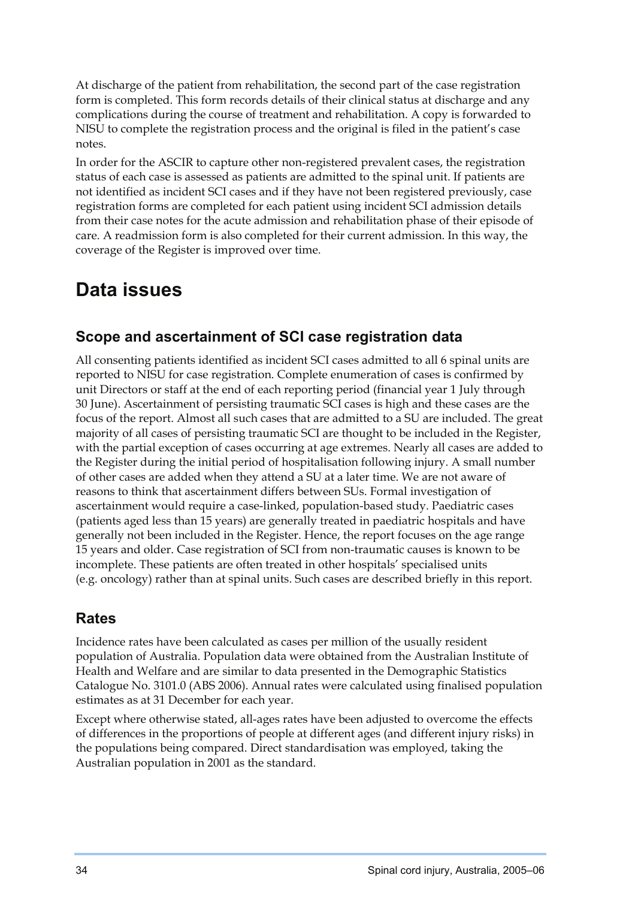At discharge of the patient from rehabilitation, the second part of the case registration form is completed. This form records details of their clinical status at discharge and any complications during the course of treatment and rehabilitation. A copy is forwarded to NISU to complete the registration process and the original is filed in the patient's case notes.

In order for the ASCIR to capture other non-registered prevalent cases, the registration status of each case is assessed as patients are admitted to the spinal unit. If patients are not identified as incident SCI cases and if they have not been registered previously, case registration forms are completed for each patient using incident SCI admission details from their case notes for the acute admission and rehabilitation phase of their episode of care. A readmission form is also completed for their current admission. In this way, the coverage of the Register is improved over time.

# Data issues

## Scope and ascertainment of SCI case registration data

All consenting patients identified as incident SCI cases admitted to all 6 spinal units are reported to NISU for case registration. Complete enumeration of cases is confirmed by unit Directors or staff at the end of each reporting period (financial year 1 July through 30 June). Ascertainment of persisting traumatic SCI cases is high and these cases are the focus of the report. Almost all such cases that are admitted to a SU are included. The great majority of all cases of persisting traumatic SCI are thought to be included in the Register, with the partial exception of cases occurring at age extremes. Nearly all cases are added to the Register during the initial period of hospitalisation following injury. A small number of other cases are added when they attend a SU at a later time. We are not aware of reasons to think that ascertainment differs between SUs. Formal investigation of ascertainment would require a case-linked, population-based study. Paediatric cases (patients aged less than 15 years) are generally treated in paediatric hospitals and have generally not been included in the Register. Hence, the report focuses on the age range 15 years and older. Case registration of SCI from non-traumatic causes is known to be incomplete. These patients are often treated in other hospitals' specialised units (e.g. oncology) rather than at spinal units. Such cases are described briefly in this report.

## Rates

Incidence rates have been calculated as cases per million of the usually resident population of Australia. Population data were obtained from the Australian Institute of Health and Welfare and are similar to data presented in the Demographic Statistics Catalogue No. 3101.0 (ABS 2006). Annual rates were calculated using finalised population estimates as at 31 December for each year.

Except where otherwise stated, all-ages rates have been adjusted to overcome the effects of differences in the proportions of people at different ages (and different injury risks) in the populations being compared. Direct standardisation was employed, taking the Australian population in 2001 as the standard.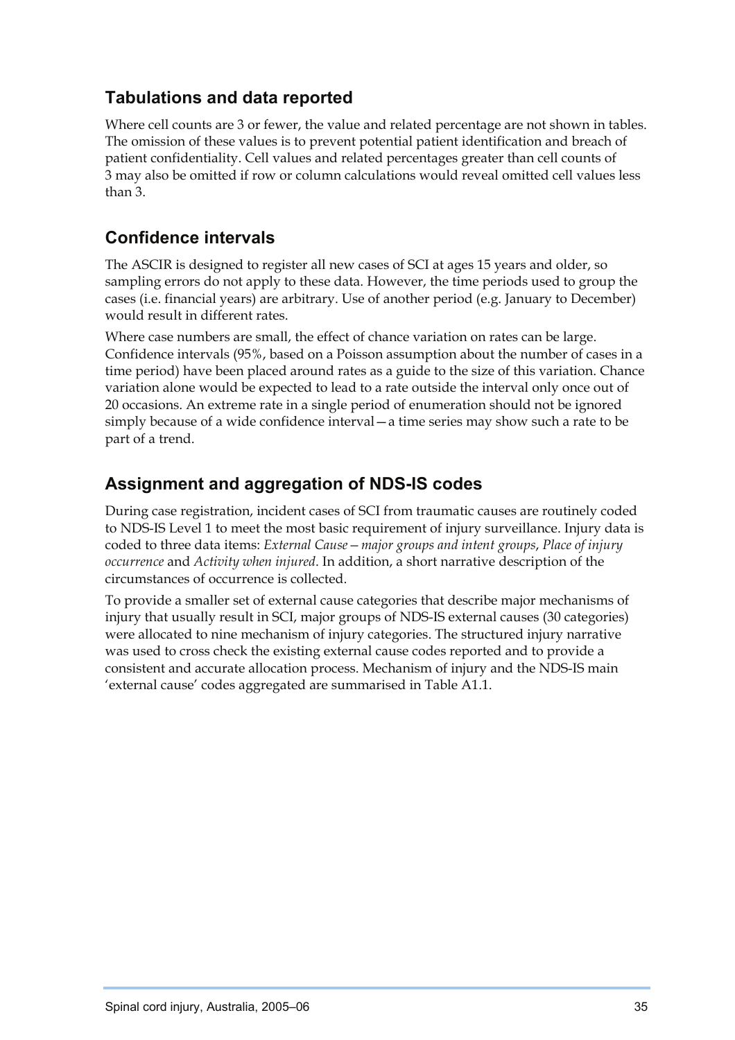## Tabulations and data reported

Where cell counts are 3 or fewer, the value and related percentage are not shown in tables. The omission of these values is to prevent potential patient identification and breach of patient confidentiality. Cell values and related percentages greater than cell counts of 3 may also be omitted if row or column calculations would reveal omitted cell values less than 3.

## Confidence intervals

The ASCIR is designed to register all new cases of SCI at ages 15 years and older, so sampling errors do not apply to these data. However, the time periods used to group the cases (i.e. financial years) are arbitrary. Use of another period (e.g. January to December) would result in different rates.

Where case numbers are small, the effect of chance variation on rates can be large. Confidence intervals (95%, based on a Poisson assumption about the number of cases in a time period) have been placed around rates as a guide to the size of this variation. Chance variation alone would be expected to lead to a rate outside the interval only once out of 20 occasions. An extreme rate in a single period of enumeration should not be ignored simply because of a wide confidence interval—a time series may show such a rate to be part of a trend.

## Assignment and aggregation of NDS-IS codes

During case registration, incident cases of SCI from traumatic causes are routinely coded to NDS-IS Level 1 to meet the most basic requirement of injury surveillance. Injury data is coded to three data items: *External Cause—major groups and intent groups*, *Place of injury occurrence* and *Activity when injured*. In addition, a short narrative description of the circumstances of occurrence is collected.

To provide a smaller set of external cause categories that describe major mechanisms of injury that usually result in SCI, major groups of NDS-IS external causes (30 categories) were allocated to nine mechanism of injury categories. The structured injury narrative was used to cross check the existing external cause codes reported and to provide a consistent and accurate allocation process. Mechanism of injury and the NDS-IS main 'external cause' codes aggregated are summarised in Table A1.1.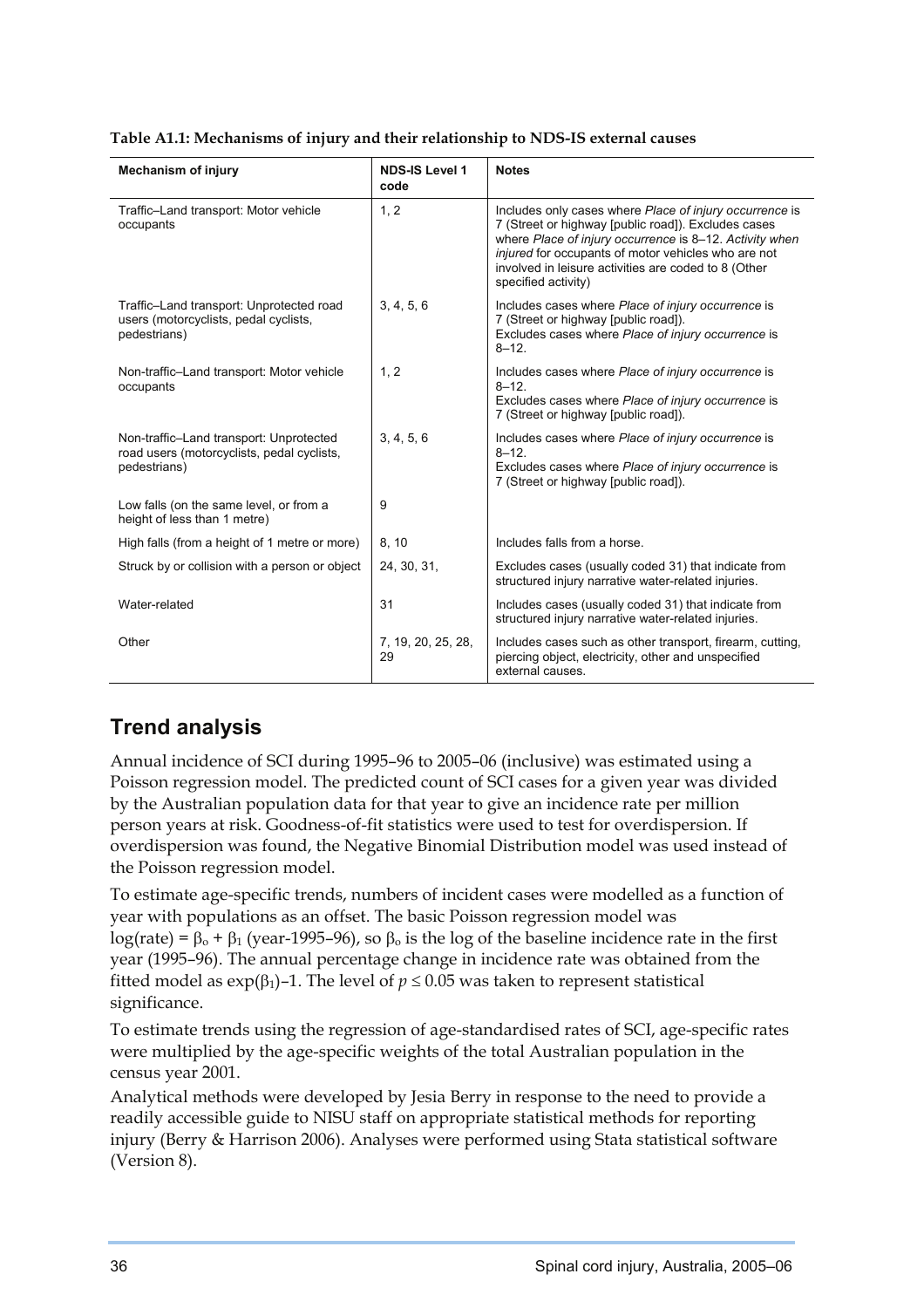**Table A1.1: Mechanisms of injury and their relationship to NDS-IS external causes**

| Mechanism of injury | NDS-IS Level 1 code | Notes |
| --- | --- | --- |
| Traffic–Land transport: Motor vehicle occupants | 1, 2 | Includes only cases where *Place of injury occurrence* is 7 (Street or highway [public road]). Excludes cases where *Place of injury occurrence* is 8–12. *Activity when injured* for occupants of motor vehicles who are not involved in leisure activities are coded to 8 (Other specified activity) |
| Traffic–Land transport: Unprotected road users (motorcyclists, pedal cyclists, pedestrians) | 3, 4, 5, 6 | Includes cases where *Place of injury occurrence* is 7 (Street or highway [public road]). Excludes cases where *Place of injury occurrence* is 8–12. |
| Non-traffic–Land transport: Motor vehicle occupants | 1, 2 | Includes cases where *Place of injury occurrence* is 8–12. Excludes cases where *Place of injury occurrence* is 7 (Street or highway [public road]). |
| Non-traffic–Land transport: Unprotected road users (motorcyclists, pedal cyclists, pedestrians) | 3, 4, 5, 6 | Includes cases where *Place of injury occurrence* is 8–12. Excludes cases where *Place of injury occurrence* is 7 (Street or highway [public road]). |
| Low falls (on the same level, or from a height of less than 1 metre) | 9 | |
| High falls (from a height of 1 metre or more) | 8, 10 | Includes falls from a horse. |
| Struck by or collision with a person or object | 24, 30, 31, | Excludes cases (usually coded 31) that indicate from structured injury narrative water-related injuries. |
| Water-related | 31 | Includes cases (usually coded 31) that indicate from structured injury narrative water-related injuries. |
| Other | 7, 19, 20, 25, 28, 29 | Includes cases such as other transport, firearm, cutting, piercing object, electricity, other and unspecified external causes. |

## Trend analysis

Annual incidence of SCI during 1995–96 to 2005–06 (inclusive) was estimated using a Poisson regression model. The predicted count of SCI cases for a given year was divided by the Australian population data for that year to give an incidence rate per million person years at risk. Goodness-of-fit statistics were used to test for overdispersion. If overdispersion was found, the Negative Binomial Distribution model was used instead of the Poisson regression model.

To estimate age-specific trends, numbers of incident cases were modelled as a function of year with populations as an offset. The basic Poisson regression model was $\log(\text{rate}) = \beta_o + \beta_1$ (year-1995–96), so $\beta_o$ is the log of the baseline incidence rate in the first year (1995–96). The annual percentage change in incidence rate was obtained from the fitted model as $\exp(\beta_1)-1$. The level of $p \leq 0.05$ was taken to represent statistical significance.

To estimate trends using the regression of age-standardised rates of SCI, age-specific rates were multiplied by the age-specific weights of the total Australian population in the census year 2001.

Analytical methods were developed by Jesia Berry in response to the need to provide a readily accessible guide to NISU staff on appropriate statistical methods for reporting injury (Berry & Harrison 2006). Analyses were performed using Stata statistical software (Version 8).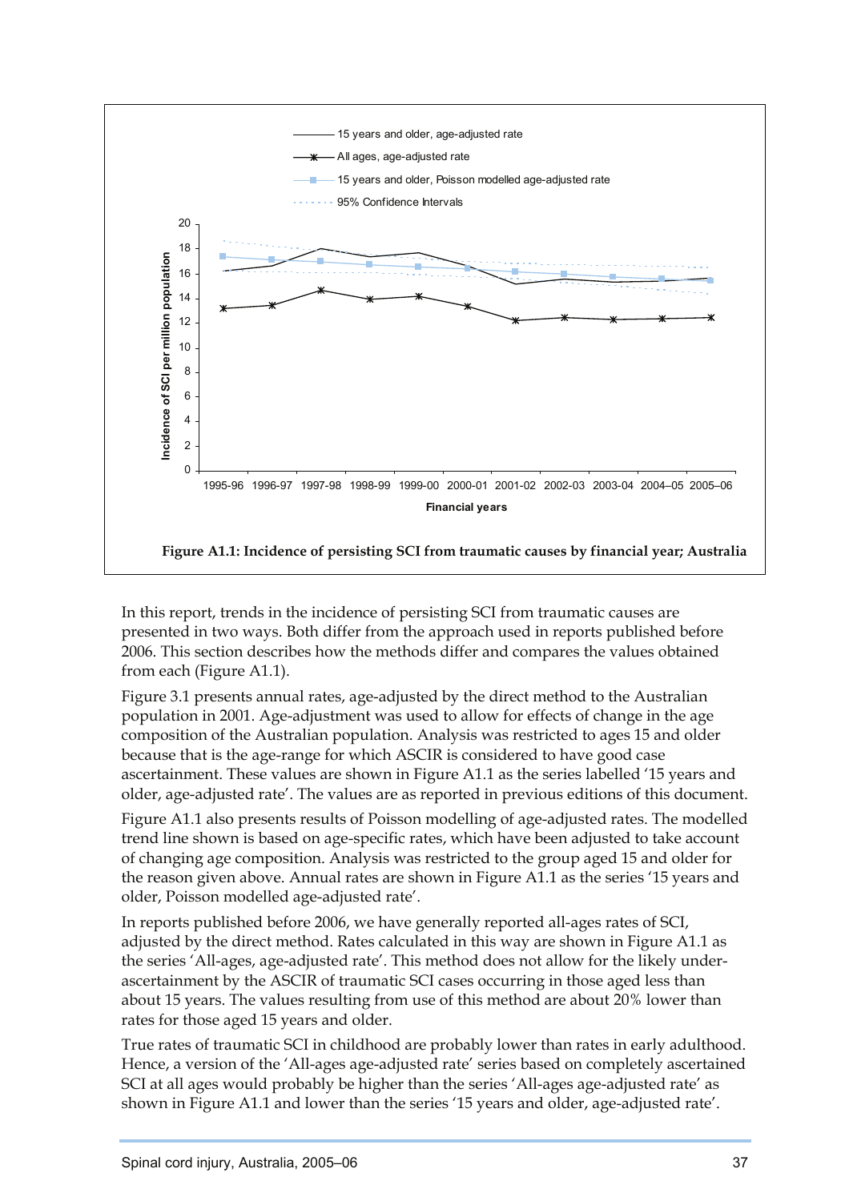**Figure A1.1: Incidence of persisting SCI from traumatic causes by financial year; Australia**

In this report, trends in the incidence of persisting SCI from traumatic causes are presented in two ways. Both differ from the approach used in reports published before 2006. This section describes how the methods differ and compares the values obtained from each (Figure A1.1).

Figure 3.1 presents annual rates, age-adjusted by the direct method to the Australian population in 2001. Age-adjustment was used to allow for effects of change in the age composition of the Australian population. Analysis was restricted to ages 15 and older because that is the age-range for which ASCIR is considered to have good case ascertainment. These values are shown in Figure A1.1 as the series labelled '15 years and older, age-adjusted rate'. The values are as reported in previous editions of this document.

Figure A1.1 also presents results of Poisson modelling of age-adjusted rates. The modelled trend line shown is based on age-specific rates, which have been adjusted to take account of changing age composition. Analysis was restricted to the group aged 15 and older for the reason given above. Annual rates are shown in Figure A1.1 as the series '15 years and older, Poisson modelled age-adjusted rate'.

In reports published before 2006, we have generally reported all-ages rates of SCI, adjusted by the direct method. Rates calculated in this way are shown in Figure A1.1 as the series 'All-ages, age-adjusted rate'. This method does not allow for the likely under-ascertainment by the ASCIR of traumatic SCI cases occurring in those aged less than about 15 years. The values resulting from use of this method are about 20% lower than rates for those aged 15 years and older.

True rates of traumatic SCI in childhood are probably lower than rates in early adulthood. Hence, a version of the 'All-ages age-adjusted rate' series based on completely ascertained SCI at all ages would probably be higher than the series 'All-ages age-adjusted rate' as shown in Figure A1.1 and lower than the series '15 years and older, age-adjusted rate'.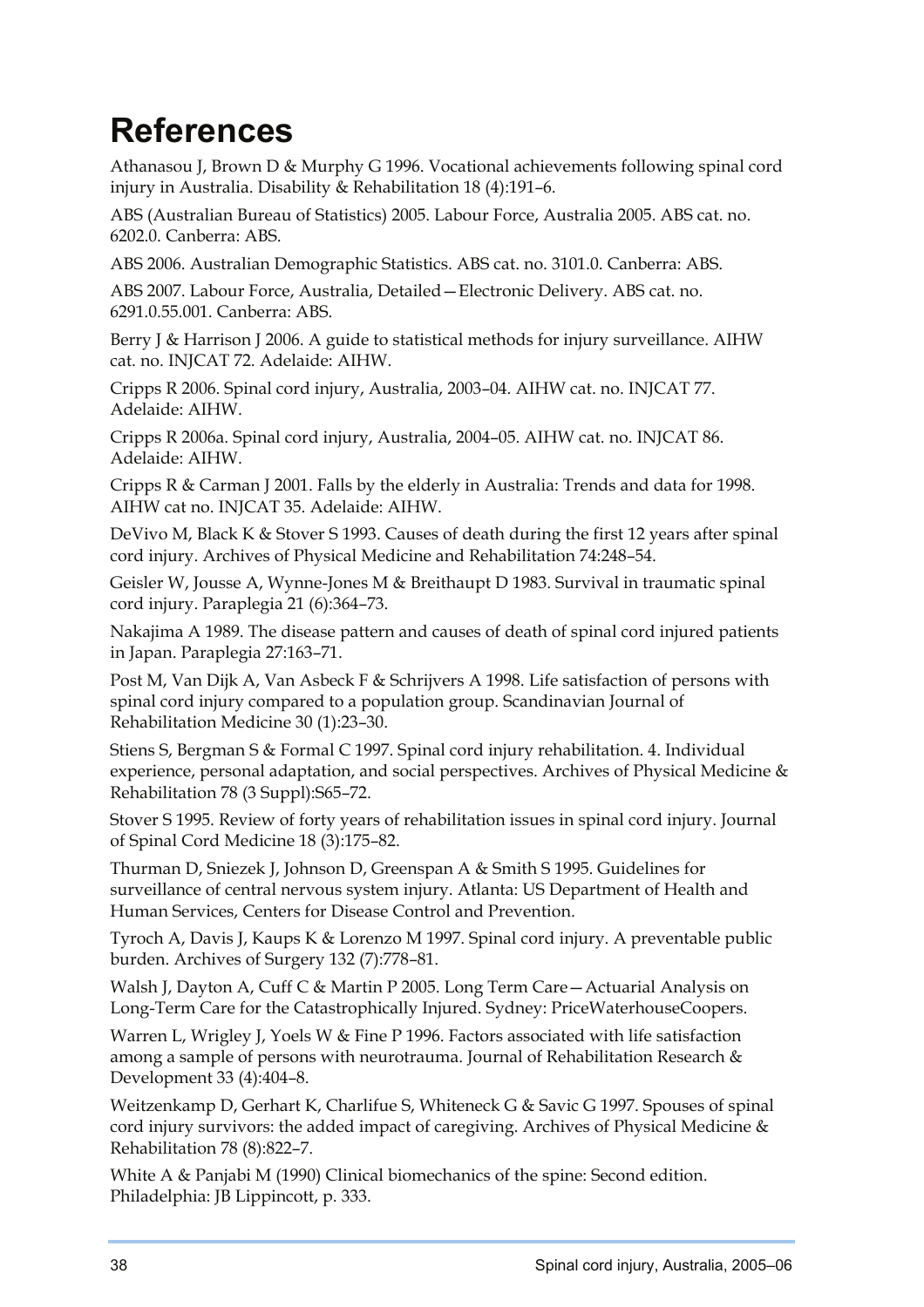# References

Athanasou J, Brown D & Murphy G 1996. Vocational achievements following spinal cord injury in Australia. Disability & Rehabilitation 18 (4):191–6.

ABS (Australian Bureau of Statistics) 2005. Labour Force, Australia 2005. ABS cat. no. 6202.0. Canberra: ABS.

ABS 2006. Australian Demographic Statistics. ABS cat. no. 3101.0. Canberra: ABS.

ABS 2007. Labour Force, Australia, Detailed—Electronic Delivery. ABS cat. no. 6291.0.55.001. Canberra: ABS.

Berry J & Harrison J 2006. A guide to statistical methods for injury surveillance. AIHW cat. no. INJCAT 72. Adelaide: AIHW.

Cripps R 2006. Spinal cord injury, Australia, 2003–04. AIHW cat. no. INJCAT 77. Adelaide: AIHW.

Cripps R 2006a. Spinal cord injury, Australia, 2004–05. AIHW cat. no. INJCAT 86. Adelaide: AIHW.

Cripps R & Carman J 2001. Falls by the elderly in Australia: Trends and data for 1998. AIHW cat no. INJCAT 35. Adelaide: AIHW.

DeVivo M, Black K & Stover S 1993. Causes of death during the first 12 years after spinal cord injury. Archives of Physical Medicine and Rehabilitation 74:248–54.

Geisler W, Jousse A, Wynne-Jones M & Breithaupt D 1983. Survival in traumatic spinal cord injury. Paraplegia 21 (6):364–73.

Nakajima A 1989. The disease pattern and causes of death of spinal cord injured patients in Japan. Paraplegia 27:163–71.

Post M, Van Dijk A, Van Asbeck F & Schrijvers A 1998. Life satisfaction of persons with spinal cord injury compared to a population group. Scandinavian Journal of Rehabilitation Medicine 30 (1):23–30.

Stiens S, Bergman S & Formal C 1997. Spinal cord injury rehabilitation. 4. Individual experience, personal adaptation, and social perspectives. Archives of Physical Medicine & Rehabilitation 78 (3 Suppl):S65–72.

Stover S 1995. Review of forty years of rehabilitation issues in spinal cord injury. Journal of Spinal Cord Medicine 18 (3):175–82.

Thurman D, Sniezek J, Johnson D, Greenspan A & Smith S 1995. Guidelines for surveillance of central nervous system injury. Atlanta: US Department of Health and Human Services, Centers for Disease Control and Prevention.

Tyroch A, Davis J, Kaups K & Lorenzo M 1997. Spinal cord injury. A preventable public burden. Archives of Surgery 132 (7):778–81.

Walsh J, Dayton A, Cuff C & Martin P 2005. Long Term Care—Actuarial Analysis on Long-Term Care for the Catastrophically Injured. Sydney: PriceWaterhouseCoopers.

Warren L, Wrigley J, Yoels W & Fine P 1996. Factors associated with life satisfaction among a sample of persons with neurotrauma. Journal of Rehabilitation Research & Development 33 (4):404–8.

Weitzenkamp D, Gerhart K, Charlifue S, Whiteneck G & Savic G 1997. Spouses of spinal cord injury survivors: the added impact of caregiving. Archives of Physical Medicine & Rehabilitation 78 (8):822–7.

White A & Panjabi M (1990) Clinical biomechanics of the spine: Second edition. Philadelphia: JB Lippincott, p. 333.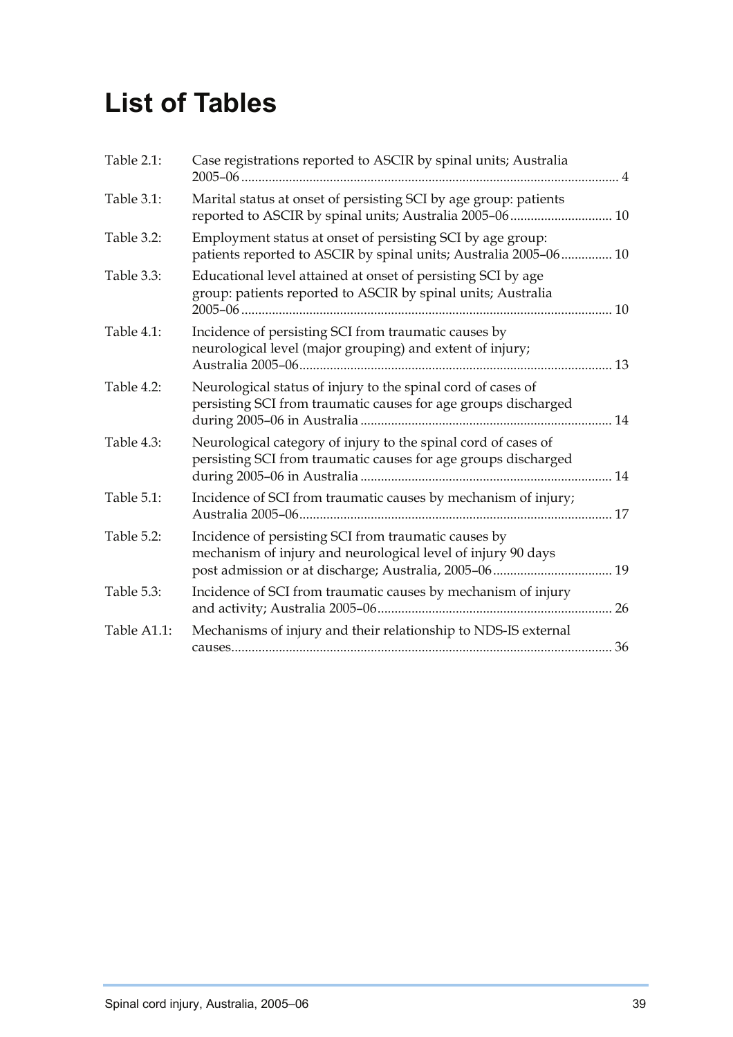# List of Tables

| | | |
|---|---|---|
| Table 2.1: | Case registrations reported to ASCIR by spinal units; Australia 2005–06 | 4 |
| Table 3.1: | Marital status at onset of persisting SCI by age group: patients reported to ASCIR by spinal units; Australia 2005–06 | 10 |
| Table 3.2: | Employment status at onset of persisting SCI by age group: patients reported to ASCIR by spinal units; Australia 2005–06 | 10 |
| Table 3.3: | Educational level attained at onset of persisting SCI by age group: patients reported to ASCIR by spinal units; Australia 2005–06 | 10 |
| Table 4.1: | Incidence of persisting SCI from traumatic causes by neurological level (major grouping) and extent of injury; Australia 2005–06 | 13 |
| Table 4.2: | Neurological status of injury to the spinal cord of cases of persisting SCI from traumatic causes for age groups discharged during 2005–06 in Australia | 14 |
| Table 4.3: | Neurological category of injury to the spinal cord of cases of persisting SCI from traumatic causes for age groups discharged during 2005–06 in Australia | 14 |
| Table 5.1: | Incidence of SCI from traumatic causes by mechanism of injury; Australia 2005–06 | 17 |
| Table 5.2: | Incidence of persisting SCI from traumatic causes by mechanism of injury and neurological level of injury 90 days post admission or at discharge; Australia, 2005–06 | 19 |
| Table 5.3: | Incidence of SCI from traumatic causes by mechanism of injury and activity; Australia 2005–06 | 26 |
| Table A1.1: | Mechanisms of injury and their relationship to NDS-IS external causes | 36 |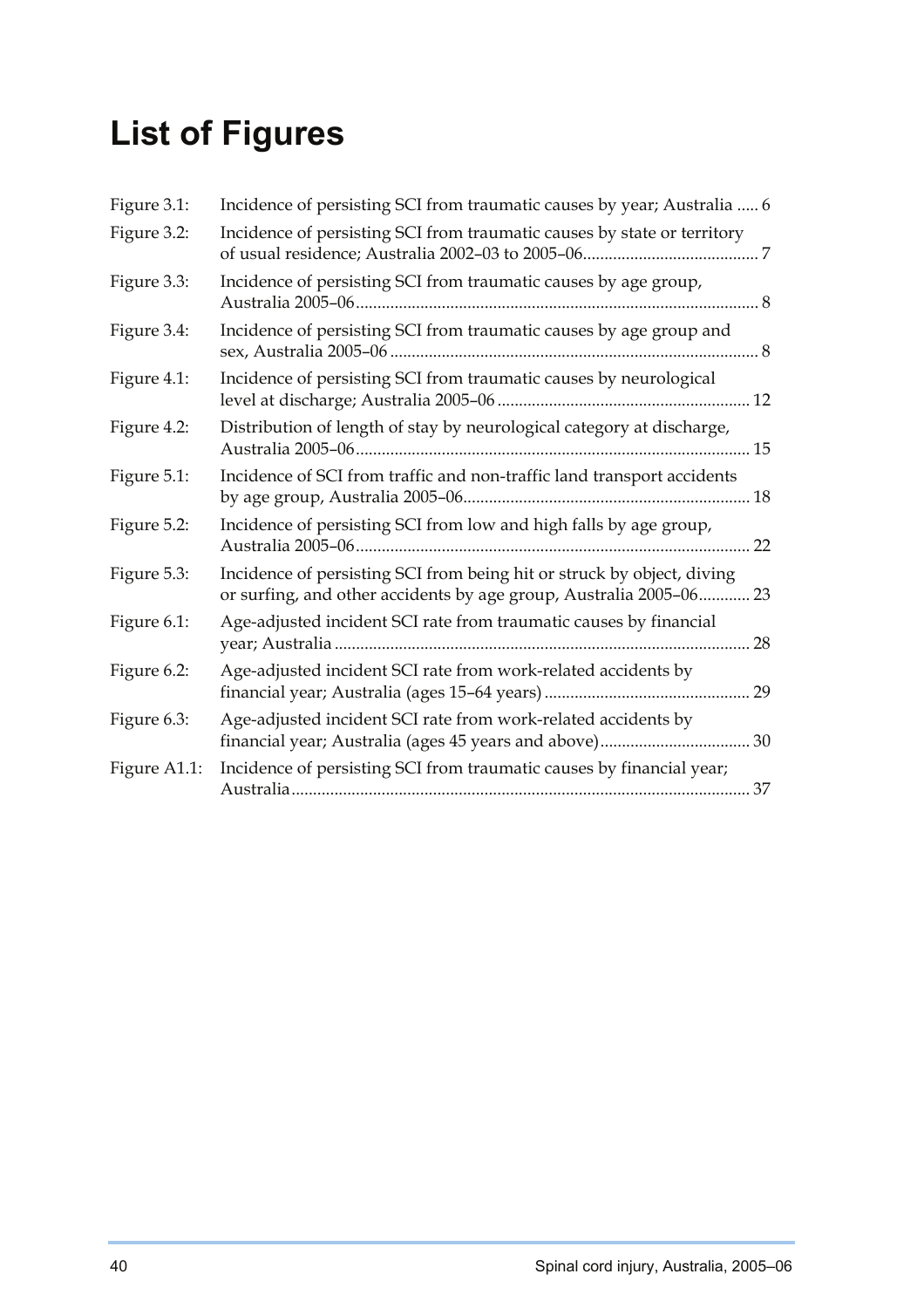# List of Figures

Figure 3.1: Incidence of persisting SCI from traumatic causes by year; Australia ..... 6

Figure 3.2: Incidence of persisting SCI from traumatic causes by state or territory of usual residence; Australia 2002–03 to 2005–06......................................... 7

Figure 3.3: Incidence of persisting SCI from traumatic causes by age group, Australia 2005–06............................................................................................ 8

Figure 3.4: Incidence of persisting SCI from traumatic causes by age group and sex, Australia 2005–06 ..................................................................................... 8

Figure 4.1: Incidence of persisting SCI from traumatic causes by neurological level at discharge; Australia 2005–06 .......................................................... 12

Figure 4.2: Distribution of length of stay by neurological category at discharge, Australia 2005–06........................................................................................... 15

Figure 5.1: Incidence of SCI from traffic and non-traffic land transport accidents by age group, Australia 2005–06.................................................................. 18

Figure 5.2: Incidence of persisting SCI from low and high falls by age group, Australia 2005–06........................................................................................... 22

Figure 5.3: Incidence of persisting SCI from being hit or struck by object, diving or surfing, and other accidents by age group, Australia 2005–06............ 23

Figure 6.1: Age-adjusted incident SCI rate from traumatic causes by financial year; Australia ................................................................................................ 28

Figure 6.2: Age-adjusted incident SCI rate from work-related accidents by financial year; Australia (ages 15–64 years) ................................................ 29

Figure 6.3: Age-adjusted incident SCI rate from work-related accidents by financial year; Australia (ages 45 years and above)................................... 30

Figure A1.1: Incidence of persisting SCI from traumatic causes by financial year; Australia.......................................................................................................... 37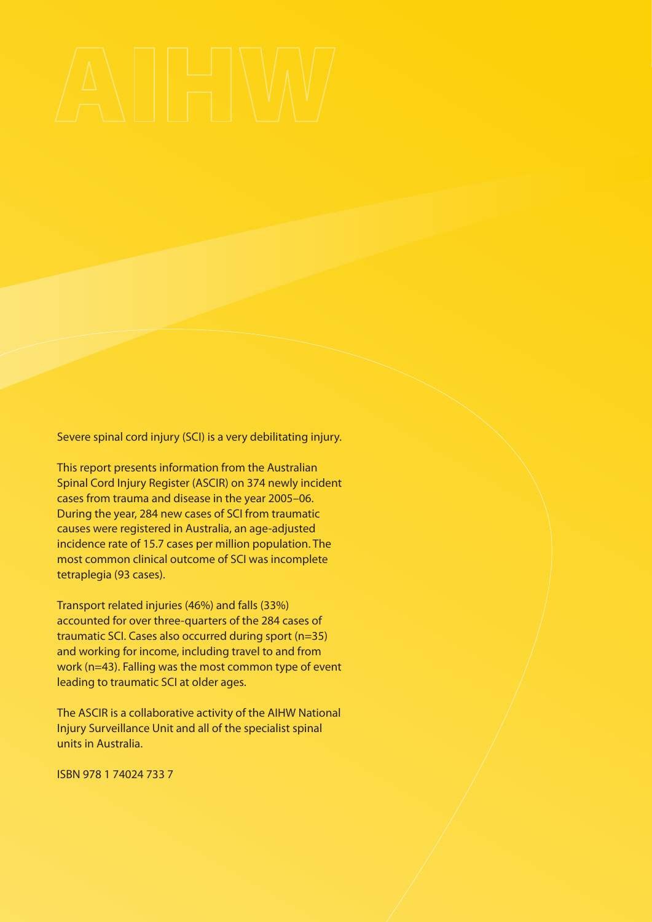AIHW

Severe spinal cord injury (SCI) is a very debilitating injury.

This report presents information from the Australian Spinal Cord Injury Register (ASCIR) on 374 newly incident cases from trauma and disease in the year 2005–06. During the year, 284 new cases of SCI from traumatic causes were registered in Australia, an age-adjusted incidence rate of 15.7 cases per million population. The most common clinical outcome of SCI was incomplete tetraplegia (93 cases).

Transport related injuries (46%) and falls (33%) accounted for over three-quarters of the 284 cases of traumatic SCI. Cases also occurred during sport (n=35) and working for income, including travel to and from work (n=43). Falling was the most common type of event leading to traumatic SCI at older ages.

The ASCIR is a collaborative activity of the AIHW National Injury Surveillance Unit and all of the specialist spinal units in Australia.

ISBN 978 1 74024 733 7